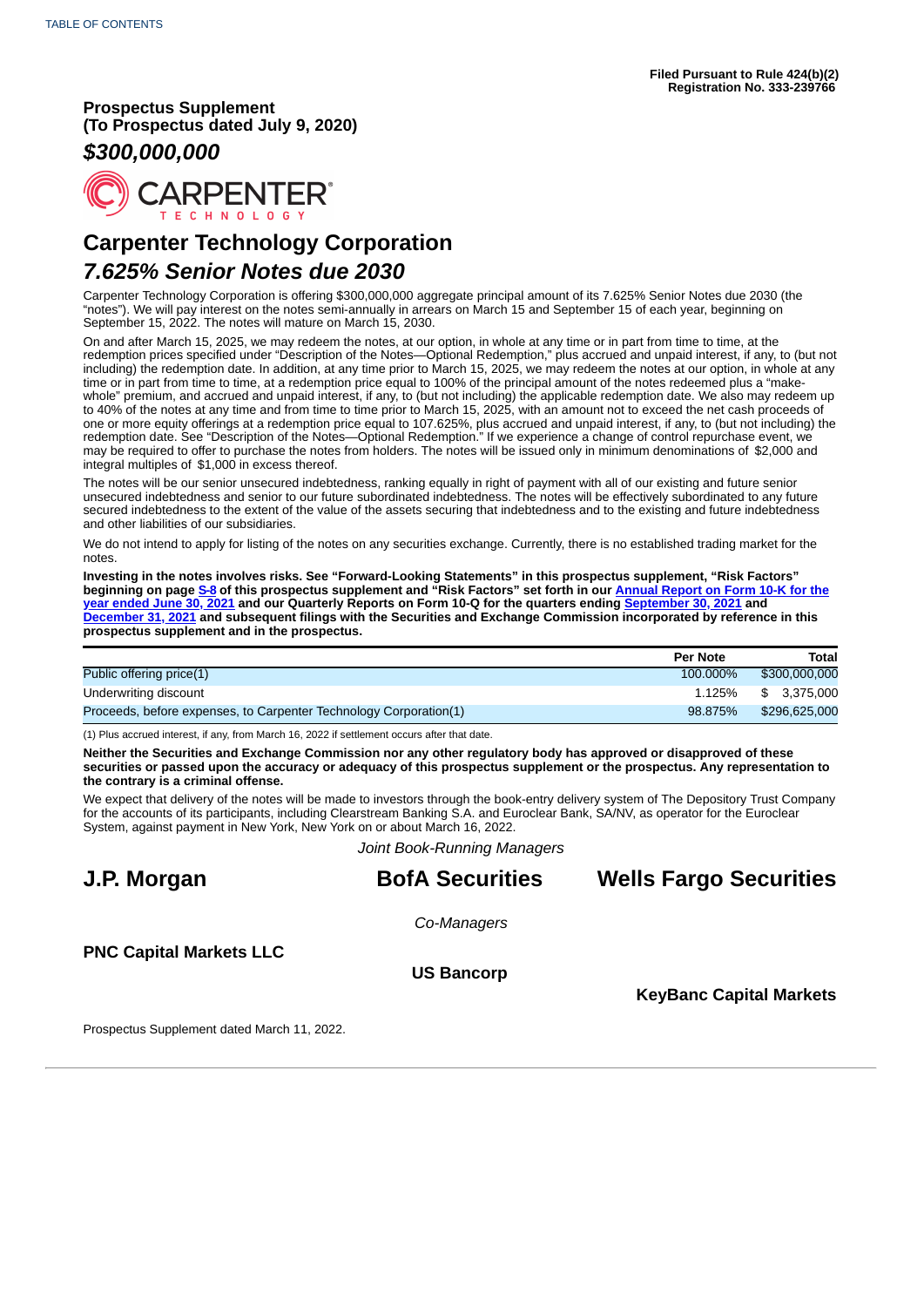TABLE OF CONTENTS

**Filed Pursuant to Rule 424(b)(2)**
**Registration No. 333-239766**

**Prospectus Supplement**
**(To Prospectus dated July 9, 2020)**

***$300,000,000***

CARPENTER TECHNOLOGY

# Carpenter Technology Corporation

## *7.625% Senior Notes due 2030*

Carpenter Technology Corporation is offering $300,000,000 aggregate principal amount of its 7.625% Senior Notes due 2030 (the "notes"). We will pay interest on the notes semi-annually in arrears on March 15 and September 15 of each year, beginning on September 15, 2022. The notes will mature on March 15, 2030.

On and after March 15, 2025, we may redeem the notes, at our option, in whole at any time or in part from time to time, at the redemption prices specified under "Description of the Notes—Optional Redemption," plus accrued and unpaid interest, if any, to (but not including) the redemption date. In addition, at any time prior to March 15, 2025, we may redeem the notes at our option, in whole at any time or in part from time to time, at a redemption price equal to 100% of the principal amount of the notes redeemed plus a "make-whole" premium, and accrued and unpaid interest, if any, to (but not including) the applicable redemption date. We also may redeem up to 40% of the notes at any time and from time to time prior to March 15, 2025, with an amount not to exceed the net cash proceeds of one or more equity offerings at a redemption price equal to 107.625%, plus accrued and unpaid interest, if any, to (but not including) the redemption date. See "Description of the Notes—Optional Redemption." If we experience a change of control repurchase event, we may be required to offer to purchase the notes from holders. The notes will be issued only in minimum denominations of $2,000 and integral multiples of $1,000 in excess thereof.

The notes will be our senior unsecured indebtedness, ranking equally in right of payment with all of our existing and future senior unsecured indebtedness and senior to our future subordinated indebtedness. The notes will be effectively subordinated to any future secured indebtedness to the extent of the value of the assets securing that indebtedness and to the existing and future indebtedness and other liabilities of our subsidiaries.

We do not intend to apply for listing of the notes on any securities exchange. Currently, there is no established trading market for the notes.

**Investing in the notes involves risks. See "Forward-Looking Statements" in this prospectus supplement, "Risk Factors" beginning on page S-8 of this prospectus supplement and "Risk Factors" set forth in our Annual Report on Form 10-K for the year ended June 30, 2021 and our Quarterly Reports on Form 10-Q for the quarters ending September 30, 2021 and December 31, 2021 and subsequent filings with the Securities and Exchange Commission incorporated by reference in this prospectus supplement and in the prospectus.**

| | Per Note | Total |
|---|---|---|
| Public offering price(1) | 100.000% | $300,000,000 |
| Underwriting discount | 1.125% | $ 3,375,000 |
| Proceeds, before expenses, to Carpenter Technology Corporation(1) | 98.875% | $296,625,000 |

(1) Plus accrued interest, if any, from March 16, 2022 if settlement occurs after that date.

**Neither the Securities and Exchange Commission nor any other regulatory body has approved or disapproved of these securities or passed upon the accuracy or adequacy of this prospectus supplement or the prospectus. Any representation to the contrary is a criminal offense.**

We expect that delivery of the notes will be made to investors through the book-entry delivery system of The Depository Trust Company for the accounts of its participants, including Clearstream Banking S.A. and Euroclear Bank, SA/NV, as operator for the Euroclear System, against payment in New York, New York on or about March 16, 2022.

*Joint Book-Running Managers*

**J.P. Morgan** **BofA Securities** **Wells Fargo Securities**

*Co-Managers*

**PNC Capital Markets LLC**

**US Bancorp**

**KeyBanc Capital Markets**

Prospectus Supplement dated March 11, 2022.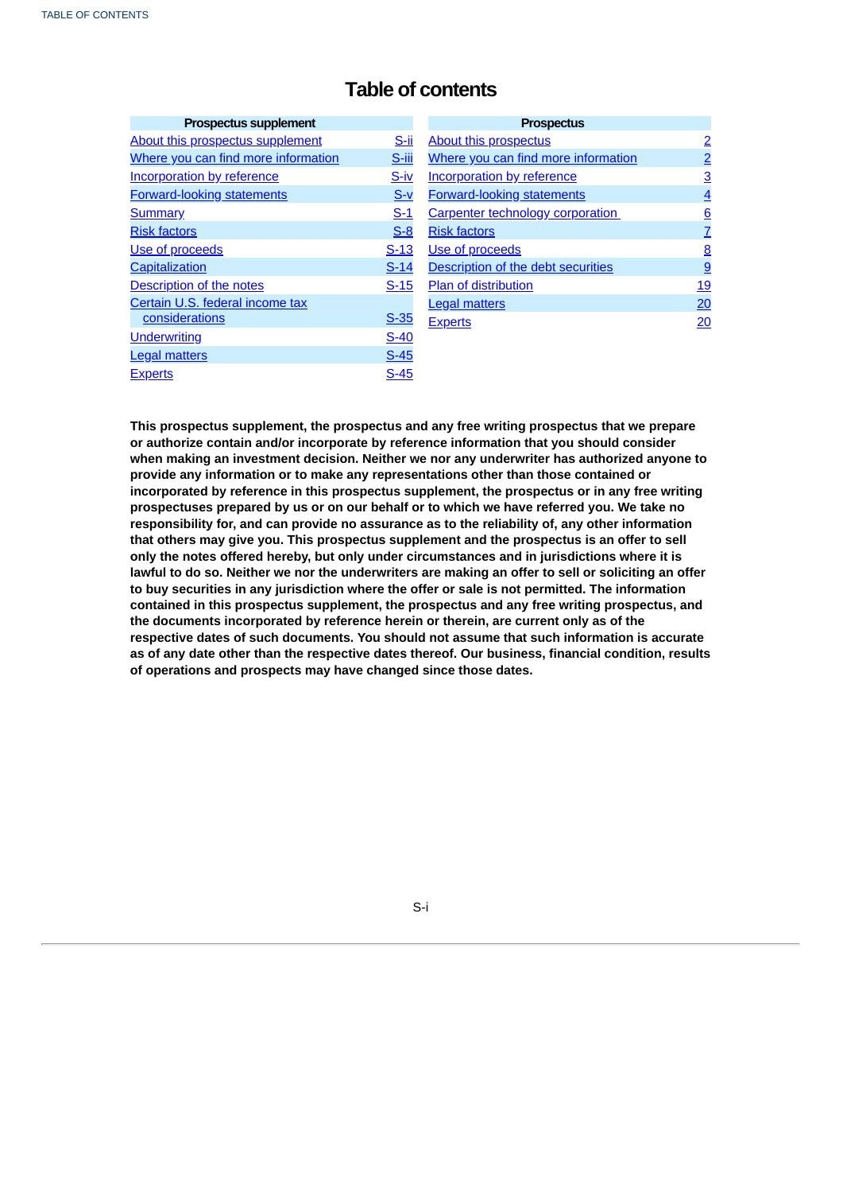# Table of contents

| Prospectus supplement | |
|---|---|
| About this prospectus supplement | S-ii |
| Where you can find more information | S-iii |
| Incorporation by reference | S-iv |
| Forward-looking statements | S-v |
| Summary | S-1 |
| Risk factors | S-8 |
| Use of proceeds | S-13 |
| Capitalization | S-14 |
| Description of the notes | S-15 |
| Certain U.S. federal income tax considerations | S-35 |
| Underwriting | S-40 |
| Legal matters | S-45 |
| Experts | S-45 |

| Prospectus | |
|---|---|
| About this prospectus | 2 |
| Where you can find more information | 2 |
| Incorporation by reference | 3 |
| Forward-looking statements | 4 |
| Carpenter technology corporation | 6 |
| Risk factors | 7 |
| Use of proceeds | 8 |
| Description of the debt securities | 9 |
| Plan of distribution | 19 |
| Legal matters | 20 |
| Experts | 20 |

**This prospectus supplement, the prospectus and any free writing prospectus that we prepare or authorize contain and/or incorporate by reference information that you should consider when making an investment decision. Neither we nor any underwriter has authorized anyone to provide any information or to make any representations other than those contained or incorporated by reference in this prospectus supplement, the prospectus or in any free writing prospectuses prepared by us or on our behalf or to which we have referred you. We take no responsibility for, and can provide no assurance as to the reliability of, any other information that others may give you. This prospectus supplement and the prospectus is an offer to sell only the notes offered hereby, but only under circumstances and in jurisdictions where it is lawful to do so. Neither we nor the underwriters are making an offer to sell or soliciting an offer to buy securities in any jurisdiction where the offer or sale is not permitted. The information contained in this prospectus supplement, the prospectus and any free writing prospectus, and the documents incorporated by reference herein or therein, are current only as of the respective dates of such documents. You should not assume that such information is accurate as of any date other than the respective dates thereof. Our business, financial condition, results of operations and prospects may have changed since those dates.**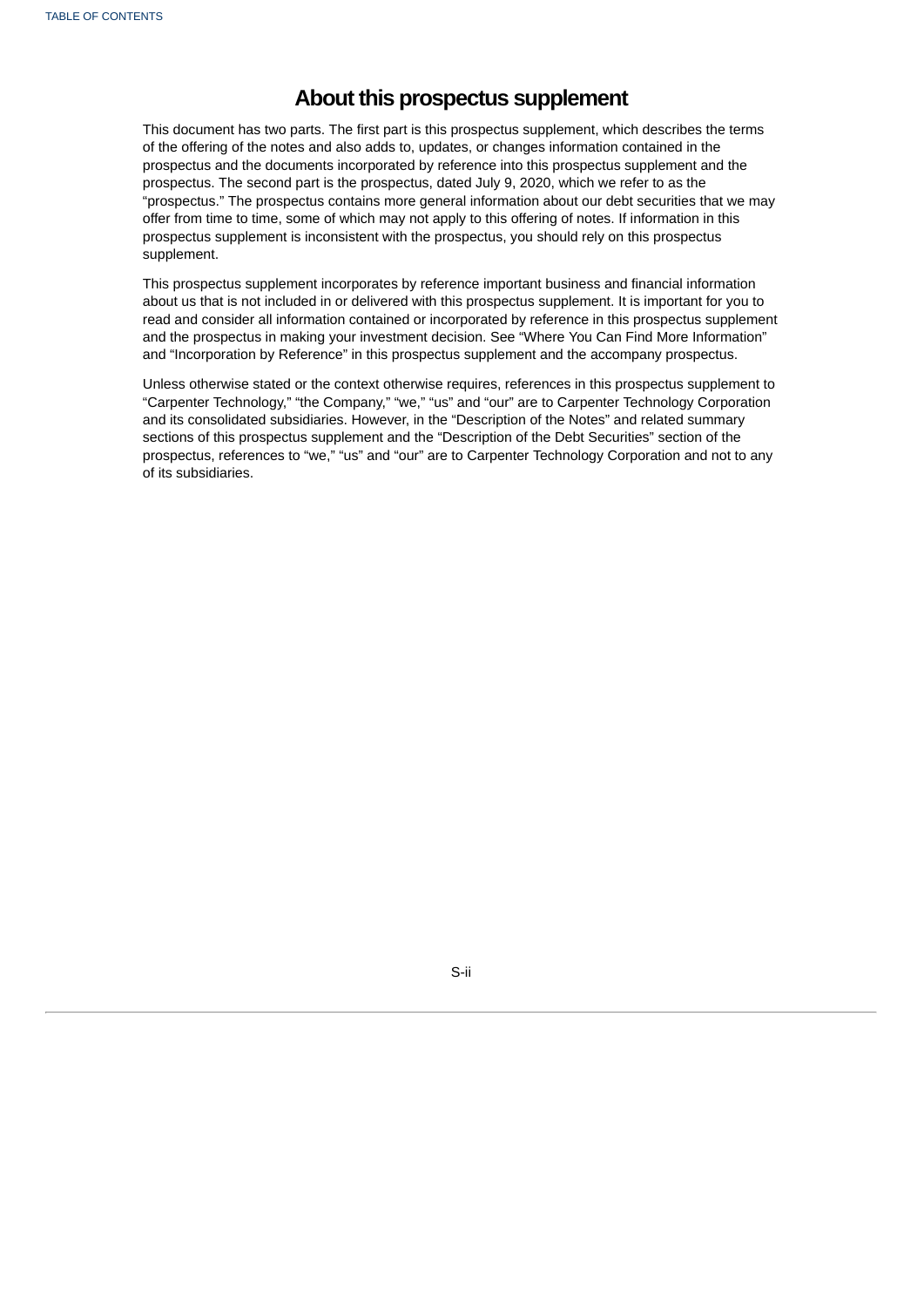# About this prospectus supplement

This document has two parts. The first part is this prospectus supplement, which describes the terms of the offering of the notes and also adds to, updates, or changes information contained in the prospectus and the documents incorporated by reference into this prospectus supplement and the prospectus. The second part is the prospectus, dated July 9, 2020, which we refer to as the "prospectus." The prospectus contains more general information about our debt securities that we may offer from time to time, some of which may not apply to this offering of notes. If information in this prospectus supplement is inconsistent with the prospectus, you should rely on this prospectus supplement.

This prospectus supplement incorporates by reference important business and financial information about us that is not included in or delivered with this prospectus supplement. It is important for you to read and consider all information contained or incorporated by reference in this prospectus supplement and the prospectus in making your investment decision. See "Where You Can Find More Information" and "Incorporation by Reference" in this prospectus supplement and the accompany prospectus.

Unless otherwise stated or the context otherwise requires, references in this prospectus supplement to "Carpenter Technology," "the Company," "we," "us" and "our" are to Carpenter Technology Corporation and its consolidated subsidiaries. However, in the "Description of the Notes" and related summary sections of this prospectus supplement and the "Description of the Debt Securities" section of the prospectus, references to "we," "us" and "our" are to Carpenter Technology Corporation and not to any of its subsidiaries.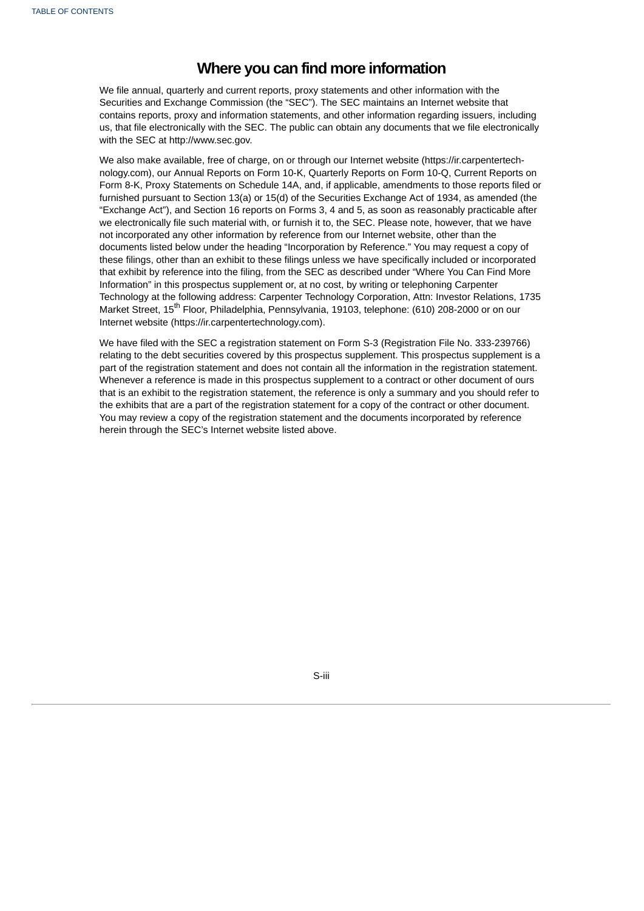# Where you can find more information

We file annual, quarterly and current reports, proxy statements and other information with the Securities and Exchange Commission (the "SEC"). The SEC maintains an Internet website that contains reports, proxy and information statements, and other information regarding issuers, including us, that file electronically with the SEC. The public can obtain any documents that we file electronically with the SEC at http://www.sec.gov.

We also make available, free of charge, on or through our Internet website (https://ir.carpentertechnology.com), our Annual Reports on Form 10-K, Quarterly Reports on Form 10-Q, Current Reports on Form 8-K, Proxy Statements on Schedule 14A, and, if applicable, amendments to those reports filed or furnished pursuant to Section 13(a) or 15(d) of the Securities Exchange Act of 1934, as amended (the "Exchange Act"), and Section 16 reports on Forms 3, 4 and 5, as soon as reasonably practicable after we electronically file such material with, or furnish it to, the SEC. Please note, however, that we have not incorporated any other information by reference from our Internet website, other than the documents listed below under the heading "Incorporation by Reference." You may request a copy of these filings, other than an exhibit to these filings unless we have specifically included or incorporated that exhibit by reference into the filing, from the SEC as described under "Where You Can Find More Information" in this prospectus supplement or, at no cost, by writing or telephoning Carpenter Technology at the following address: Carpenter Technology Corporation, Attn: Investor Relations, 1735 Market Street, 15th Floor, Philadelphia, Pennsylvania, 19103, telephone: (610) 208-2000 or on our Internet website (https://ir.carpentertechnology.com).

We have filed with the SEC a registration statement on Form S-3 (Registration File No. 333-239766) relating to the debt securities covered by this prospectus supplement. This prospectus supplement is a part of the registration statement and does not contain all the information in the registration statement. Whenever a reference is made in this prospectus supplement to a contract or other document of ours that is an exhibit to the registration statement, the reference is only a summary and you should refer to the exhibits that are a part of the registration statement for a copy of the contract or other document. You may review a copy of the registration statement and the documents incorporated by reference herein through the SEC's Internet website listed above.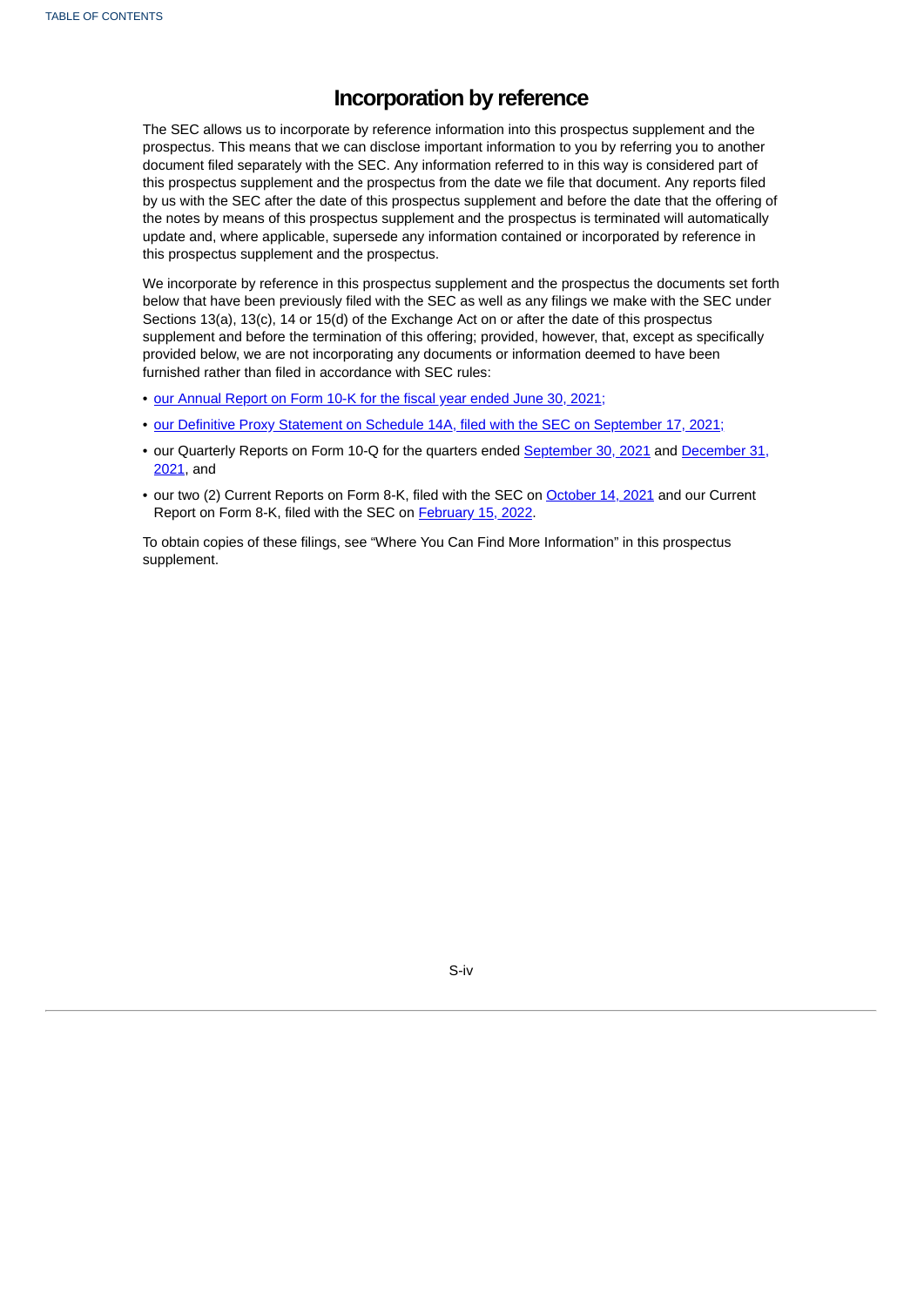# Incorporation by reference

The SEC allows us to incorporate by reference information into this prospectus supplement and the prospectus. This means that we can disclose important information to you by referring you to another document filed separately with the SEC. Any information referred to in this way is considered part of this prospectus supplement and the prospectus from the date we file that document. Any reports filed by us with the SEC after the date of this prospectus supplement and before the date that the offering of the notes by means of this prospectus supplement and the prospectus is terminated will automatically update and, where applicable, supersede any information contained or incorporated by reference in this prospectus supplement and the prospectus.

We incorporate by reference in this prospectus supplement and the prospectus the documents set forth below that have been previously filed with the SEC as well as any filings we make with the SEC under Sections 13(a), 13(c), 14 or 15(d) of the Exchange Act on or after the date of this prospectus supplement and before the termination of this offering; provided, however, that, except as specifically provided below, we are not incorporating any documents or information deemed to have been furnished rather than filed in accordance with SEC rules:

- our Annual Report on Form 10-K for the fiscal year ended June 30, 2021;
- our Definitive Proxy Statement on Schedule 14A, filed with the SEC on September 17, 2021;
- our Quarterly Reports on Form 10-Q for the quarters ended September 30, 2021 and December 31, 2021, and
- our two (2) Current Reports on Form 8-K, filed with the SEC on October 14, 2021 and our Current Report on Form 8-K, filed with the SEC on February 15, 2022.

To obtain copies of these filings, see "Where You Can Find More Information" in this prospectus supplement.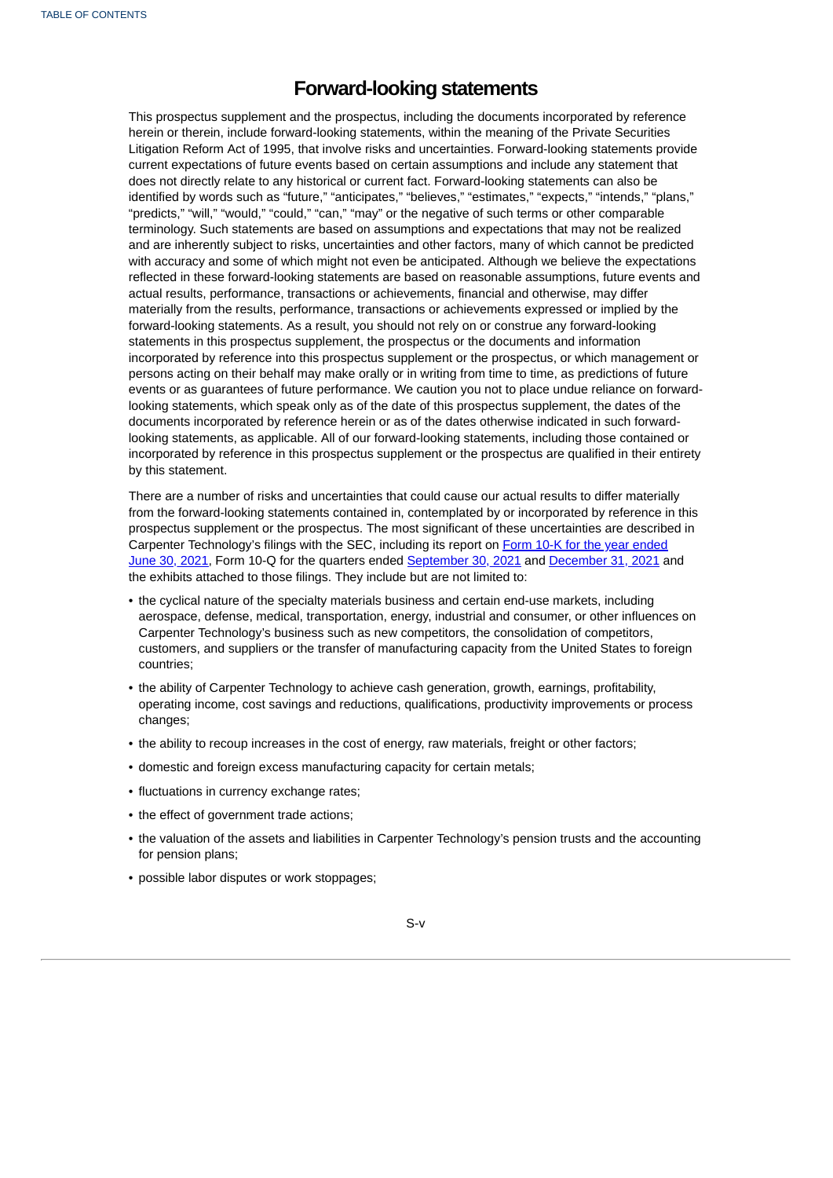# Forward-looking statements

This prospectus supplement and the prospectus, including the documents incorporated by reference herein or therein, include forward-looking statements, within the meaning of the Private Securities Litigation Reform Act of 1995, that involve risks and uncertainties. Forward-looking statements provide current expectations of future events based on certain assumptions and include any statement that does not directly relate to any historical or current fact. Forward-looking statements can also be identified by words such as "future," "anticipates," "believes," "estimates," "expects," "intends," "plans," "predicts," "will," "would," "could," "can," "may" or the negative of such terms or other comparable terminology. Such statements are based on assumptions and expectations that may not be realized and are inherently subject to risks, uncertainties and other factors, many of which cannot be predicted with accuracy and some of which might not even be anticipated. Although we believe the expectations reflected in these forward-looking statements are based on reasonable assumptions, future events and actual results, performance, transactions or achievements, financial and otherwise, may differ materially from the results, performance, transactions or achievements expressed or implied by the forward-looking statements. As a result, you should not rely on or construe any forward-looking statements in this prospectus supplement, the prospectus or the documents and information incorporated by reference into this prospectus supplement or the prospectus, or which management or persons acting on their behalf may make orally or in writing from time to time, as predictions of future events or as guarantees of future performance. We caution you not to place undue reliance on forward-looking statements, which speak only as of the date of this prospectus supplement, the dates of the documents incorporated by reference herein or as of the dates otherwise indicated in such forward-looking statements, as applicable. All of our forward-looking statements, including those contained or incorporated by reference in this prospectus supplement or the prospectus are qualified in their entirety by this statement.

There are a number of risks and uncertainties that could cause our actual results to differ materially from the forward-looking statements contained in, contemplated by or incorporated by reference in this prospectus supplement or the prospectus. The most significant of these uncertainties are described in Carpenter Technology's filings with the SEC, including its report on Form 10-K for the year ended June 30, 2021, Form 10-Q for the quarters ended September 30, 2021 and December 31, 2021 and the exhibits attached to those filings. They include but are not limited to:

- the cyclical nature of the specialty materials business and certain end-use markets, including aerospace, defense, medical, transportation, energy, industrial and consumer, or other influences on Carpenter Technology's business such as new competitors, the consolidation of competitors, customers, and suppliers or the transfer of manufacturing capacity from the United States to foreign countries;
- the ability of Carpenter Technology to achieve cash generation, growth, earnings, profitability, operating income, cost savings and reductions, qualifications, productivity improvements or process changes;
- the ability to recoup increases in the cost of energy, raw materials, freight or other factors;
- domestic and foreign excess manufacturing capacity for certain metals;
- fluctuations in currency exchange rates;
- the effect of government trade actions;
- the valuation of the assets and liabilities in Carpenter Technology's pension trusts and the accounting for pension plans;
- possible labor disputes or work stoppages;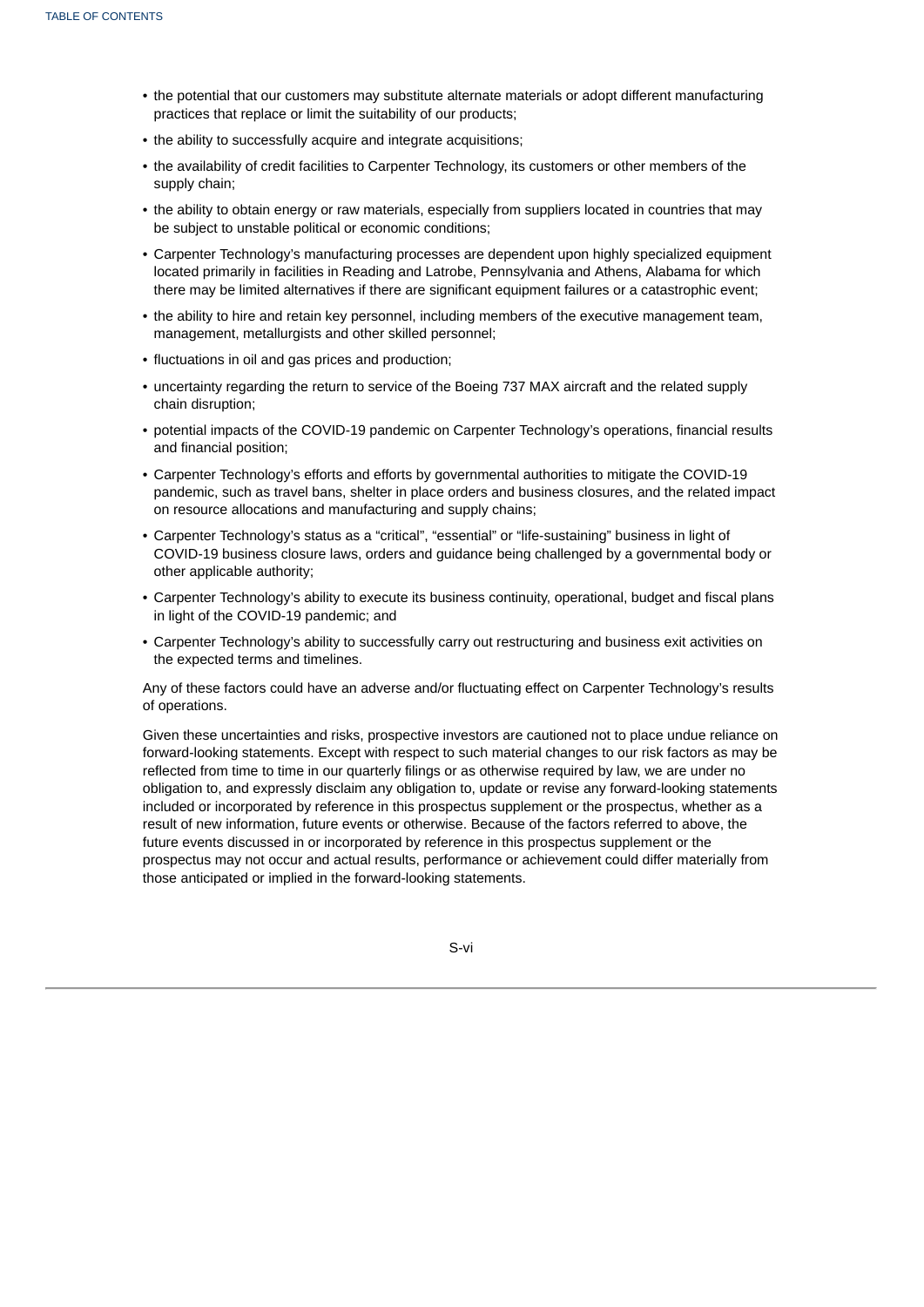- the potential that our customers may substitute alternate materials or adopt different manufacturing practices that replace or limit the suitability of our products;
- the ability to successfully acquire and integrate acquisitions;
- the availability of credit facilities to Carpenter Technology, its customers or other members of the supply chain;
- the ability to obtain energy or raw materials, especially from suppliers located in countries that may be subject to unstable political or economic conditions;
- Carpenter Technology's manufacturing processes are dependent upon highly specialized equipment located primarily in facilities in Reading and Latrobe, Pennsylvania and Athens, Alabama for which there may be limited alternatives if there are significant equipment failures or a catastrophic event;
- the ability to hire and retain key personnel, including members of the executive management team, management, metallurgists and other skilled personnel;
- fluctuations in oil and gas prices and production;
- uncertainty regarding the return to service of the Boeing 737 MAX aircraft and the related supply chain disruption;
- potential impacts of the COVID-19 pandemic on Carpenter Technology's operations, financial results and financial position;
- Carpenter Technology's efforts and efforts by governmental authorities to mitigate the COVID-19 pandemic, such as travel bans, shelter in place orders and business closures, and the related impact on resource allocations and manufacturing and supply chains;
- Carpenter Technology's status as a "critical", "essential" or "life-sustaining" business in light of COVID-19 business closure laws, orders and guidance being challenged by a governmental body or other applicable authority;
- Carpenter Technology's ability to execute its business continuity, operational, budget and fiscal plans in light of the COVID-19 pandemic; and
- Carpenter Technology's ability to successfully carry out restructuring and business exit activities on the expected terms and timelines.

Any of these factors could have an adverse and/or fluctuating effect on Carpenter Technology's results of operations.

Given these uncertainties and risks, prospective investors are cautioned not to place undue reliance on forward-looking statements. Except with respect to such material changes to our risk factors as may be reflected from time to time in our quarterly filings or as otherwise required by law, we are under no obligation to, and expressly disclaim any obligation to, update or revise any forward-looking statements included or incorporated by reference in this prospectus supplement or the prospectus, whether as a result of new information, future events or otherwise. Because of the factors referred to above, the future events discussed in or incorporated by reference in this prospectus supplement or the prospectus may not occur and actual results, performance or achievement could differ materially from those anticipated or implied in the forward-looking statements.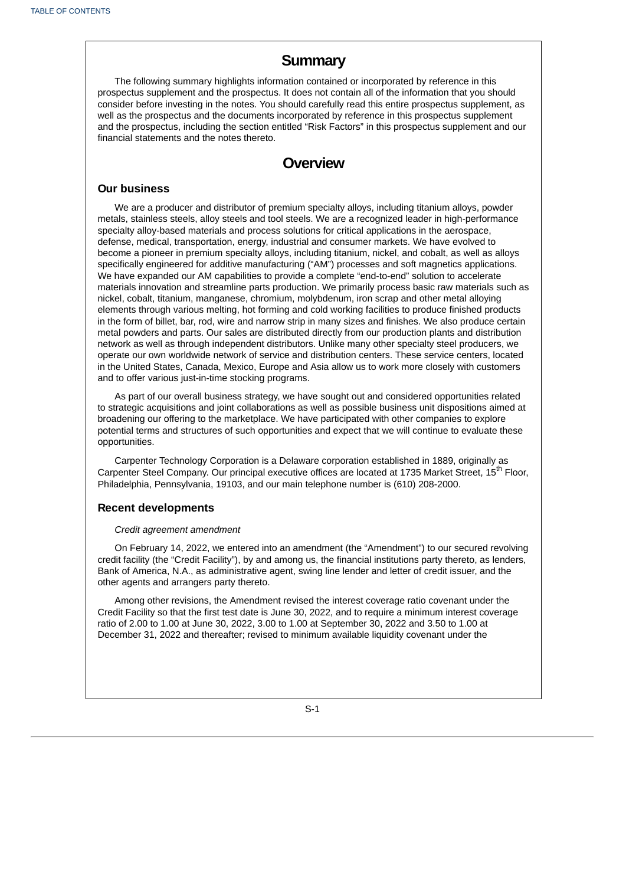# Summary

The following summary highlights information contained or incorporated by reference in this prospectus supplement and the prospectus. It does not contain all of the information that you should consider before investing in the notes. You should carefully read this entire prospectus supplement, as well as the prospectus and the documents incorporated by reference in this prospectus supplement and the prospectus, including the section entitled "Risk Factors" in this prospectus supplement and our financial statements and the notes thereto.

# Overview

### Our business

We are a producer and distributor of premium specialty alloys, including titanium alloys, powder metals, stainless steels, alloy steels and tool steels. We are a recognized leader in high-performance specialty alloy-based materials and process solutions for critical applications in the aerospace, defense, medical, transportation, energy, industrial and consumer markets. We have evolved to become a pioneer in premium specialty alloys, including titanium, nickel, and cobalt, as well as alloys specifically engineered for additive manufacturing ("AM") processes and soft magnetics applications. We have expanded our AM capabilities to provide a complete "end-to-end" solution to accelerate materials innovation and streamline parts production. We primarily process basic raw materials such as nickel, cobalt, titanium, manganese, chromium, molybdenum, iron scrap and other metal alloying elements through various melting, hot forming and cold working facilities to produce finished products in the form of billet, bar, rod, wire and narrow strip in many sizes and finishes. We also produce certain metal powders and parts. Our sales are distributed directly from our production plants and distribution network as well as through independent distributors. Unlike many other specialty steel producers, we operate our own worldwide network of service and distribution centers. These service centers, located in the United States, Canada, Mexico, Europe and Asia allow us to work more closely with customers and to offer various just-in-time stocking programs.

As part of our overall business strategy, we have sought out and considered opportunities related to strategic acquisitions and joint collaborations as well as possible business unit dispositions aimed at broadening our offering to the marketplace. We have participated with other companies to explore potential terms and structures of such opportunities and expect that we will continue to evaluate these opportunities.

Carpenter Technology Corporation is a Delaware corporation established in 1889, originally as Carpenter Steel Company. Our principal executive offices are located at 1735 Market Street, 15th Floor, Philadelphia, Pennsylvania, 19103, and our main telephone number is (610) 208-2000.

### Recent developments

*Credit agreement amendment*

On February 14, 2022, we entered into an amendment (the "Amendment") to our secured revolving credit facility (the "Credit Facility"), by and among us, the financial institutions party thereto, as lenders, Bank of America, N.A., as administrative agent, swing line lender and letter of credit issuer, and the other agents and arrangers party thereto.

Among other revisions, the Amendment revised the interest coverage ratio covenant under the Credit Facility so that the first test date is June 30, 2022, and to require a minimum interest coverage ratio of 2.00 to 1.00 at June 30, 2022, 3.00 to 1.00 at September 30, 2022 and 3.50 to 1.00 at December 31, 2022 and thereafter; revised to minimum available liquidity covenant under the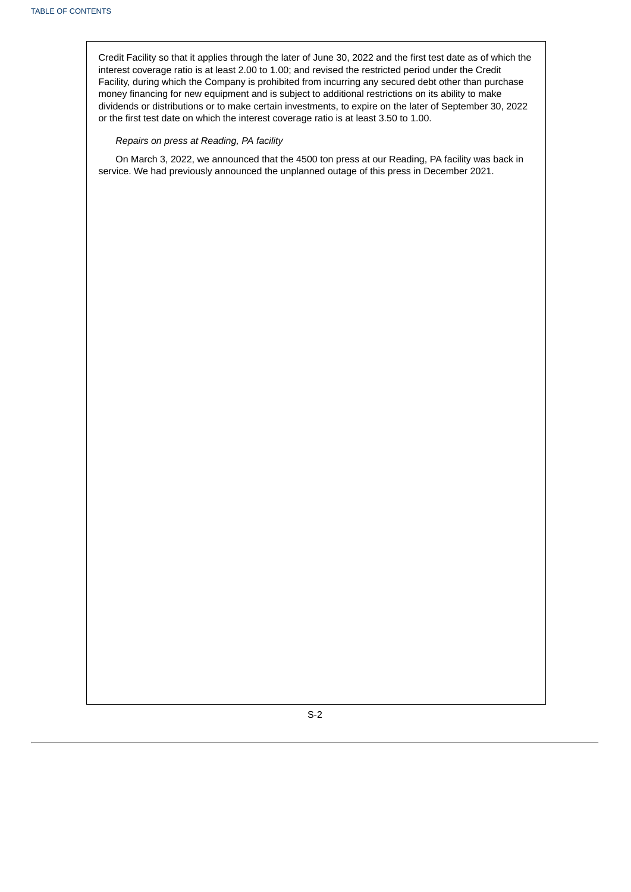Credit Facility so that it applies through the later of June 30, 2022 and the first test date as of which the interest coverage ratio is at least 2.00 to 1.00; and revised the restricted period under the Credit Facility, during which the Company is prohibited from incurring any secured debt other than purchase money financing for new equipment and is subject to additional restrictions on its ability to make dividends or distributions or to make certain investments, to expire on the later of September 30, 2022 or the first test date on which the interest coverage ratio is at least 3.50 to 1.00.

*Repairs on press at Reading, PA facility*

On March 3, 2022, we announced that the 4500 ton press at our Reading, PA facility was back in service. We had previously announced the unplanned outage of this press in December 2021.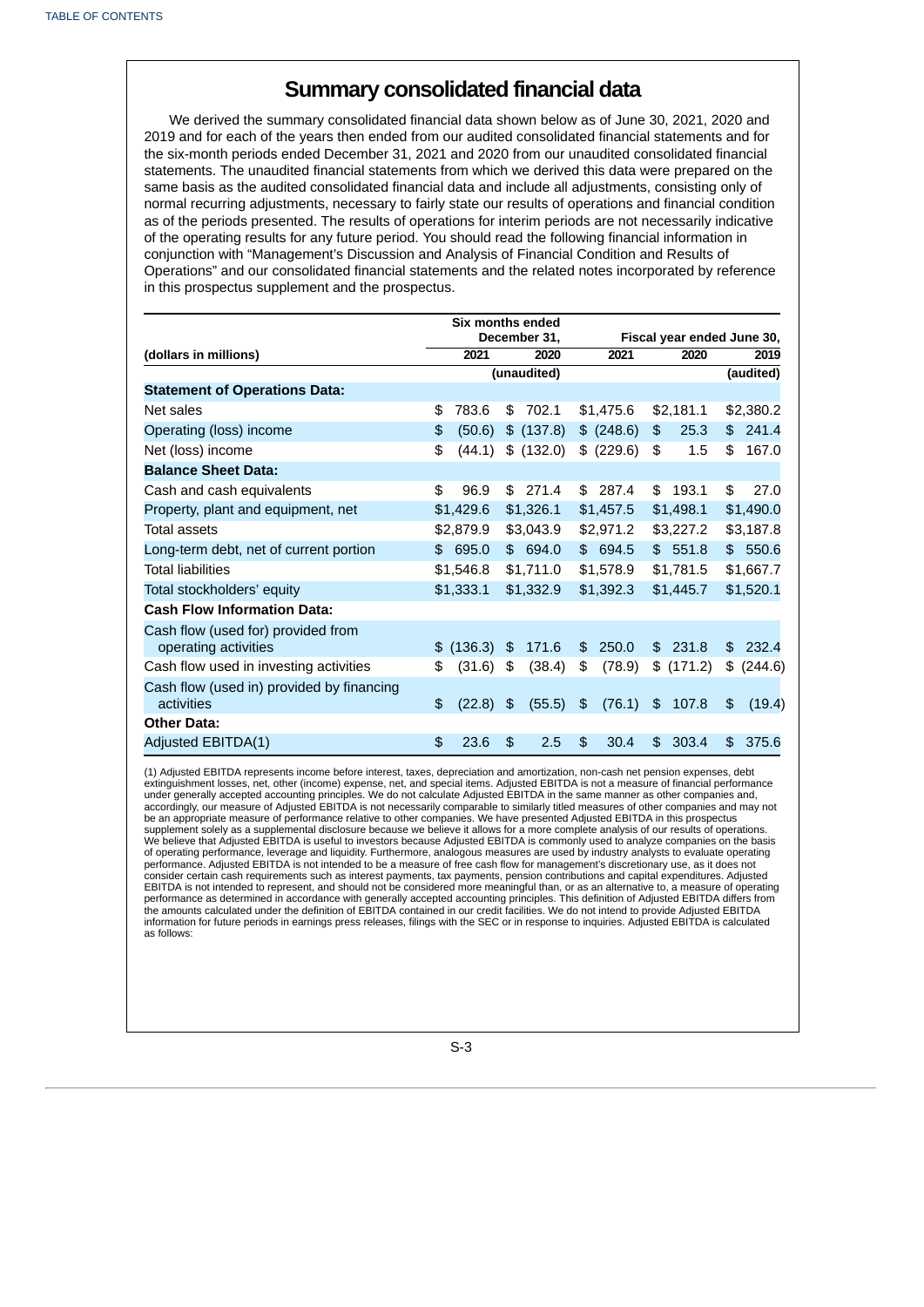# Summary consolidated financial data

We derived the summary consolidated financial data shown below as of June 30, 2021, 2020 and 2019 and for each of the years then ended from our audited consolidated financial statements and for the six-month periods ended December 31, 2021 and 2020 from our unaudited consolidated financial statements. The unaudited financial statements from which we derived this data were prepared on the same basis as the audited consolidated financial data and include all adjustments, consisting only of normal recurring adjustments, necessary to fairly state our results of operations and financial condition as of the periods presented. The results of operations for interim periods are not necessarily indicative of the operating results for any future period. You should read the following financial information in conjunction with "Management's Discussion and Analysis of Financial Condition and Results of Operations" and our consolidated financial statements and the related notes incorporated by reference in this prospectus supplement and the prospectus.

| | Six months ended December 31, | | Fiscal year ended June 30, | | |
|---|---|---|---|---|---|
| (dollars in millions) | 2021 | 2020 | 2021 | 2020 | 2019 |
| | (unaudited) | | | | (audited) |
| **Statement of Operations Data:** | | | | | |
| Net sales | $ 783.6 | $ 702.1 | $1,475.6 | $2,181.1 | $2,380.2 |
| Operating (loss) income | $ (50.6) | $ (137.8) | $ (248.6) | $ 25.3 | $ 241.4 |
| Net (loss) income | $ (44.1) | $ (132.0) | $ (229.6) | $ 1.5 | $ 167.0 |
| **Balance Sheet Data:** | | | | | |
| Cash and cash equivalents | $ 96.9 | $ 271.4 | $ 287.4 | $ 193.1 | $ 27.0 |
| Property, plant and equipment, net | $1,429.6 | $1,326.1 | $1,457.5 | $1,498.1 | $1,490.0 |
| Total assets | $2,879.9 | $3,043.9 | $2,971.2 | $3,227.2 | $3,187.8 |
| Long-term debt, net of current portion | $ 695.0 | $ 694.0 | $ 694.5 | $ 551.8 | $ 550.6 |
| Total liabilities | $1,546.8 | $1,711.0 | $1,578.9 | $1,781.5 | $1,667.7 |
| Total stockholders' equity | $1,333.1 | $1,332.9 | $1,392.3 | $1,445.7 | $1,520.1 |
| **Cash Flow Information Data:** | | | | | |
| Cash flow (used for) provided from operating activities | $ (136.3) | $ 171.6 | $ 250.0 | $ 231.8 | $ 232.4 |
| Cash flow used in investing activities | $ (31.6) | $ (38.4) | $ (78.9) | $ (171.2) | $ (244.6) |
| Cash flow (used in) provided by financing activities | $ (22.8) | $ (55.5) | $ (76.1) | $ 107.8 | $ (19.4) |
| **Other Data:** | | | | | |
| Adjusted EBITDA(1) | $ 23.6 | $ 2.5 | $ 30.4 | $ 303.4 | $ 375.6 |

(1) Adjusted EBITDA represents income before interest, taxes, depreciation and amortization, non-cash net pension expenses, debt extinguishment losses, net, other (income) expense, net, and special items. Adjusted EBITDA is not a measure of financial performance under generally accepted accounting principles. We do not calculate Adjusted EBITDA in the same manner as other companies and, accordingly, our measure of Adjusted EBITDA is not necessarily comparable to similarly titled measures of other companies and may not be an appropriate measure of performance relative to other companies. We have presented Adjusted EBITDA in this prospectus supplement solely as a supplemental disclosure because we believe it allows for a more complete analysis of our results of operations. We believe that Adjusted EBITDA is useful to investors because Adjusted EBITDA is commonly used to analyze companies on the basis of operating performance, leverage and liquidity. Furthermore, analogous measures are used by industry analysts to evaluate operating performance. Adjusted EBITDA is not intended to be a measure of free cash flow for management's discretionary use, as it does not consider certain cash requirements such as interest payments, tax payments, pension contributions and capital expenditures. Adjusted EBITDA is not intended to represent, and should not be considered more meaningful than, or as an alternative to, a measure of operating performance as determined in accordance with generally accepted accounting principles. This definition of Adjusted EBITDA differs from the amounts calculated under the definition of EBITDA contained in our credit facilities. We do not intend to provide Adjusted EBITDA information for future periods in earnings press releases, filings with the SEC or in response to inquiries. Adjusted EBITDA is calculated as follows: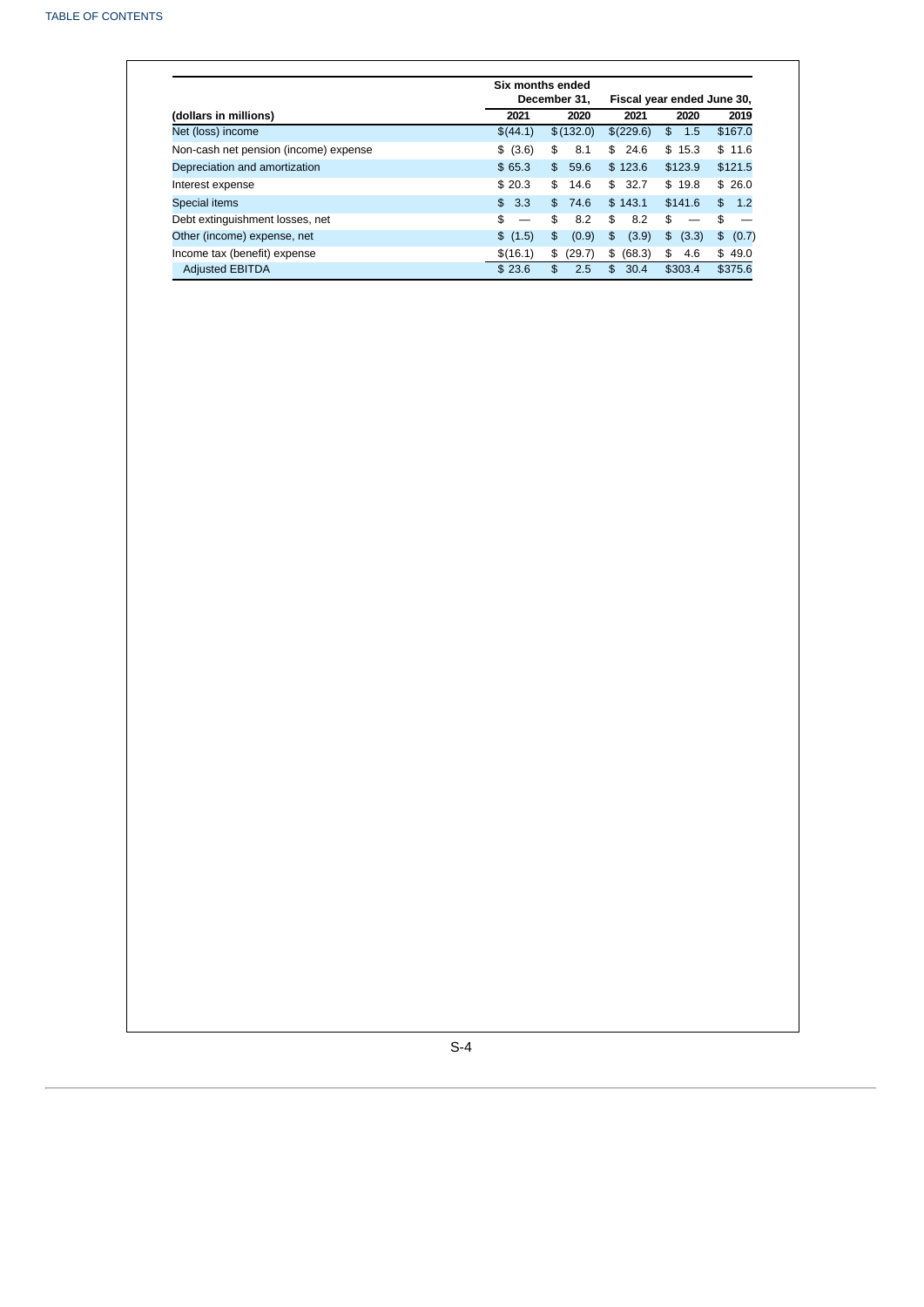| (dollars in millions) | Six months ended December 31, | | Fiscal year ended June 30, | | |
|---|---|---|---|---|---|
| | 2021 | 2020 | 2021 | 2020 | 2019 |
| Net (loss) income | $(44.1) | $(132.0) | $(229.6) | $ 1.5 | $167.0 |
| Non-cash net pension (income) expense | $ (3.6) | $ 8.1 | $ 24.6 | $ 15.3 | $ 11.6 |
| Depreciation and amortization | $ 65.3 | $ 59.6 | $ 123.6 | $123.9 | $121.5 |
| Interest expense | $ 20.3 | $ 14.6 | $ 32.7 | $ 19.8 | $ 26.0 |
| Special items | $ 3.3 | $ 74.6 | $ 143.1 | $141.6 | $ 1.2 |
| Debt extinguishment losses, net | $ — | $ 8.2 | $ 8.2 | $ — | $ — |
| Other (income) expense, net | $ (1.5) | $ (0.9) | $ (3.9) | $ (3.3) | $ (0.7) |
| Income tax (benefit) expense | $(16.1) | $ (29.7) | $ (68.3) | $ 4.6 | $ 49.0 |
| Adjusted EBITDA | $ 23.6 | $ 2.5 | $ 30.4 | $303.4 | $375.6 |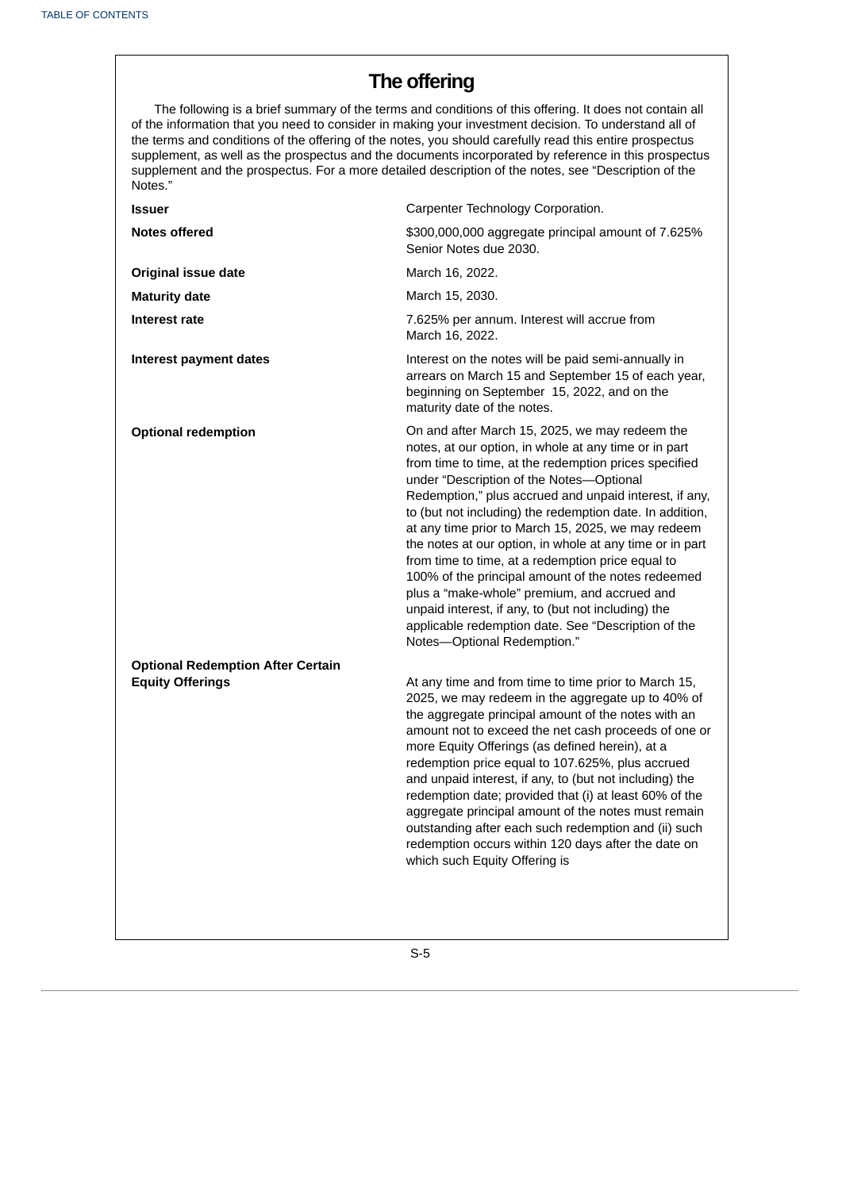# The offering

The following is a brief summary of the terms and conditions of this offering. It does not contain all of the information that you need to consider in making your investment decision. To understand all of the terms and conditions of the offering of the notes, you should carefully read this entire prospectus supplement, as well as the prospectus and the documents incorporated by reference in this prospectus supplement and the prospectus. For a more detailed description of the notes, see "Description of the Notes."

| | |
|---|---|
| **Issuer** | Carpenter Technology Corporation. |
| **Notes offered** | $300,000,000 aggregate principal amount of 7.625% Senior Notes due 2030. |
| **Original issue date** | March 16, 2022. |
| **Maturity date** | March 15, 2030. |
| **Interest rate** | 7.625% per annum. Interest will accrue from March 16, 2022. |
| **Interest payment dates** | Interest on the notes will be paid semi-annually in arrears on March 15 and September 15 of each year, beginning on September 15, 2022, and on the maturity date of the notes. |
| **Optional redemption** | On and after March 15, 2025, we may redeem the notes, at our option, in whole at any time or in part from time to time, at the redemption prices specified under "Description of the Notes—Optional Redemption," plus accrued and unpaid interest, if any, to (but not including) the redemption date. In addition, at any time prior to March 15, 2025, we may redeem the notes at our option, in whole at any time or in part from time to time, at a redemption price equal to 100% of the principal amount of the notes redeemed plus a "make-whole" premium, and accrued and unpaid interest, if any, to (but not including) the applicable redemption date. See "Description of the Notes—Optional Redemption." |
| **Optional Redemption After Certain Equity Offerings** | At any time and from time to time prior to March 15, 2025, we may redeem in the aggregate up to 40% of the aggregate principal amount of the notes with an amount not to exceed the net cash proceeds of one or more Equity Offerings (as defined herein), at a redemption price equal to 107.625%, plus accrued and unpaid interest, if any, to (but not including) the redemption date; provided that (i) at least 60% of the aggregate principal amount of the notes must remain outstanding after each such redemption and (ii) such redemption occurs within 120 days after the date on which such Equity Offering is |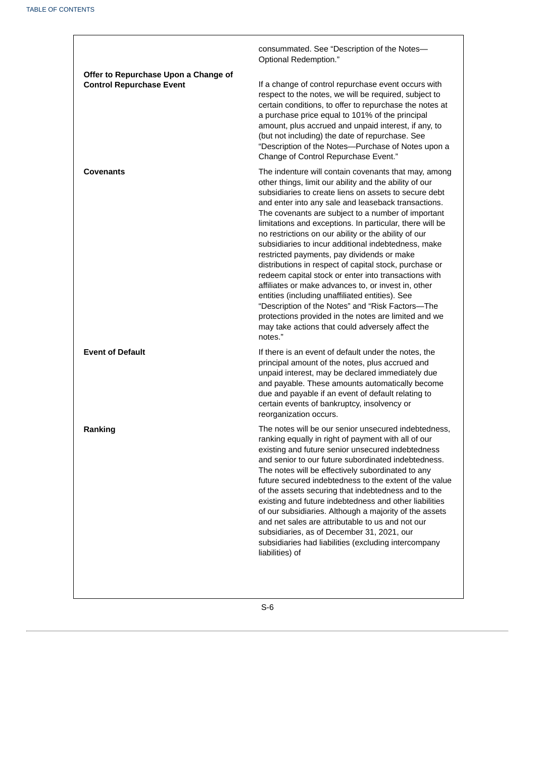|  |  |
| --- | --- |
|  | consummated. See "Description of the Notes—Optional Redemption." |
| **Offer to Repurchase Upon a Change of Control Repurchase Event** | If a change of control repurchase event occurs with respect to the notes, we will be required, subject to certain conditions, to offer to repurchase the notes at a purchase price equal to 101% of the principal amount, plus accrued and unpaid interest, if any, to (but not including) the date of repurchase. See "Description of the Notes—Purchase of Notes upon a Change of Control Repurchase Event." |
| **Covenants** | The indenture will contain covenants that may, among other things, limit our ability and the ability of our subsidiaries to create liens on assets to secure debt and enter into any sale and leaseback transactions. The covenants are subject to a number of important limitations and exceptions. In particular, there will be no restrictions on our ability or the ability of our subsidiaries to incur additional indebtedness, make restricted payments, pay dividends or make distributions in respect of capital stock, purchase or redeem capital stock or enter into transactions with affiliates or make advances to, or invest in, other entities (including unaffiliated entities). See "Description of the Notes" and "Risk Factors—The protections provided in the notes are limited and we may take actions that could adversely affect the notes." |
| **Event of Default** | If there is an event of default under the notes, the principal amount of the notes, plus accrued and unpaid interest, may be declared immediately due and payable. These amounts automatically become due and payable if an event of default relating to certain events of bankruptcy, insolvency or reorganization occurs. |
| **Ranking** | The notes will be our senior unsecured indebtedness, ranking equally in right of payment with all of our existing and future senior unsecured indebtedness and senior to our future subordinated indebtedness. The notes will be effectively subordinated to any future secured indebtedness to the extent of the value of the assets securing that indebtedness and to the existing and future indebtedness and other liabilities of our subsidiaries. Although a majority of the assets and net sales are attributable to us and not our subsidiaries, as of December 31, 2021, our subsidiaries had liabilities (excluding intercompany liabilities) of |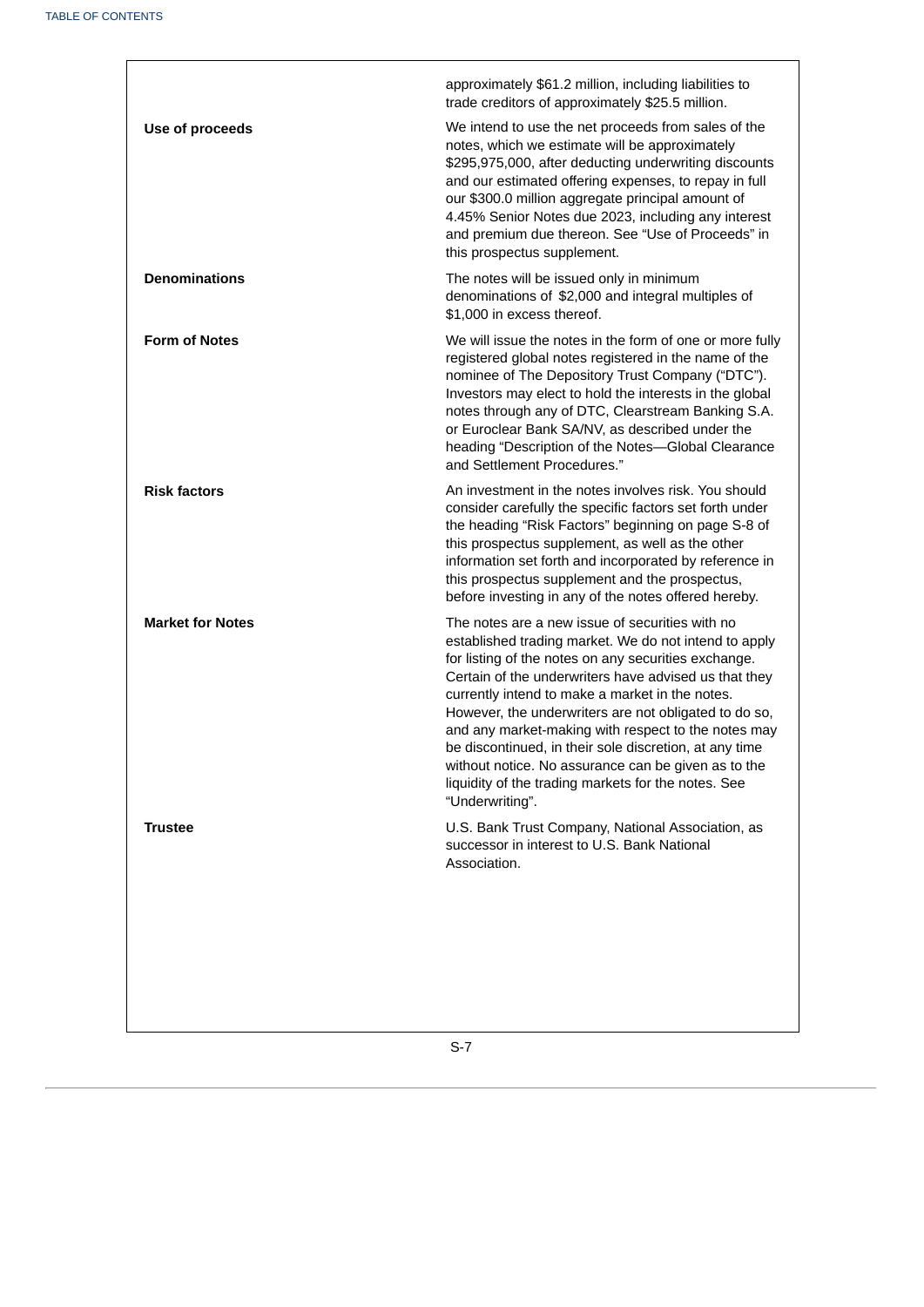| | |
|---|---|
| | approximately $61.2 million, including liabilities to trade creditors of approximately $25.5 million. |
| **Use of proceeds** | We intend to use the net proceeds from sales of the notes, which we estimate will be approximately $295,975,000, after deducting underwriting discounts and our estimated offering expenses, to repay in full our $300.0 million aggregate principal amount of 4.45% Senior Notes due 2023, including any interest and premium due thereon. See "Use of Proceeds" in this prospectus supplement. |
| **Denominations** | The notes will be issued only in minimum denominations of $2,000 and integral multiples of $1,000 in excess thereof. |
| **Form of Notes** | We will issue the notes in the form of one or more fully registered global notes registered in the name of the nominee of The Depository Trust Company ("DTC"). Investors may elect to hold the interests in the global notes through any of DTC, Clearstream Banking S.A. or Euroclear Bank SA/NV, as described under the heading "Description of the Notes—Global Clearance and Settlement Procedures." |
| **Risk factors** | An investment in the notes involves risk. You should consider carefully the specific factors set forth under the heading "Risk Factors" beginning on page S-8 of this prospectus supplement, as well as the other information set forth and incorporated by reference in this prospectus supplement and the prospectus, before investing in any of the notes offered hereby. |
| **Market for Notes** | The notes are a new issue of securities with no established trading market. We do not intend to apply for listing of the notes on any securities exchange. Certain of the underwriters have advised us that they currently intend to make a market in the notes. However, the underwriters are not obligated to do so, and any market-making with respect to the notes may be discontinued, in their sole discretion, at any time without notice. No assurance can be given as to the liquidity of the trading markets for the notes. See "Underwriting". |
| **Trustee** | U.S. Bank Trust Company, National Association, as successor in interest to U.S. Bank National Association. |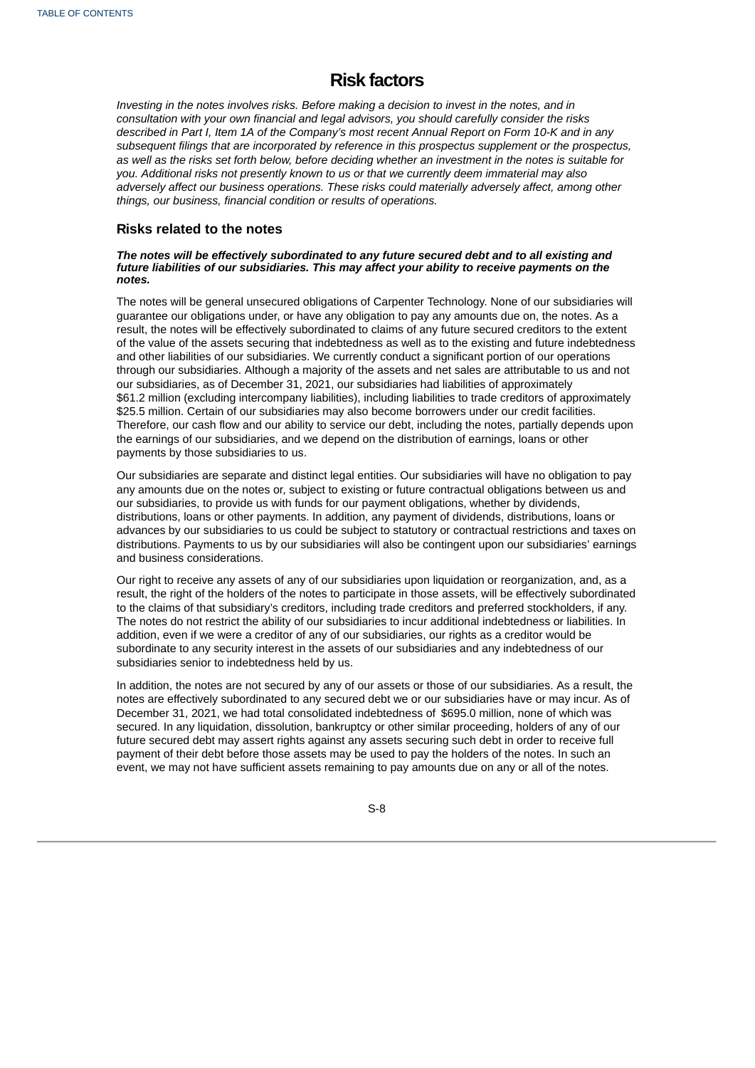# Risk factors

*Investing in the notes involves risks. Before making a decision to invest in the notes, and in consultation with your own financial and legal advisors, you should carefully consider the risks described in Part I, Item 1A of the Company's most recent Annual Report on Form 10-K and in any subsequent filings that are incorporated by reference in this prospectus supplement or the prospectus, as well as the risks set forth below, before deciding whether an investment in the notes is suitable for you. Additional risks not presently known to us or that we currently deem immaterial may also adversely affect our business operations. These risks could materially adversely affect, among other things, our business, financial condition or results of operations.*

## Risks related to the notes

***The notes will be effectively subordinated to any future secured debt and to all existing and future liabilities of our subsidiaries. This may affect your ability to receive payments on the notes.***

The notes will be general unsecured obligations of Carpenter Technology. None of our subsidiaries will guarantee our obligations under, or have any obligation to pay any amounts due on, the notes. As a result, the notes will be effectively subordinated to claims of any future secured creditors to the extent of the value of the assets securing that indebtedness as well as to the existing and future indebtedness and other liabilities of our subsidiaries. We currently conduct a significant portion of our operations through our subsidiaries. Although a majority of the assets and net sales are attributable to us and not our subsidiaries, as of December 31, 2021, our subsidiaries had liabilities of approximately $61.2 million (excluding intercompany liabilities), including liabilities to trade creditors of approximately $25.5 million. Certain of our subsidiaries may also become borrowers under our credit facilities. Therefore, our cash flow and our ability to service our debt, including the notes, partially depends upon the earnings of our subsidiaries, and we depend on the distribution of earnings, loans or other payments by those subsidiaries to us.

Our subsidiaries are separate and distinct legal entities. Our subsidiaries will have no obligation to pay any amounts due on the notes or, subject to existing or future contractual obligations between us and our subsidiaries, to provide us with funds for our payment obligations, whether by dividends, distributions, loans or other payments. In addition, any payment of dividends, distributions, loans or advances by our subsidiaries to us could be subject to statutory or contractual restrictions and taxes on distributions. Payments to us by our subsidiaries will also be contingent upon our subsidiaries' earnings and business considerations.

Our right to receive any assets of any of our subsidiaries upon liquidation or reorganization, and, as a result, the right of the holders of the notes to participate in those assets, will be effectively subordinated to the claims of that subsidiary's creditors, including trade creditors and preferred stockholders, if any. The notes do not restrict the ability of our subsidiaries to incur additional indebtedness or liabilities. In addition, even if we were a creditor of any of our subsidiaries, our rights as a creditor would be subordinate to any security interest in the assets of our subsidiaries and any indebtedness of our subsidiaries senior to indebtedness held by us.

In addition, the notes are not secured by any of our assets or those of our subsidiaries. As a result, the notes are effectively subordinated to any secured debt we or our subsidiaries have or may incur. As of December 31, 2021, we had total consolidated indebtedness of $695.0 million, none of which was secured. In any liquidation, dissolution, bankruptcy or other similar proceeding, holders of any of our future secured debt may assert rights against any assets securing such debt in order to receive full payment of their debt before those assets may be used to pay the holders of the notes. In such an event, we may not have sufficient assets remaining to pay amounts due on any or all of the notes.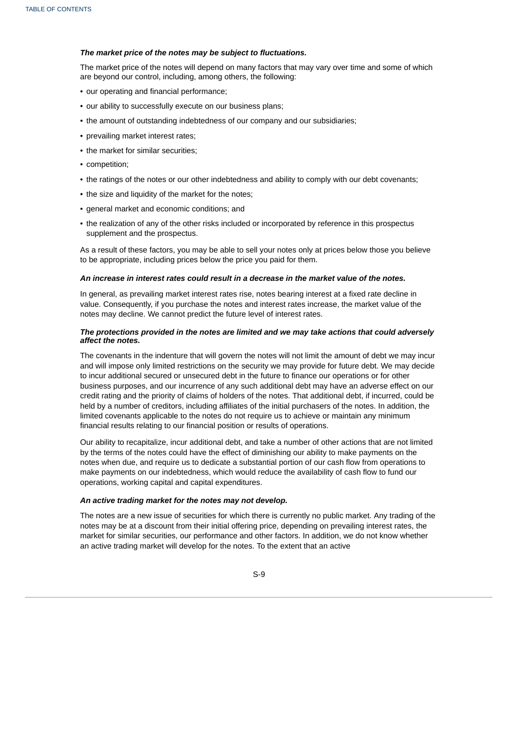***The market price of the notes may be subject to fluctuations.***

The market price of the notes will depend on many factors that may vary over time and some of which are beyond our control, including, among others, the following:

- our operating and financial performance;
- our ability to successfully execute on our business plans;
- the amount of outstanding indebtedness of our company and our subsidiaries;
- prevailing market interest rates;
- the market for similar securities;
- competition;
- the ratings of the notes or our other indebtedness and ability to comply with our debt covenants;
- the size and liquidity of the market for the notes;
- general market and economic conditions; and
- the realization of any of the other risks included or incorporated by reference in this prospectus supplement and the prospectus.

As a result of these factors, you may be able to sell your notes only at prices below those you believe to be appropriate, including prices below the price you paid for them.

***An increase in interest rates could result in a decrease in the market value of the notes.***

In general, as prevailing market interest rates rise, notes bearing interest at a fixed rate decline in value. Consequently, if you purchase the notes and interest rates increase, the market value of the notes may decline. We cannot predict the future level of interest rates.

***The protections provided in the notes are limited and we may take actions that could adversely affect the notes.***

The covenants in the indenture that will govern the notes will not limit the amount of debt we may incur and will impose only limited restrictions on the security we may provide for future debt. We may decide to incur additional secured or unsecured debt in the future to finance our operations or for other business purposes, and our incurrence of any such additional debt may have an adverse effect on our credit rating and the priority of claims of holders of the notes. That additional debt, if incurred, could be held by a number of creditors, including affiliates of the initial purchasers of the notes. In addition, the limited covenants applicable to the notes do not require us to achieve or maintain any minimum financial results relating to our financial position or results of operations.

Our ability to recapitalize, incur additional debt, and take a number of other actions that are not limited by the terms of the notes could have the effect of diminishing our ability to make payments on the notes when due, and require us to dedicate a substantial portion of our cash flow from operations to make payments on our indebtedness, which would reduce the availability of cash flow to fund our operations, working capital and capital expenditures.

***An active trading market for the notes may not develop.***

The notes are a new issue of securities for which there is currently no public market. Any trading of the notes may be at a discount from their initial offering price, depending on prevailing interest rates, the market for similar securities, our performance and other factors. In addition, we do not know whether an active trading market will develop for the notes. To the extent that an active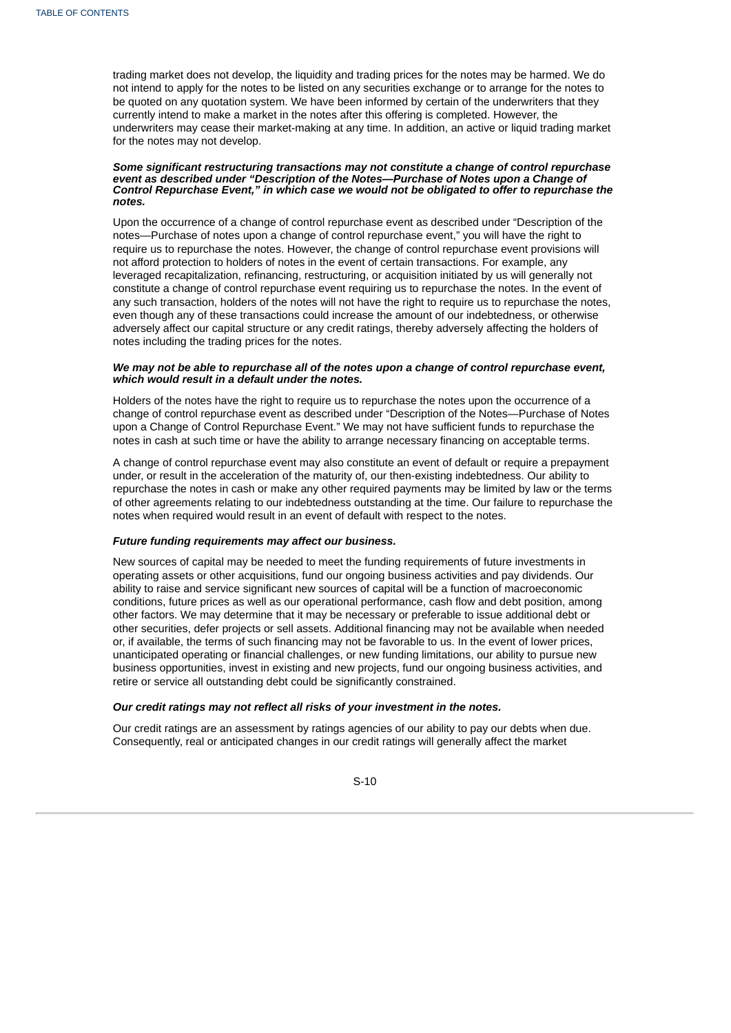trading market does not develop, the liquidity and trading prices for the notes may be harmed. We do not intend to apply for the notes to be listed on any securities exchange or to arrange for the notes to be quoted on any quotation system. We have been informed by certain of the underwriters that they currently intend to make a market in the notes after this offering is completed. However, the underwriters may cease their market-making at any time. In addition, an active or liquid trading market for the notes may not develop.

***Some significant restructuring transactions may not constitute a change of control repurchase event as described under "Description of the Notes—Purchase of Notes upon a Change of Control Repurchase Event," in which case we would not be obligated to offer to repurchase the notes.***

Upon the occurrence of a change of control repurchase event as described under "Description of the notes—Purchase of notes upon a change of control repurchase event," you will have the right to require us to repurchase the notes. However, the change of control repurchase event provisions will not afford protection to holders of notes in the event of certain transactions. For example, any leveraged recapitalization, refinancing, restructuring, or acquisition initiated by us will generally not constitute a change of control repurchase event requiring us to repurchase the notes. In the event of any such transaction, holders of the notes will not have the right to require us to repurchase the notes, even though any of these transactions could increase the amount of our indebtedness, or otherwise adversely affect our capital structure or any credit ratings, thereby adversely affecting the holders of notes including the trading prices for the notes.

***We may not be able to repurchase all of the notes upon a change of control repurchase event, which would result in a default under the notes.***

Holders of the notes have the right to require us to repurchase the notes upon the occurrence of a change of control repurchase event as described under "Description of the Notes—Purchase of Notes upon a Change of Control Repurchase Event." We may not have sufficient funds to repurchase the notes in cash at such time or have the ability to arrange necessary financing on acceptable terms.

A change of control repurchase event may also constitute an event of default or require a prepayment under, or result in the acceleration of the maturity of, our then-existing indebtedness. Our ability to repurchase the notes in cash or make any other required payments may be limited by law or the terms of other agreements relating to our indebtedness outstanding at the time. Our failure to repurchase the notes when required would result in an event of default with respect to the notes.

***Future funding requirements may affect our business.***

New sources of capital may be needed to meet the funding requirements of future investments in operating assets or other acquisitions, fund our ongoing business activities and pay dividends. Our ability to raise and service significant new sources of capital will be a function of macroeconomic conditions, future prices as well as our operational performance, cash flow and debt position, among other factors. We may determine that it may be necessary or preferable to issue additional debt or other securities, defer projects or sell assets. Additional financing may not be available when needed or, if available, the terms of such financing may not be favorable to us. In the event of lower prices, unanticipated operating or financial challenges, or new funding limitations, our ability to pursue new business opportunities, invest in existing and new projects, fund our ongoing business activities, and retire or service all outstanding debt could be significantly constrained.

***Our credit ratings may not reflect all risks of your investment in the notes.***

Our credit ratings are an assessment by ratings agencies of our ability to pay our debts when due. Consequently, real or anticipated changes in our credit ratings will generally affect the market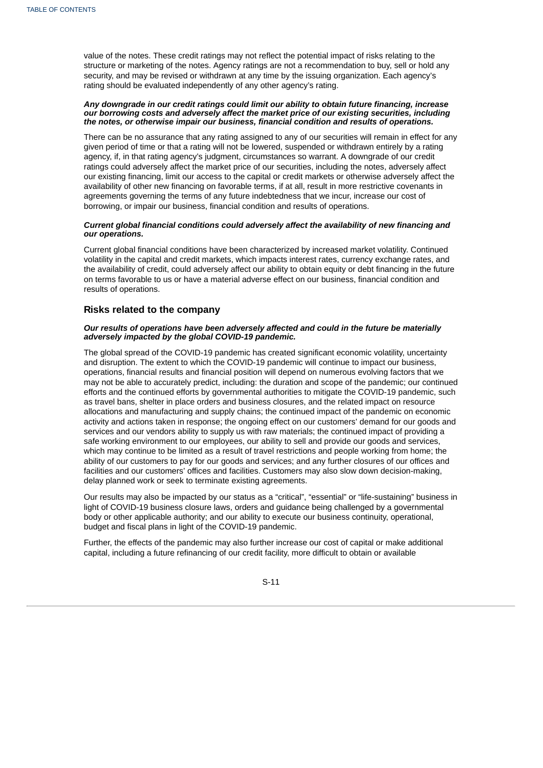value of the notes. These credit ratings may not reflect the potential impact of risks relating to the structure or marketing of the notes. Agency ratings are not a recommendation to buy, sell or hold any security, and may be revised or withdrawn at any time by the issuing organization. Each agency's rating should be evaluated independently of any other agency's rating.

***Any downgrade in our credit ratings could limit our ability to obtain future financing, increase our borrowing costs and adversely affect the market price of our existing securities, including the notes, or otherwise impair our business, financial condition and results of operations.***

There can be no assurance that any rating assigned to any of our securities will remain in effect for any given period of time or that a rating will not be lowered, suspended or withdrawn entirely by a rating agency, if, in that rating agency's judgment, circumstances so warrant. A downgrade of our credit ratings could adversely affect the market price of our securities, including the notes, adversely affect our existing financing, limit our access to the capital or credit markets or otherwise adversely affect the availability of other new financing on favorable terms, if at all, result in more restrictive covenants in agreements governing the terms of any future indebtedness that we incur, increase our cost of borrowing, or impair our business, financial condition and results of operations.

***Current global financial conditions could adversely affect the availability of new financing and our operations.***

Current global financial conditions have been characterized by increased market volatility. Continued volatility in the capital and credit markets, which impacts interest rates, currency exchange rates, and the availability of credit, could adversely affect our ability to obtain equity or debt financing in the future on terms favorable to us or have a material adverse effect on our business, financial condition and results of operations.

## Risks related to the company

***Our results of operations have been adversely affected and could in the future be materially adversely impacted by the global COVID-19 pandemic.***

The global spread of the COVID-19 pandemic has created significant economic volatility, uncertainty and disruption. The extent to which the COVID-19 pandemic will continue to impact our business, operations, financial results and financial position will depend on numerous evolving factors that we may not be able to accurately predict, including: the duration and scope of the pandemic; our continued efforts and the continued efforts by governmental authorities to mitigate the COVID-19 pandemic, such as travel bans, shelter in place orders and business closures, and the related impact on resource allocations and manufacturing and supply chains; the continued impact of the pandemic on economic activity and actions taken in response; the ongoing effect on our customers' demand for our goods and services and our vendors ability to supply us with raw materials; the continued impact of providing a safe working environment to our employees, our ability to sell and provide our goods and services, which may continue to be limited as a result of travel restrictions and people working from home; the ability of our customers to pay for our goods and services; and any further closures of our offices and facilities and our customers' offices and facilities. Customers may also slow down decision-making, delay planned work or seek to terminate existing agreements.

Our results may also be impacted by our status as a "critical", "essential" or "life-sustaining" business in light of COVID-19 business closure laws, orders and guidance being challenged by a governmental body or other applicable authority; and our ability to execute our business continuity, operational, budget and fiscal plans in light of the COVID-19 pandemic.

Further, the effects of the pandemic may also further increase our cost of capital or make additional capital, including a future refinancing of our credit facility, more difficult to obtain or available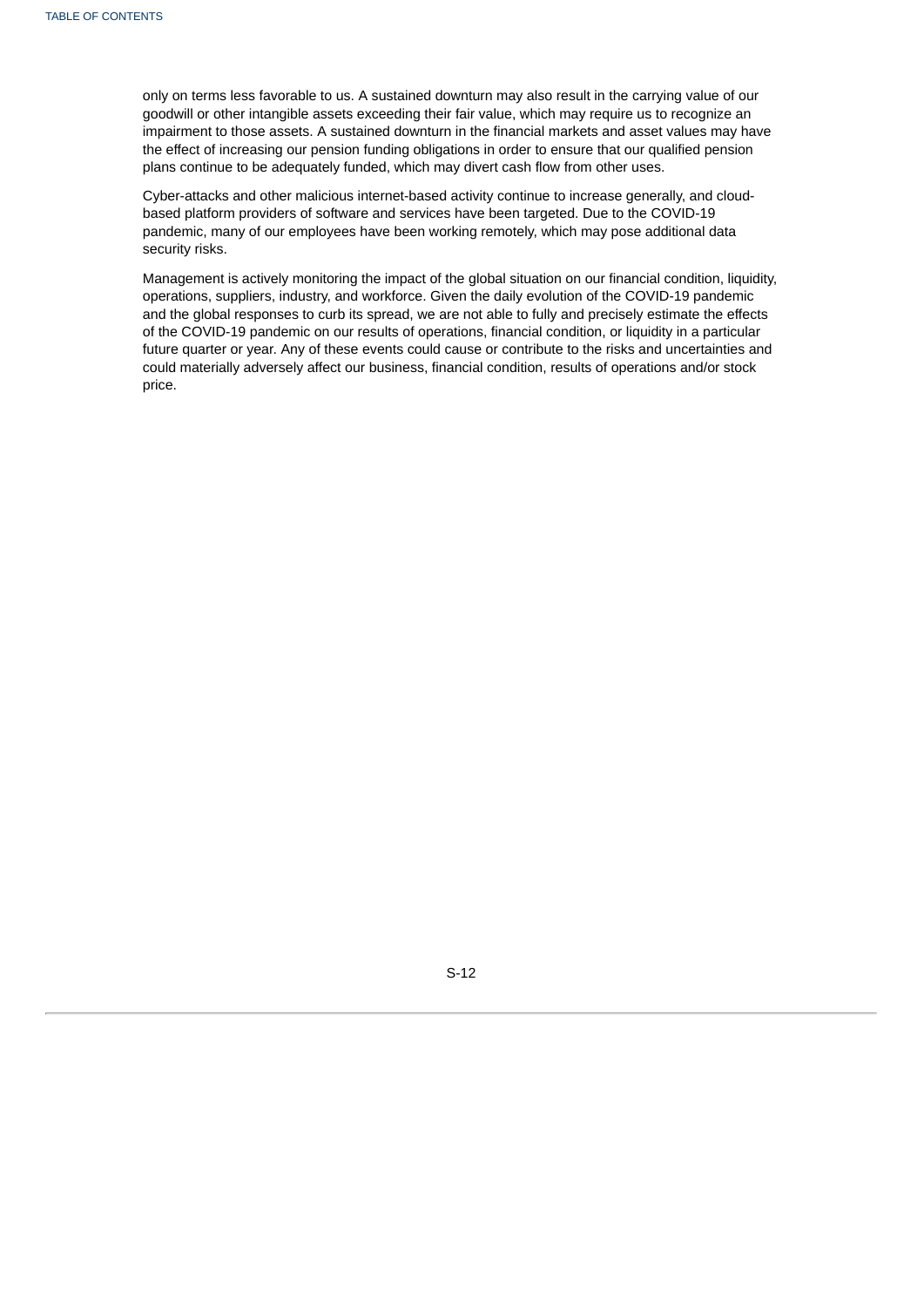only on terms less favorable to us. A sustained downturn may also result in the carrying value of our goodwill or other intangible assets exceeding their fair value, which may require us to recognize an impairment to those assets. A sustained downturn in the financial markets and asset values may have the effect of increasing our pension funding obligations in order to ensure that our qualified pension plans continue to be adequately funded, which may divert cash flow from other uses.

Cyber-attacks and other malicious internet-based activity continue to increase generally, and cloud-based platform providers of software and services have been targeted. Due to the COVID-19 pandemic, many of our employees have been working remotely, which may pose additional data security risks.

Management is actively monitoring the impact of the global situation on our financial condition, liquidity, operations, suppliers, industry, and workforce. Given the daily evolution of the COVID-19 pandemic and the global responses to curb its spread, we are not able to fully and precisely estimate the effects of the COVID-19 pandemic on our results of operations, financial condition, or liquidity in a particular future quarter or year. Any of these events could cause or contribute to the risks and uncertainties and could materially adversely affect our business, financial condition, results of operations and/or stock price.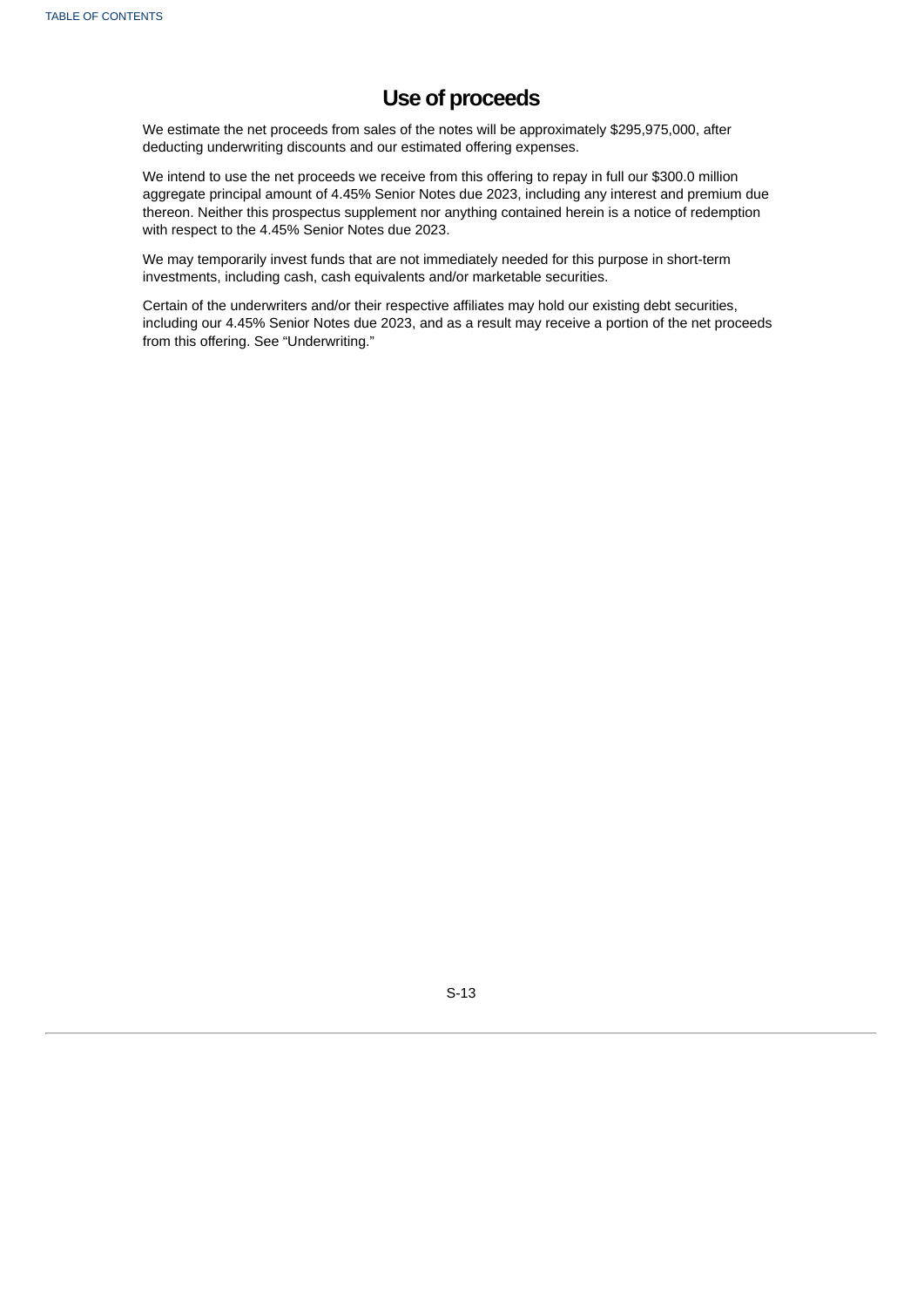# Use of proceeds

We estimate the net proceeds from sales of the notes will be approximately $295,975,000, after deducting underwriting discounts and our estimated offering expenses.

We intend to use the net proceeds we receive from this offering to repay in full our $300.0 million aggregate principal amount of 4.45% Senior Notes due 2023, including any interest and premium due thereon. Neither this prospectus supplement nor anything contained herein is a notice of redemption with respect to the 4.45% Senior Notes due 2023.

We may temporarily invest funds that are not immediately needed for this purpose in short-term investments, including cash, cash equivalents and/or marketable securities.

Certain of the underwriters and/or their respective affiliates may hold our existing debt securities, including our 4.45% Senior Notes due 2023, and as a result may receive a portion of the net proceeds from this offering. See “Underwriting.”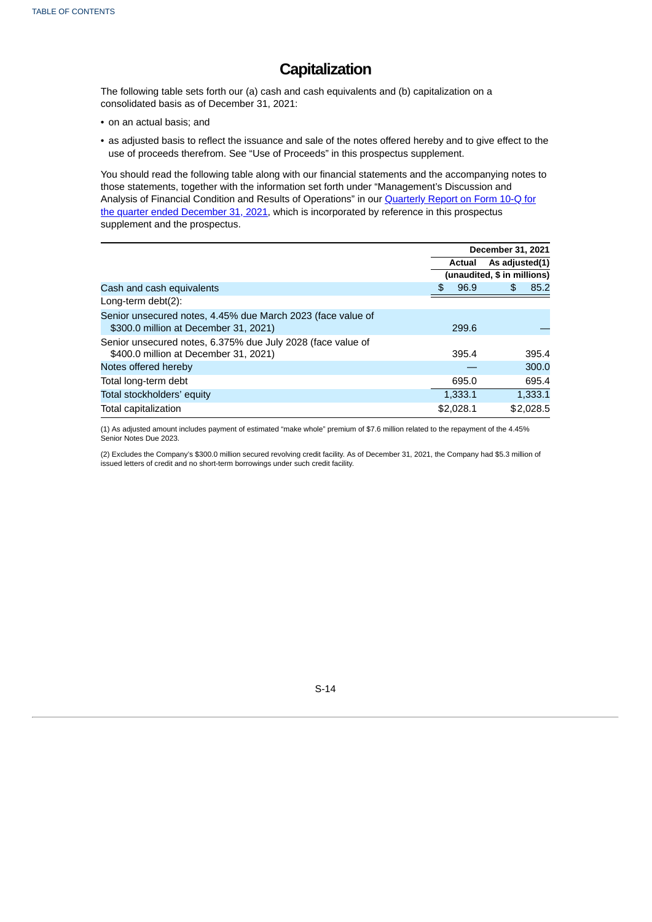# Capitalization

The following table sets forth our (a) cash and cash equivalents and (b) capitalization on a consolidated basis as of December 31, 2021:

- on an actual basis; and
- as adjusted basis to reflect the issuance and sale of the notes offered hereby and to give effect to the use of proceeds therefrom. See "Use of Proceeds" in this prospectus supplement.

You should read the following table along with our financial statements and the accompanying notes to those statements, together with the information set forth under "Management's Discussion and Analysis of Financial Condition and Results of Operations" in our Quarterly Report on Form 10-Q for the quarter ended December 31, 2021, which is incorporated by reference in this prospectus supplement and the prospectus.

| | December 31, 2021 | |
|---|---|---|
| | Actual | As adjusted(1) |
| | (unaudited, $ in millions) | |
| Cash and cash equivalents | $ 96.9 | $ 85.2 |
| Long-term debt(2): | | |
| Senior unsecured notes, 4.45% due March 2023 (face value of $300.0 million at December 31, 2021) | 299.6 | — |
| Senior unsecured notes, 6.375% due July 2028 (face value of $400.0 million at December 31, 2021) | 395.4 | 395.4 |
| Notes offered hereby | — | 300.0 |
| Total long-term debt | 695.0 | 695.4 |
| Total stockholders' equity | 1,333.1 | 1,333.1 |
| Total capitalization | $2,028.1 | $2,028.5 |

(1) As adjusted amount includes payment of estimated "make whole" premium of $7.6 million related to the repayment of the 4.45% Senior Notes Due 2023.

(2) Excludes the Company's $300.0 million secured revolving credit facility. As of December 31, 2021, the Company had $5.3 million of issued letters of credit and no short-term borrowings under such credit facility.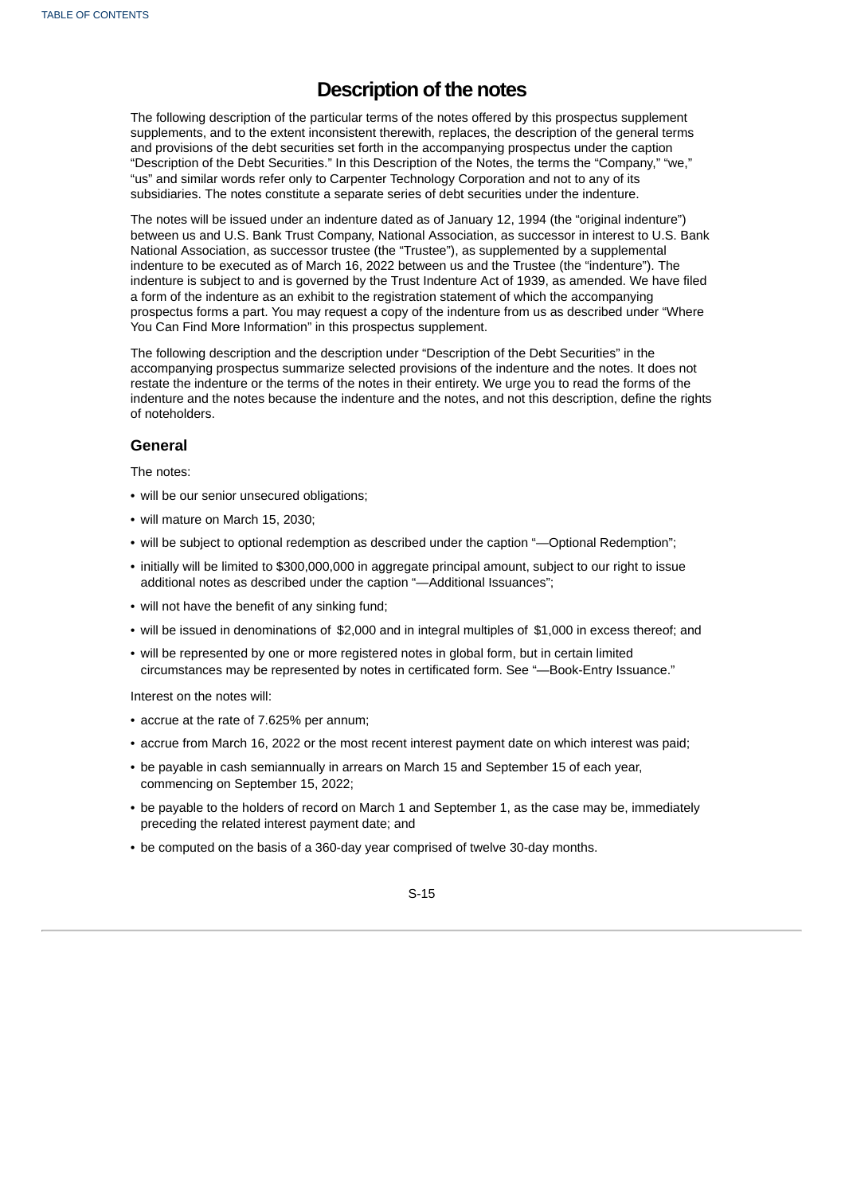# Description of the notes

The following description of the particular terms of the notes offered by this prospectus supplement supplements, and to the extent inconsistent therewith, replaces, the description of the general terms and provisions of the debt securities set forth in the accompanying prospectus under the caption "Description of the Debt Securities." In this Description of the Notes, the terms the "Company," "we," "us" and similar words refer only to Carpenter Technology Corporation and not to any of its subsidiaries. The notes constitute a separate series of debt securities under the indenture.

The notes will be issued under an indenture dated as of January 12, 1994 (the "original indenture") between us and U.S. Bank Trust Company, National Association, as successor in interest to U.S. Bank National Association, as successor trustee (the "Trustee"), as supplemented by a supplemental indenture to be executed as of March 16, 2022 between us and the Trustee (the "indenture"). The indenture is subject to and is governed by the Trust Indenture Act of 1939, as amended. We have filed a form of the indenture as an exhibit to the registration statement of which the accompanying prospectus forms a part. You may request a copy of the indenture from us as described under "Where You Can Find More Information" in this prospectus supplement.

The following description and the description under "Description of the Debt Securities" in the accompanying prospectus summarize selected provisions of the indenture and the notes. It does not restate the indenture or the terms of the notes in their entirety. We urge you to read the forms of the indenture and the notes because the indenture and the notes, and not this description, define the rights of noteholders.

## General

The notes:

- will be our senior unsecured obligations;
- will mature on March 15, 2030;
- will be subject to optional redemption as described under the caption "—Optional Redemption";
- initially will be limited to $300,000,000 in aggregate principal amount, subject to our right to issue additional notes as described under the caption "—Additional Issuances";
- will not have the benefit of any sinking fund;
- will be issued in denominations of $2,000 and in integral multiples of $1,000 in excess thereof; and
- will be represented by one or more registered notes in global form, but in certain limited circumstances may be represented by notes in certificated form. See "—Book-Entry Issuance."

Interest on the notes will:

- accrue at the rate of 7.625% per annum;
- accrue from March 16, 2022 or the most recent interest payment date on which interest was paid;
- be payable in cash semiannually in arrears on March 15 and September 15 of each year, commencing on September 15, 2022;
- be payable to the holders of record on March 1 and September 1, as the case may be, immediately preceding the related interest payment date; and
- be computed on the basis of a 360-day year comprised of twelve 30-day months.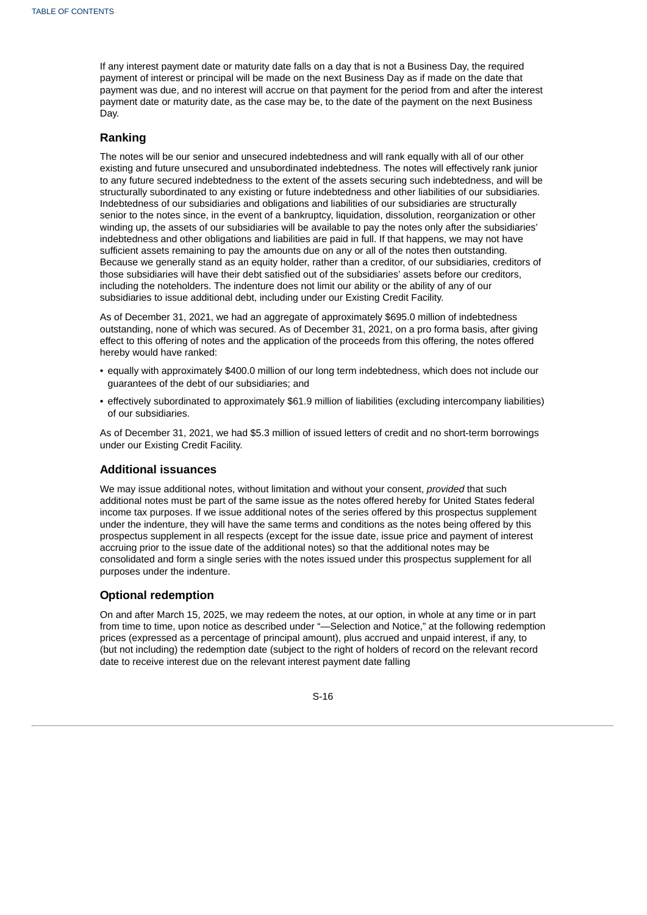If any interest payment date or maturity date falls on a day that is not a Business Day, the required payment of interest or principal will be made on the next Business Day as if made on the date that payment was due, and no interest will accrue on that payment for the period from and after the interest payment date or maturity date, as the case may be, to the date of the payment on the next Business Day.

## Ranking

The notes will be our senior and unsecured indebtedness and will rank equally with all of our other existing and future unsecured and unsubordinated indebtedness. The notes will effectively rank junior to any future secured indebtedness to the extent of the assets securing such indebtedness, and will be structurally subordinated to any existing or future indebtedness and other liabilities of our subsidiaries. Indebtedness of our subsidiaries and obligations and liabilities of our subsidiaries are structurally senior to the notes since, in the event of a bankruptcy, liquidation, dissolution, reorganization or other winding up, the assets of our subsidiaries will be available to pay the notes only after the subsidiaries' indebtedness and other obligations and liabilities are paid in full. If that happens, we may not have sufficient assets remaining to pay the amounts due on any or all of the notes then outstanding. Because we generally stand as an equity holder, rather than a creditor, of our subsidiaries, creditors of those subsidiaries will have their debt satisfied out of the subsidiaries' assets before our creditors, including the noteholders. The indenture does not limit our ability or the ability of any of our subsidiaries to issue additional debt, including under our Existing Credit Facility.

As of December 31, 2021, we had an aggregate of approximately $695.0 million of indebtedness outstanding, none of which was secured. As of December 31, 2021, on a pro forma basis, after giving effect to this offering of notes and the application of the proceeds from this offering, the notes offered hereby would have ranked:

- equally with approximately $400.0 million of our long term indebtedness, which does not include our guarantees of the debt of our subsidiaries; and
- effectively subordinated to approximately $61.9 million of liabilities (excluding intercompany liabilities) of our subsidiaries.

As of December 31, 2021, we had $5.3 million of issued letters of credit and no short-term borrowings under our Existing Credit Facility.

## Additional issuances

We may issue additional notes, without limitation and without your consent, *provided* that such additional notes must be part of the same issue as the notes offered hereby for United States federal income tax purposes. If we issue additional notes of the series offered by this prospectus supplement under the indenture, they will have the same terms and conditions as the notes being offered by this prospectus supplement in all respects (except for the issue date, issue price and payment of interest accruing prior to the issue date of the additional notes) so that the additional notes may be consolidated and form a single series with the notes issued under this prospectus supplement for all purposes under the indenture.

## Optional redemption

On and after March 15, 2025, we may redeem the notes, at our option, in whole at any time or in part from time to time, upon notice as described under "—Selection and Notice," at the following redemption prices (expressed as a percentage of principal amount), plus accrued and unpaid interest, if any, to (but not including) the redemption date (subject to the right of holders of record on the relevant record date to receive interest due on the relevant interest payment date falling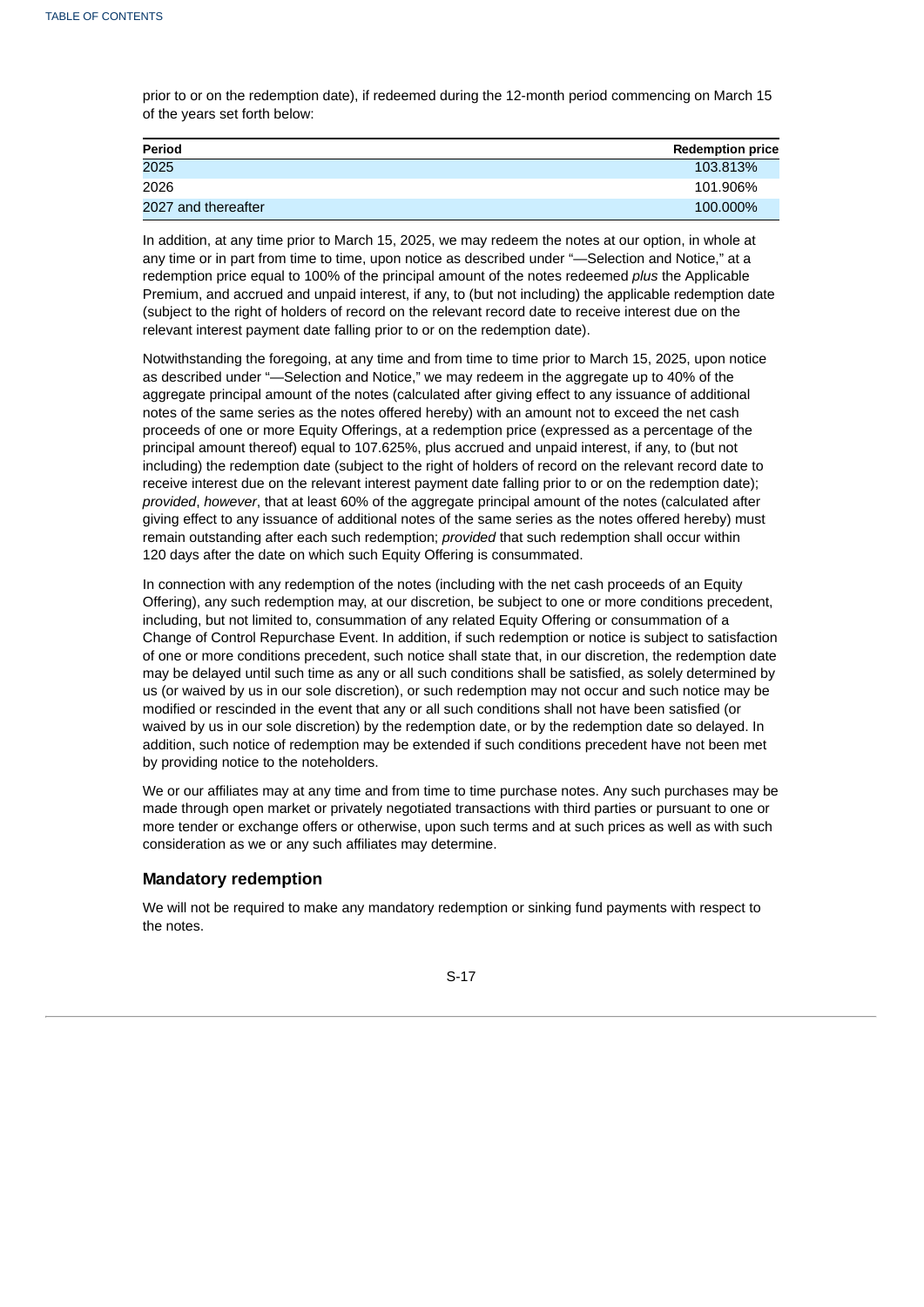prior to or on the redemption date), if redeemed during the 12-month period commencing on March 15 of the years set forth below:

| Period | Redemption price |
|---|---|
| 2025 | 103.813% |
| 2026 | 101.906% |
| 2027 and thereafter | 100.000% |

In addition, at any time prior to March 15, 2025, we may redeem the notes at our option, in whole at any time or in part from time to time, upon notice as described under "—Selection and Notice," at a redemption price equal to 100% of the principal amount of the notes redeemed *plus* the Applicable Premium, and accrued and unpaid interest, if any, to (but not including) the applicable redemption date (subject to the right of holders of record on the relevant record date to receive interest due on the relevant interest payment date falling prior to or on the redemption date).

Notwithstanding the foregoing, at any time and from time to time prior to March 15, 2025, upon notice as described under "—Selection and Notice," we may redeem in the aggregate up to 40% of the aggregate principal amount of the notes (calculated after giving effect to any issuance of additional notes of the same series as the notes offered hereby) with an amount not to exceed the net cash proceeds of one or more Equity Offerings, at a redemption price (expressed as a percentage of the principal amount thereof) equal to 107.625%, plus accrued and unpaid interest, if any, to (but not including) the redemption date (subject to the right of holders of record on the relevant record date to receive interest due on the relevant interest payment date falling prior to or on the redemption date); *provided*, *however*, that at least 60% of the aggregate principal amount of the notes (calculated after giving effect to any issuance of additional notes of the same series as the notes offered hereby) must remain outstanding after each such redemption; *provided* that such redemption shall occur within 120 days after the date on which such Equity Offering is consummated.

In connection with any redemption of the notes (including with the net cash proceeds of an Equity Offering), any such redemption may, at our discretion, be subject to one or more conditions precedent, including, but not limited to, consummation of any related Equity Offering or consummation of a Change of Control Repurchase Event. In addition, if such redemption or notice is subject to satisfaction of one or more conditions precedent, such notice shall state that, in our discretion, the redemption date may be delayed until such time as any or all such conditions shall be satisfied, as solely determined by us (or waived by us in our sole discretion), or such redemption may not occur and such notice may be modified or rescinded in the event that any or all such conditions shall not have been satisfied (or waived by us in our sole discretion) by the redemption date, or by the redemption date so delayed. In addition, such notice of redemption may be extended if such conditions precedent have not been met by providing notice to the noteholders.

We or our affiliates may at any time and from time to time purchase notes. Any such purchases may be made through open market or privately negotiated transactions with third parties or pursuant to one or more tender or exchange offers or otherwise, upon such terms and at such prices as well as with such consideration as we or any such affiliates may determine.

### Mandatory redemption

We will not be required to make any mandatory redemption or sinking fund payments with respect to the notes.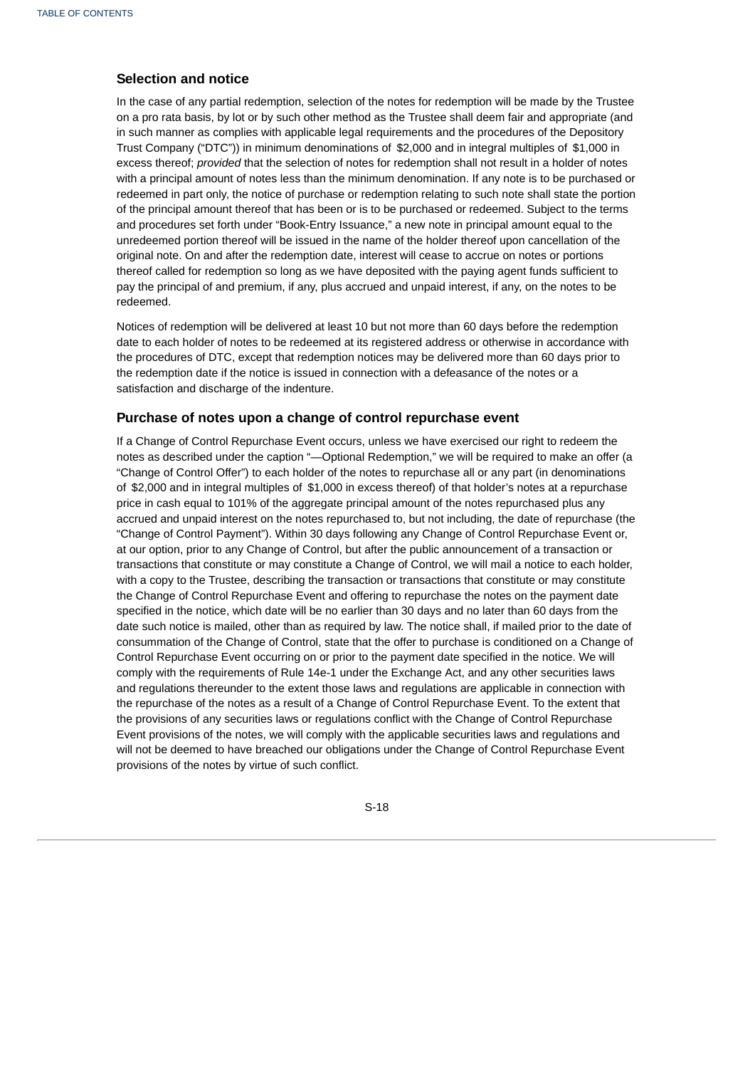### Selection and notice

In the case of any partial redemption, selection of the notes for redemption will be made by the Trustee on a pro rata basis, by lot or by such other method as the Trustee shall deem fair and appropriate (and in such manner as complies with applicable legal requirements and the procedures of the Depository Trust Company ("DTC")) in minimum denominations of $2,000 and in integral multiples of $1,000 in excess thereof; *provided* that the selection of notes for redemption shall not result in a holder of notes with a principal amount of notes less than the minimum denomination. If any note is to be purchased or redeemed in part only, the notice of purchase or redemption relating to such note shall state the portion of the principal amount thereof that has been or is to be purchased or redeemed. Subject to the terms and procedures set forth under "Book-Entry Issuance," a new note in principal amount equal to the unredeemed portion thereof will be issued in the name of the holder thereof upon cancellation of the original note. On and after the redemption date, interest will cease to accrue on notes or portions thereof called for redemption so long as we have deposited with the paying agent funds sufficient to pay the principal of and premium, if any, plus accrued and unpaid interest, if any, on the notes to be redeemed.

Notices of redemption will be delivered at least 10 but not more than 60 days before the redemption date to each holder of notes to be redeemed at its registered address or otherwise in accordance with the procedures of DTC, except that redemption notices may be delivered more than 60 days prior to the redemption date if the notice is issued in connection with a defeasance of the notes or a satisfaction and discharge of the indenture.

### Purchase of notes upon a change of control repurchase event

If a Change of Control Repurchase Event occurs, unless we have exercised our right to redeem the notes as described under the caption "—Optional Redemption," we will be required to make an offer (a "Change of Control Offer") to each holder of the notes to repurchase all or any part (in denominations of $2,000 and in integral multiples of $1,000 in excess thereof) of that holder's notes at a repurchase price in cash equal to 101% of the aggregate principal amount of the notes repurchased plus any accrued and unpaid interest on the notes repurchased to, but not including, the date of repurchase (the "Change of Control Payment"). Within 30 days following any Change of Control Repurchase Event or, at our option, prior to any Change of Control, but after the public announcement of a transaction or transactions that constitute or may constitute a Change of Control, we will mail a notice to each holder, with a copy to the Trustee, describing the transaction or transactions that constitute or may constitute the Change of Control Repurchase Event and offering to repurchase the notes on the payment date specified in the notice, which date will be no earlier than 30 days and no later than 60 days from the date such notice is mailed, other than as required by law. The notice shall, if mailed prior to the date of consummation of the Change of Control, state that the offer to purchase is conditioned on a Change of Control Repurchase Event occurring on or prior to the payment date specified in the notice. We will comply with the requirements of Rule 14e-1 under the Exchange Act, and any other securities laws and regulations thereunder to the extent those laws and regulations are applicable in connection with the repurchase of the notes as a result of a Change of Control Repurchase Event. To the extent that the provisions of any securities laws or regulations conflict with the Change of Control Repurchase Event provisions of the notes, we will comply with the applicable securities laws and regulations and will not be deemed to have breached our obligations under the Change of Control Repurchase Event provisions of the notes by virtue of such conflict.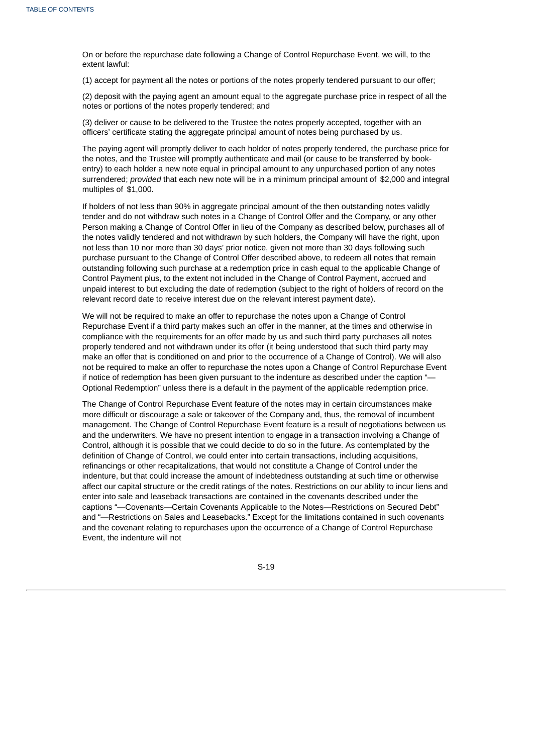On or before the repurchase date following a Change of Control Repurchase Event, we will, to the extent lawful:

(1) accept for payment all the notes or portions of the notes properly tendered pursuant to our offer;

(2) deposit with the paying agent an amount equal to the aggregate purchase price in respect of all the notes or portions of the notes properly tendered; and

(3) deliver or cause to be delivered to the Trustee the notes properly accepted, together with an officers' certificate stating the aggregate principal amount of notes being purchased by us.

The paying agent will promptly deliver to each holder of notes properly tendered, the purchase price for the notes, and the Trustee will promptly authenticate and mail (or cause to be transferred by book-entry) to each holder a new note equal in principal amount to any unpurchased portion of any notes surrendered; *provided* that each new note will be in a minimum principal amount of $2,000 and integral multiples of $1,000.

If holders of not less than 90% in aggregate principal amount of the then outstanding notes validly tender and do not withdraw such notes in a Change of Control Offer and the Company, or any other Person making a Change of Control Offer in lieu of the Company as described below, purchases all of the notes validly tendered and not withdrawn by such holders, the Company will have the right, upon not less than 10 nor more than 30 days' prior notice, given not more than 30 days following such purchase pursuant to the Change of Control Offer described above, to redeem all notes that remain outstanding following such purchase at a redemption price in cash equal to the applicable Change of Control Payment plus, to the extent not included in the Change of Control Payment, accrued and unpaid interest to but excluding the date of redemption (subject to the right of holders of record on the relevant record date to receive interest due on the relevant interest payment date).

We will not be required to make an offer to repurchase the notes upon a Change of Control Repurchase Event if a third party makes such an offer in the manner, at the times and otherwise in compliance with the requirements for an offer made by us and such third party purchases all notes properly tendered and not withdrawn under its offer (it being understood that such third party may make an offer that is conditioned on and prior to the occurrence of a Change of Control). We will also not be required to make an offer to repurchase the notes upon a Change of Control Repurchase Event if notice of redemption has been given pursuant to the indenture as described under the caption "—Optional Redemption" unless there is a default in the payment of the applicable redemption price.

The Change of Control Repurchase Event feature of the notes may in certain circumstances make more difficult or discourage a sale or takeover of the Company and, thus, the removal of incumbent management. The Change of Control Repurchase Event feature is a result of negotiations between us and the underwriters. We have no present intention to engage in a transaction involving a Change of Control, although it is possible that we could decide to do so in the future. As contemplated by the definition of Change of Control, we could enter into certain transactions, including acquisitions, refinancings or other recapitalizations, that would not constitute a Change of Control under the indenture, but that could increase the amount of indebtedness outstanding at such time or otherwise affect our capital structure or the credit ratings of the notes. Restrictions on our ability to incur liens and enter into sale and leaseback transactions are contained in the covenants described under the captions "—Covenants—Certain Covenants Applicable to the Notes—Restrictions on Secured Debt" and "—Restrictions on Sales and Leasebacks." Except for the limitations contained in such covenants and the covenant relating to repurchases upon the occurrence of a Change of Control Repurchase Event, the indenture will not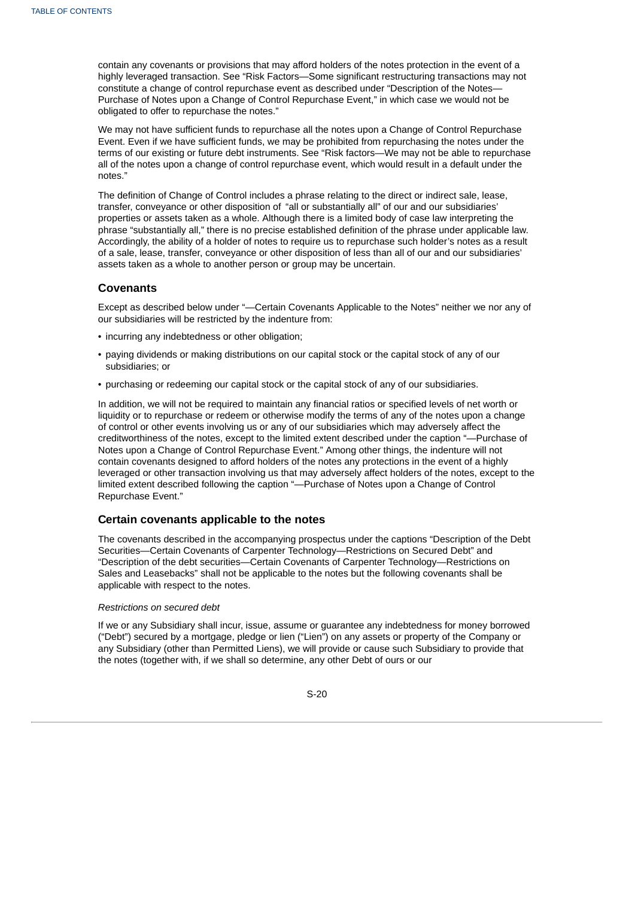contain any covenants or provisions that may afford holders of the notes protection in the event of a highly leveraged transaction. See "Risk Factors—Some significant restructuring transactions may not constitute a change of control repurchase event as described under "Description of the Notes—Purchase of Notes upon a Change of Control Repurchase Event," in which case we would not be obligated to offer to repurchase the notes."

We may not have sufficient funds to repurchase all the notes upon a Change of Control Repurchase Event. Even if we have sufficient funds, we may be prohibited from repurchasing the notes under the terms of our existing or future debt instruments. See "Risk factors—We may not be able to repurchase all of the notes upon a change of control repurchase event, which would result in a default under the notes."

The definition of Change of Control includes a phrase relating to the direct or indirect sale, lease, transfer, conveyance or other disposition of "all or substantially all" of our and our subsidiaries' properties or assets taken as a whole. Although there is a limited body of case law interpreting the phrase "substantially all," there is no precise established definition of the phrase under applicable law. Accordingly, the ability of a holder of notes to require us to repurchase such holder's notes as a result of a sale, lease, transfer, conveyance or other disposition of less than all of our and our subsidiaries' assets taken as a whole to another person or group may be uncertain.

## Covenants

Except as described below under "—Certain Covenants Applicable to the Notes" neither we nor any of our subsidiaries will be restricted by the indenture from:

- incurring any indebtedness or other obligation;
- paying dividends or making distributions on our capital stock or the capital stock of any of our subsidiaries; or
- purchasing or redeeming our capital stock or the capital stock of any of our subsidiaries.

In addition, we will not be required to maintain any financial ratios or specified levels of net worth or liquidity or to repurchase or redeem or otherwise modify the terms of any of the notes upon a change of control or other events involving us or any of our subsidiaries which may adversely affect the creditworthiness of the notes, except to the limited extent described under the caption "—Purchase of Notes upon a Change of Control Repurchase Event." Among other things, the indenture will not contain covenants designed to afford holders of the notes any protections in the event of a highly leveraged or other transaction involving us that may adversely affect holders of the notes, except to the limited extent described following the caption "—Purchase of Notes upon a Change of Control Repurchase Event."

## Certain covenants applicable to the notes

The covenants described in the accompanying prospectus under the captions "Description of the Debt Securities—Certain Covenants of Carpenter Technology—Restrictions on Secured Debt" and "Description of the debt securities—Certain Covenants of Carpenter Technology—Restrictions on Sales and Leasebacks" shall not be applicable to the notes but the following covenants shall be applicable with respect to the notes.

*Restrictions on secured debt*

If we or any Subsidiary shall incur, issue, assume or guarantee any indebtedness for money borrowed ("Debt") secured by a mortgage, pledge or lien ("Lien") on any assets or property of the Company or any Subsidiary (other than Permitted Liens), we will provide or cause such Subsidiary to provide that the notes (together with, if we shall so determine, any other Debt of ours or our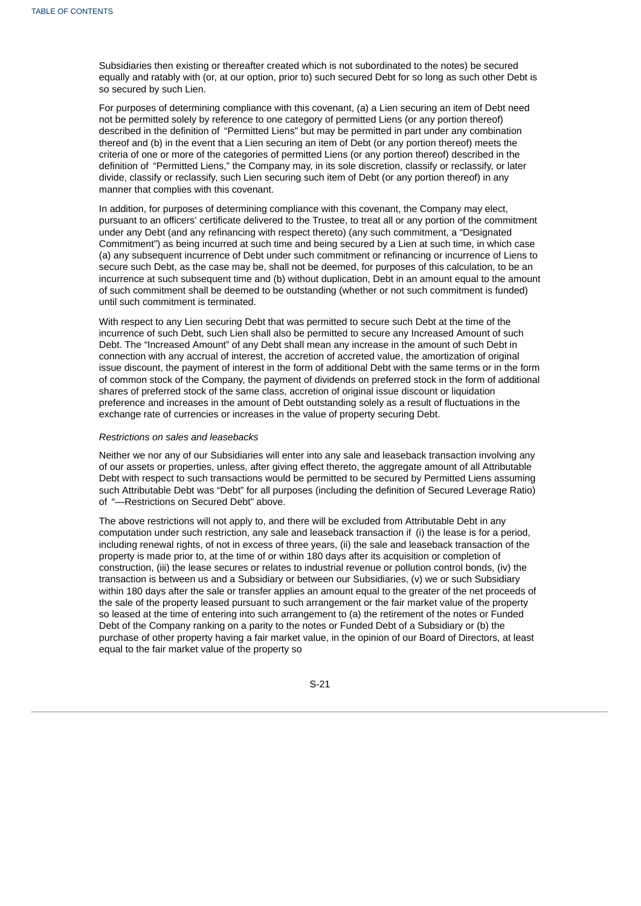Subsidiaries then existing or thereafter created which is not subordinated to the notes) be secured equally and ratably with (or, at our option, prior to) such secured Debt for so long as such other Debt is so secured by such Lien.

For purposes of determining compliance with this covenant, (a) a Lien securing an item of Debt need not be permitted solely by reference to one category of permitted Liens (or any portion thereof) described in the definition of "Permitted Liens" but may be permitted in part under any combination thereof and (b) in the event that a Lien securing an item of Debt (or any portion thereof) meets the criteria of one or more of the categories of permitted Liens (or any portion thereof) described in the definition of "Permitted Liens," the Company may, in its sole discretion, classify or reclassify, or later divide, classify or reclassify, such Lien securing such item of Debt (or any portion thereof) in any manner that complies with this covenant.

In addition, for purposes of determining compliance with this covenant, the Company may elect, pursuant to an officers' certificate delivered to the Trustee, to treat all or any portion of the commitment under any Debt (and any refinancing with respect thereto) (any such commitment, a "Designated Commitment") as being incurred at such time and being secured by a Lien at such time, in which case (a) any subsequent incurrence of Debt under such commitment or refinancing or incurrence of Liens to secure such Debt, as the case may be, shall not be deemed, for purposes of this calculation, to be an incurrence at such subsequent time and (b) without duplication, Debt in an amount equal to the amount of such commitment shall be deemed to be outstanding (whether or not such commitment is funded) until such commitment is terminated.

With respect to any Lien securing Debt that was permitted to secure such Debt at the time of the incurrence of such Debt, such Lien shall also be permitted to secure any Increased Amount of such Debt. The "Increased Amount" of any Debt shall mean any increase in the amount of such Debt in connection with any accrual of interest, the accretion of accreted value, the amortization of original issue discount, the payment of interest in the form of additional Debt with the same terms or in the form of common stock of the Company, the payment of dividends on preferred stock in the form of additional shares of preferred stock of the same class, accretion of original issue discount or liquidation preference and increases in the amount of Debt outstanding solely as a result of fluctuations in the exchange rate of currencies or increases in the value of property securing Debt.

*Restrictions on sales and leasebacks*

Neither we nor any of our Subsidiaries will enter into any sale and leaseback transaction involving any of our assets or properties, unless, after giving effect thereto, the aggregate amount of all Attributable Debt with respect to such transactions would be permitted to be secured by Permitted Liens assuming such Attributable Debt was "Debt" for all purposes (including the definition of Secured Leverage Ratio) of "—Restrictions on Secured Debt" above.

The above restrictions will not apply to, and there will be excluded from Attributable Debt in any computation under such restriction, any sale and leaseback transaction if (i) the lease is for a period, including renewal rights, of not in excess of three years, (ii) the sale and leaseback transaction of the property is made prior to, at the time of or within 180 days after its acquisition or completion of construction, (iii) the lease secures or relates to industrial revenue or pollution control bonds, (iv) the transaction is between us and a Subsidiary or between our Subsidiaries, (v) we or such Subsidiary within 180 days after the sale or transfer applies an amount equal to the greater of the net proceeds of the sale of the property leased pursuant to such arrangement or the fair market value of the property so leased at the time of entering into such arrangement to (a) the retirement of the notes or Funded Debt of the Company ranking on a parity to the notes or Funded Debt of a Subsidiary or (b) the purchase of other property having a fair market value, in the opinion of our Board of Directors, at least equal to the fair market value of the property so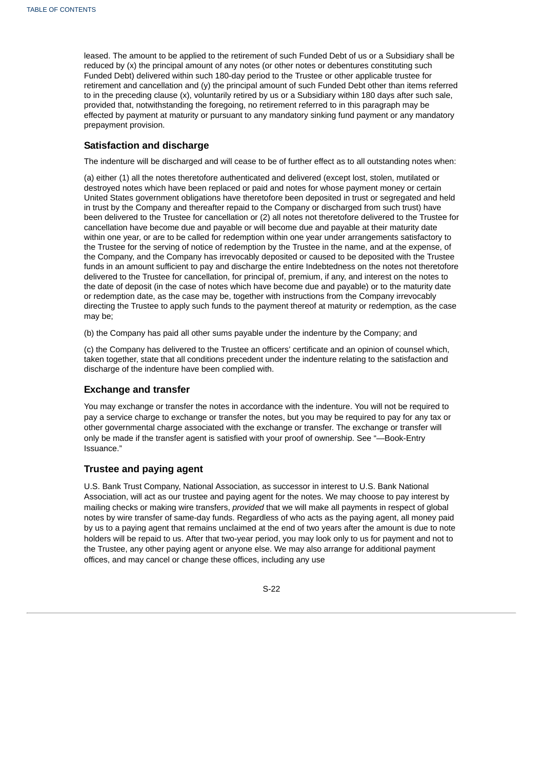leased. The amount to be applied to the retirement of such Funded Debt of us or a Subsidiary shall be reduced by (x) the principal amount of any notes (or other notes or debentures constituting such Funded Debt) delivered within such 180-day period to the Trustee or other applicable trustee for retirement and cancellation and (y) the principal amount of such Funded Debt other than items referred to in the preceding clause (x), voluntarily retired by us or a Subsidiary within 180 days after such sale, provided that, notwithstanding the foregoing, no retirement referred to in this paragraph may be effected by payment at maturity or pursuant to any mandatory sinking fund payment or any mandatory prepayment provision.

### Satisfaction and discharge

The indenture will be discharged and will cease to be of further effect as to all outstanding notes when:

(a) either (1) all the notes theretofore authenticated and delivered (except lost, stolen, mutilated or destroyed notes which have been replaced or paid and notes for whose payment money or certain United States government obligations have theretofore been deposited in trust or segregated and held in trust by the Company and thereafter repaid to the Company or discharged from such trust) have been delivered to the Trustee for cancellation or (2) all notes not theretofore delivered to the Trustee for cancellation have become due and payable or will become due and payable at their maturity date within one year, or are to be called for redemption within one year under arrangements satisfactory to the Trustee for the serving of notice of redemption by the Trustee in the name, and at the expense, of the Company, and the Company has irrevocably deposited or caused to be deposited with the Trustee funds in an amount sufficient to pay and discharge the entire Indebtedness on the notes not theretofore delivered to the Trustee for cancellation, for principal of, premium, if any, and interest on the notes to the date of deposit (in the case of notes which have become due and payable) or to the maturity date or redemption date, as the case may be, together with instructions from the Company irrevocably directing the Trustee to apply such funds to the payment thereof at maturity or redemption, as the case may be;

(b) the Company has paid all other sums payable under the indenture by the Company; and

(c) the Company has delivered to the Trustee an officers' certificate and an opinion of counsel which, taken together, state that all conditions precedent under the indenture relating to the satisfaction and discharge of the indenture have been complied with.

### Exchange and transfer

You may exchange or transfer the notes in accordance with the indenture. You will not be required to pay a service charge to exchange or transfer the notes, but you may be required to pay for any tax or other governmental charge associated with the exchange or transfer. The exchange or transfer will only be made if the transfer agent is satisfied with your proof of ownership. See "—Book-Entry Issuance."

### Trustee and paying agent

U.S. Bank Trust Company, National Association, as successor in interest to U.S. Bank National Association, will act as our trustee and paying agent for the notes. We may choose to pay interest by mailing checks or making wire transfers, *provided* that we will make all payments in respect of global notes by wire transfer of same-day funds. Regardless of who acts as the paying agent, all money paid by us to a paying agent that remains unclaimed at the end of two years after the amount is due to note holders will be repaid to us. After that two-year period, you may look only to us for payment and not to the Trustee, any other paying agent or anyone else. We may also arrange for additional payment offices, and may cancel or change these offices, including any use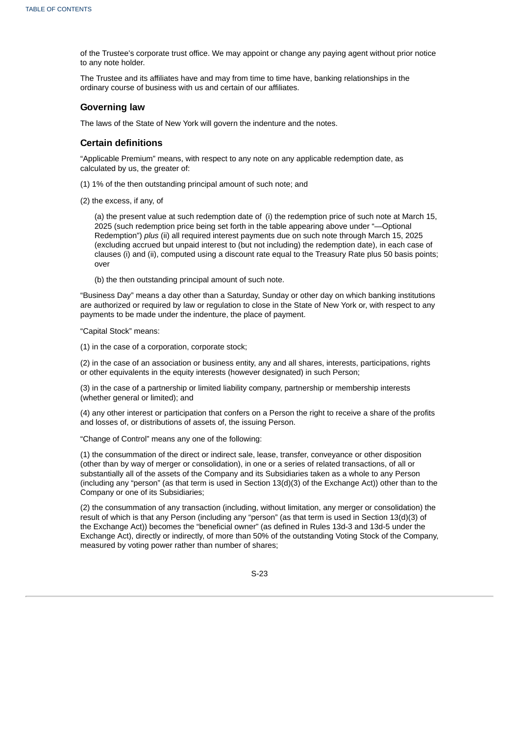of the Trustee's corporate trust office. We may appoint or change any paying agent without prior notice to any note holder.

The Trustee and its affiliates have and may from time to time have, banking relationships in the ordinary course of business with us and certain of our affiliates.

### Governing law

The laws of the State of New York will govern the indenture and the notes.

### Certain definitions

"Applicable Premium" means, with respect to any note on any applicable redemption date, as calculated by us, the greater of:

(1) 1% of the then outstanding principal amount of such note; and

(2) the excess, if any, of

> (a) the present value at such redemption date of (i) the redemption price of such note at March 15, 2025 (such redemption price being set forth in the table appearing above under "—Optional Redemption") *plus* (ii) all required interest payments due on such note through March 15, 2025 (excluding accrued but unpaid interest to (but not including) the redemption date), in each case of clauses (i) and (ii), computed using a discount rate equal to the Treasury Rate plus 50 basis points; over
>
> (b) the then outstanding principal amount of such note.

"Business Day" means a day other than a Saturday, Sunday or other day on which banking institutions are authorized or required by law or regulation to close in the State of New York or, with respect to any payments to be made under the indenture, the place of payment.

"Capital Stock" means:

(1) in the case of a corporation, corporate stock;

(2) in the case of an association or business entity, any and all shares, interests, participations, rights or other equivalents in the equity interests (however designated) in such Person;

(3) in the case of a partnership or limited liability company, partnership or membership interests (whether general or limited); and

(4) any other interest or participation that confers on a Person the right to receive a share of the profits and losses of, or distributions of assets of, the issuing Person.

"Change of Control" means any one of the following:

(1) the consummation of the direct or indirect sale, lease, transfer, conveyance or other disposition (other than by way of merger or consolidation), in one or a series of related transactions, of all or substantially all of the assets of the Company and its Subsidiaries taken as a whole to any Person (including any "person" (as that term is used in Section 13(d)(3) of the Exchange Act)) other than to the Company or one of its Subsidiaries;

(2) the consummation of any transaction (including, without limitation, any merger or consolidation) the result of which is that any Person (including any "person" (as that term is used in Section 13(d)(3) of the Exchange Act)) becomes the "beneficial owner" (as defined in Rules 13d-3 and 13d-5 under the Exchange Act), directly or indirectly, of more than 50% of the outstanding Voting Stock of the Company, measured by voting power rather than number of shares;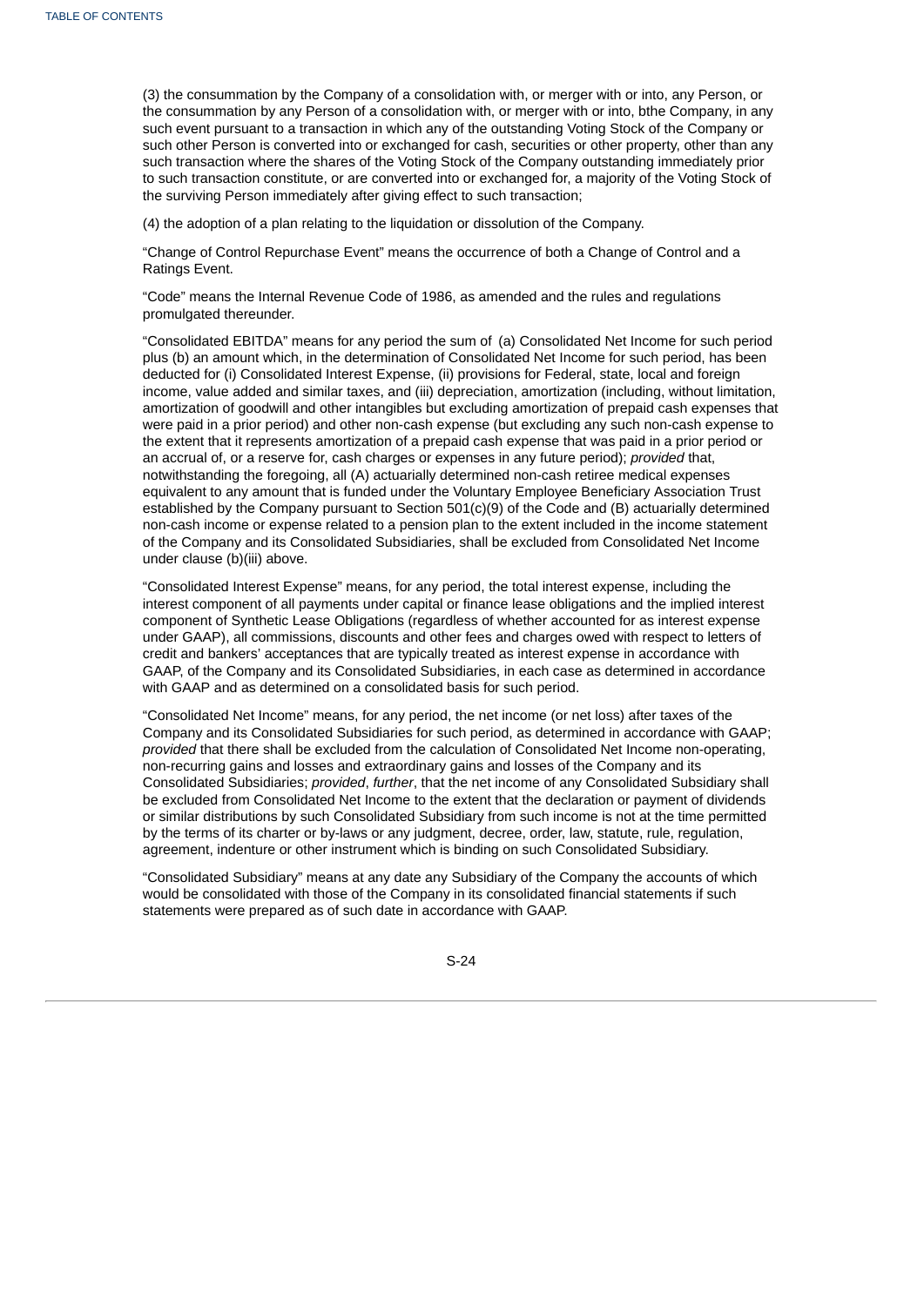(3) the consummation by the Company of a consolidation with, or merger with or into, any Person, or the consummation by any Person of a consolidation with, or merger with or into, bthe Company, in any such event pursuant to a transaction in which any of the outstanding Voting Stock of the Company or such other Person is converted into or exchanged for cash, securities or other property, other than any such transaction where the shares of the Voting Stock of the Company outstanding immediately prior to such transaction constitute, or are converted into or exchanged for, a majority of the Voting Stock of the surviving Person immediately after giving effect to such transaction;

(4) the adoption of a plan relating to the liquidation or dissolution of the Company.

"Change of Control Repurchase Event" means the occurrence of both a Change of Control and a Ratings Event.

"Code" means the Internal Revenue Code of 1986, as amended and the rules and regulations promulgated thereunder.

"Consolidated EBITDA" means for any period the sum of (a) Consolidated Net Income for such period plus (b) an amount which, in the determination of Consolidated Net Income for such period, has been deducted for (i) Consolidated Interest Expense, (ii) provisions for Federal, state, local and foreign income, value added and similar taxes, and (iii) depreciation, amortization (including, without limitation, amortization of goodwill and other intangibles but excluding amortization of prepaid cash expenses that were paid in a prior period) and other non-cash expense (but excluding any such non-cash expense to the extent that it represents amortization of a prepaid cash expense that was paid in a prior period or an accrual of, or a reserve for, cash charges or expenses in any future period); *provided* that, notwithstanding the foregoing, all (A) actuarially determined non-cash retiree medical expenses equivalent to any amount that is funded under the Voluntary Employee Beneficiary Association Trust established by the Company pursuant to Section 501(c)(9) of the Code and (B) actuarially determined non-cash income or expense related to a pension plan to the extent included in the income statement of the Company and its Consolidated Subsidiaries, shall be excluded from Consolidated Net Income under clause (b)(iii) above.

"Consolidated Interest Expense" means, for any period, the total interest expense, including the interest component of all payments under capital or finance lease obligations and the implied interest component of Synthetic Lease Obligations (regardless of whether accounted for as interest expense under GAAP), all commissions, discounts and other fees and charges owed with respect to letters of credit and bankers' acceptances that are typically treated as interest expense in accordance with GAAP, of the Company and its Consolidated Subsidiaries, in each case as determined in accordance with GAAP and as determined on a consolidated basis for such period.

"Consolidated Net Income" means, for any period, the net income (or net loss) after taxes of the Company and its Consolidated Subsidiaries for such period, as determined in accordance with GAAP; *provided* that there shall be excluded from the calculation of Consolidated Net Income non-operating, non-recurring gains and losses and extraordinary gains and losses of the Company and its Consolidated Subsidiaries; *provided*, *further*, that the net income of any Consolidated Subsidiary shall be excluded from Consolidated Net Income to the extent that the declaration or payment of dividends or similar distributions by such Consolidated Subsidiary from such income is not at the time permitted by the terms of its charter or by-laws or any judgment, decree, order, law, statute, rule, regulation, agreement, indenture or other instrument which is binding on such Consolidated Subsidiary.

"Consolidated Subsidiary" means at any date any Subsidiary of the Company the accounts of which would be consolidated with those of the Company in its consolidated financial statements if such statements were prepared as of such date in accordance with GAAP.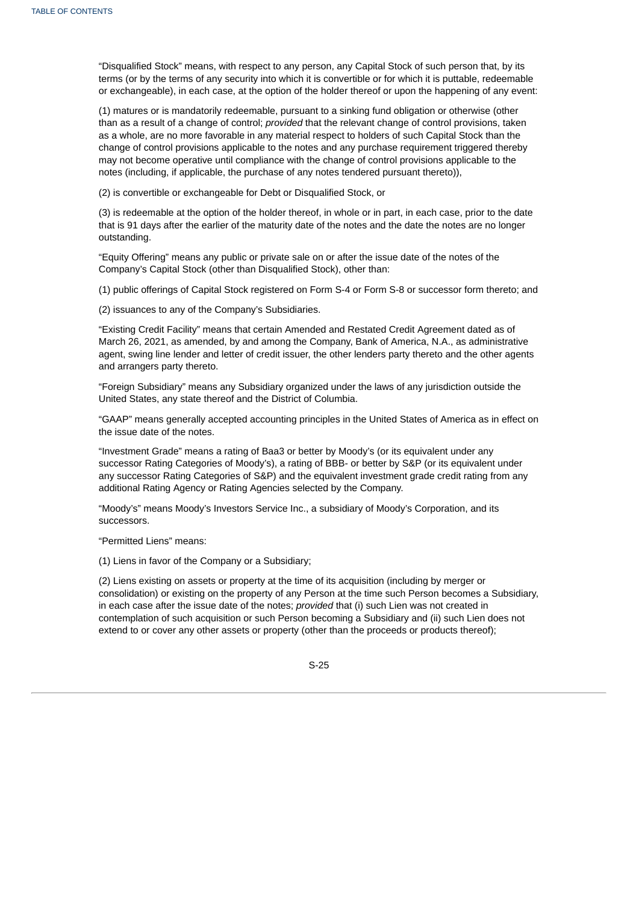"Disqualified Stock" means, with respect to any person, any Capital Stock of such person that, by its terms (or by the terms of any security into which it is convertible or for which it is puttable, redeemable or exchangeable), in each case, at the option of the holder thereof or upon the happening of any event:

(1) matures or is mandatorily redeemable, pursuant to a sinking fund obligation or otherwise (other than as a result of a change of control; *provided* that the relevant change of control provisions, taken as a whole, are no more favorable in any material respect to holders of such Capital Stock than the change of control provisions applicable to the notes and any purchase requirement triggered thereby may not become operative until compliance with the change of control provisions applicable to the notes (including, if applicable, the purchase of any notes tendered pursuant thereto)),

(2) is convertible or exchangeable for Debt or Disqualified Stock, or

(3) is redeemable at the option of the holder thereof, in whole or in part, in each case, prior to the date that is 91 days after the earlier of the maturity date of the notes and the date the notes are no longer outstanding.

"Equity Offering" means any public or private sale on or after the issue date of the notes of the Company's Capital Stock (other than Disqualified Stock), other than:

(1) public offerings of Capital Stock registered on Form S-4 or Form S-8 or successor form thereto; and

(2) issuances to any of the Company's Subsidiaries.

"Existing Credit Facility" means that certain Amended and Restated Credit Agreement dated as of March 26, 2021, as amended, by and among the Company, Bank of America, N.A., as administrative agent, swing line lender and letter of credit issuer, the other lenders party thereto and the other agents and arrangers party thereto.

"Foreign Subsidiary" means any Subsidiary organized under the laws of any jurisdiction outside the United States, any state thereof and the District of Columbia.

"GAAP" means generally accepted accounting principles in the United States of America as in effect on the issue date of the notes.

"Investment Grade" means a rating of Baa3 or better by Moody's (or its equivalent under any successor Rating Categories of Moody's), a rating of BBB- or better by S&P (or its equivalent under any successor Rating Categories of S&P) and the equivalent investment grade credit rating from any additional Rating Agency or Rating Agencies selected by the Company.

"Moody's" means Moody's Investors Service Inc., a subsidiary of Moody's Corporation, and its successors.

"Permitted Liens" means:

(1) Liens in favor of the Company or a Subsidiary;

(2) Liens existing on assets or property at the time of its acquisition (including by merger or consolidation) or existing on the property of any Person at the time such Person becomes a Subsidiary, in each case after the issue date of the notes; *provided* that (i) such Lien was not created in contemplation of such acquisition or such Person becoming a Subsidiary and (ii) such Lien does not extend to or cover any other assets or property (other than the proceeds or products thereof);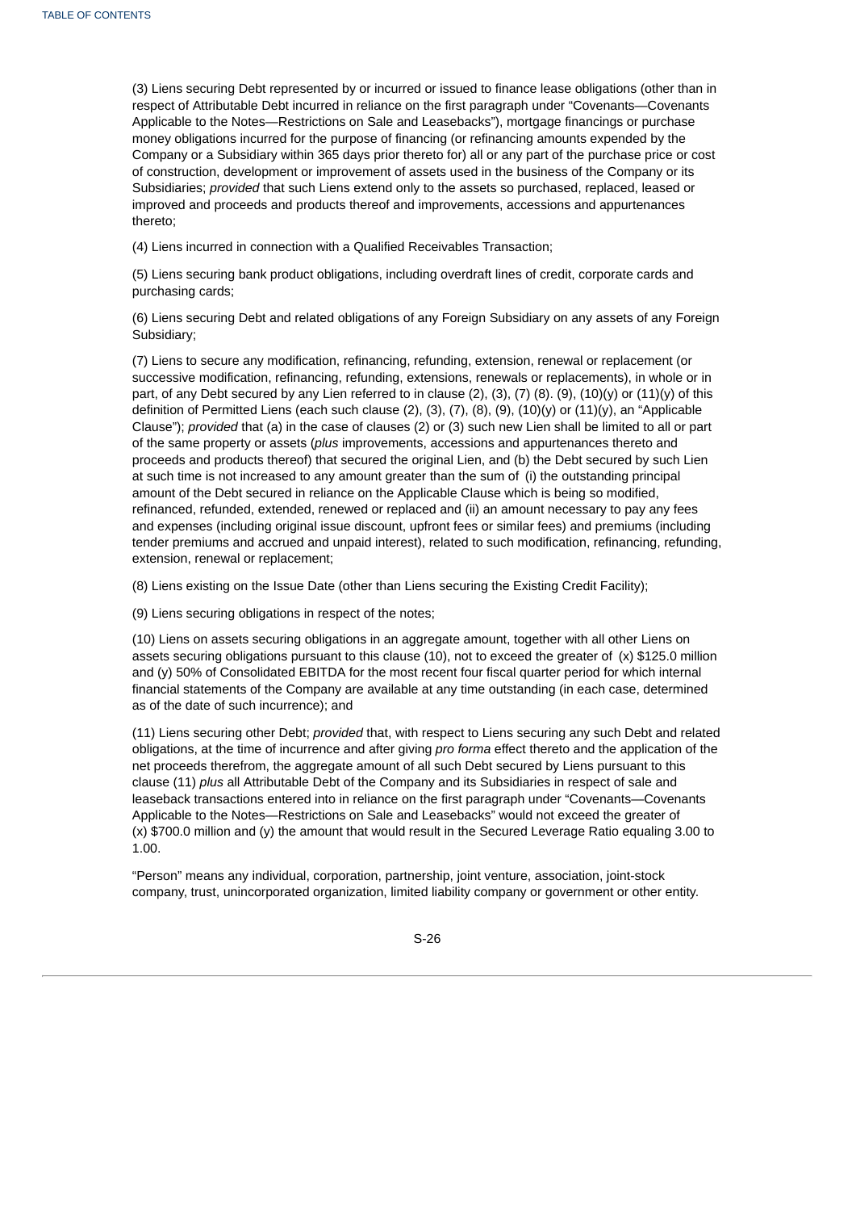(3) Liens securing Debt represented by or incurred or issued to finance lease obligations (other than in respect of Attributable Debt incurred in reliance on the first paragraph under "Covenants—Covenants Applicable to the Notes—Restrictions on Sale and Leasebacks"), mortgage financings or purchase money obligations incurred for the purpose of financing (or refinancing amounts expended by the Company or a Subsidiary within 365 days prior thereto for) all or any part of the purchase price or cost of construction, development or improvement of assets used in the business of the Company or its Subsidiaries; *provided* that such Liens extend only to the assets so purchased, replaced, leased or improved and proceeds and products thereof and improvements, accessions and appurtenances thereto;

(4) Liens incurred in connection with a Qualified Receivables Transaction;

(5) Liens securing bank product obligations, including overdraft lines of credit, corporate cards and purchasing cards;

(6) Liens securing Debt and related obligations of any Foreign Subsidiary on any assets of any Foreign Subsidiary;

(7) Liens to secure any modification, refinancing, refunding, extension, renewal or replacement (or successive modification, refinancing, refunding, extensions, renewals or replacements), in whole or in part, of any Debt secured by any Lien referred to in clause (2), (3), (7) (8). (9), (10)(y) or (11)(y) of this definition of Permitted Liens (each such clause (2), (3), (7), (8), (9), (10)(y) or (11)(y), an "Applicable Clause"); *provided* that (a) in the case of clauses (2) or (3) such new Lien shall be limited to all or part of the same property or assets (*plus* improvements, accessions and appurtenances thereto and proceeds and products thereof) that secured the original Lien, and (b) the Debt secured by such Lien at such time is not increased to any amount greater than the sum of (i) the outstanding principal amount of the Debt secured in reliance on the Applicable Clause which is being so modified, refinanced, refunded, extended, renewed or replaced and (ii) an amount necessary to pay any fees and expenses (including original issue discount, upfront fees or similar fees) and premiums (including tender premiums and accrued and unpaid interest), related to such modification, refinancing, refunding, extension, renewal or replacement;

(8) Liens existing on the Issue Date (other than Liens securing the Existing Credit Facility);

(9) Liens securing obligations in respect of the notes;

(10) Liens on assets securing obligations in an aggregate amount, together with all other Liens on assets securing obligations pursuant to this clause (10), not to exceed the greater of (x) $125.0 million and (y) 50% of Consolidated EBITDA for the most recent four fiscal quarter period for which internal financial statements of the Company are available at any time outstanding (in each case, determined as of the date of such incurrence); and

(11) Liens securing other Debt; *provided* that, with respect to Liens securing any such Debt and related obligations, at the time of incurrence and after giving *pro forma* effect thereto and the application of the net proceeds therefrom, the aggregate amount of all such Debt secured by Liens pursuant to this clause (11) *plus* all Attributable Debt of the Company and its Subsidiaries in respect of sale and leaseback transactions entered into in reliance on the first paragraph under "Covenants—Covenants Applicable to the Notes—Restrictions on Sale and Leasebacks" would not exceed the greater of (x) $700.0 million and (y) the amount that would result in the Secured Leverage Ratio equaling 3.00 to 1.00.

"Person" means any individual, corporation, partnership, joint venture, association, joint-stock company, trust, unincorporated organization, limited liability company or government or other entity.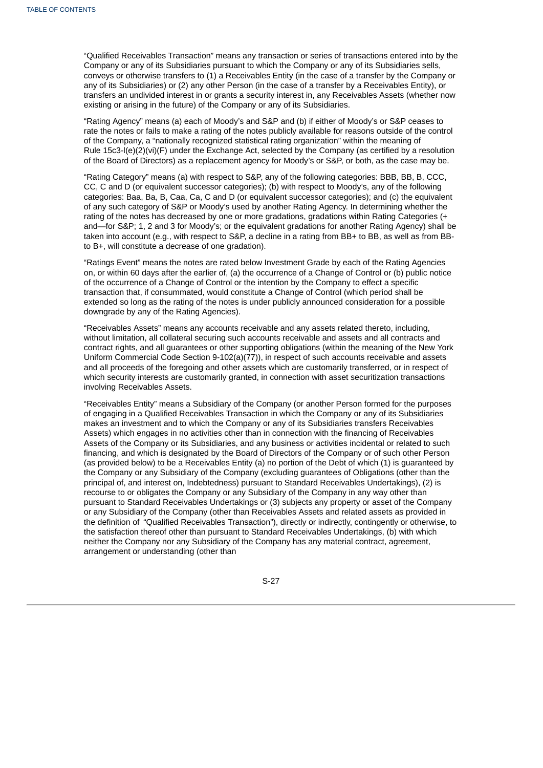"Qualified Receivables Transaction" means any transaction or series of transactions entered into by the Company or any of its Subsidiaries pursuant to which the Company or any of its Subsidiaries sells, conveys or otherwise transfers to (1) a Receivables Entity (in the case of a transfer by the Company or any of its Subsidiaries) or (2) any other Person (in the case of a transfer by a Receivables Entity), or transfers an undivided interest in or grants a security interest in, any Receivables Assets (whether now existing or arising in the future) of the Company or any of its Subsidiaries.

"Rating Agency" means (a) each of Moody's and S&P and (b) if either of Moody's or S&P ceases to rate the notes or fails to make a rating of the notes publicly available for reasons outside of the control of the Company, a "nationally recognized statistical rating organization" within the meaning of Rule 15c3-l(e)(2)(vi)(F) under the Exchange Act, selected by the Company (as certified by a resolution of the Board of Directors) as a replacement agency for Moody's or S&P, or both, as the case may be.

"Rating Category" means (a) with respect to S&P, any of the following categories: BBB, BB, B, CCC, CC, C and D (or equivalent successor categories); (b) with respect to Moody's, any of the following categories: Baa, Ba, B, Caa, Ca, C and D (or equivalent successor categories); and (c) the equivalent of any such category of S&P or Moody's used by another Rating Agency. In determining whether the rating of the notes has decreased by one or more gradations, gradations within Rating Categories (+ and—for S&P; 1, 2 and 3 for Moody's; or the equivalent gradations for another Rating Agency) shall be taken into account (e.g., with respect to S&P, a decline in a rating from BB+ to BB, as well as from BB- to B+, will constitute a decrease of one gradation).

"Ratings Event" means the notes are rated below Investment Grade by each of the Rating Agencies on, or within 60 days after the earlier of, (a) the occurrence of a Change of Control or (b) public notice of the occurrence of a Change of Control or the intention by the Company to effect a specific transaction that, if consummated, would constitute a Change of Control (which period shall be extended so long as the rating of the notes is under publicly announced consideration for a possible downgrade by any of the Rating Agencies).

"Receivables Assets" means any accounts receivable and any assets related thereto, including, without limitation, all collateral securing such accounts receivable and assets and all contracts and contract rights, and all guarantees or other supporting obligations (within the meaning of the New York Uniform Commercial Code Section 9-102(a)(77)), in respect of such accounts receivable and assets and all proceeds of the foregoing and other assets which are customarily transferred, or in respect of which security interests are customarily granted, in connection with asset securitization transactions involving Receivables Assets.

"Receivables Entity" means a Subsidiary of the Company (or another Person formed for the purposes of engaging in a Qualified Receivables Transaction in which the Company or any of its Subsidiaries makes an investment and to which the Company or any of its Subsidiaries transfers Receivables Assets) which engages in no activities other than in connection with the financing of Receivables Assets of the Company or its Subsidiaries, and any business or activities incidental or related to such financing, and which is designated by the Board of Directors of the Company or of such other Person (as provided below) to be a Receivables Entity (a) no portion of the Debt of which (1) is guaranteed by the Company or any Subsidiary of the Company (excluding guarantees of Obligations (other than the principal of, and interest on, Indebtedness) pursuant to Standard Receivables Undertakings), (2) is recourse to or obligates the Company or any Subsidiary of the Company in any way other than pursuant to Standard Receivables Undertakings or (3) subjects any property or asset of the Company or any Subsidiary of the Company (other than Receivables Assets and related assets as provided in the definition of "Qualified Receivables Transaction"), directly or indirectly, contingently or otherwise, to the satisfaction thereof other than pursuant to Standard Receivables Undertakings, (b) with which neither the Company nor any Subsidiary of the Company has any material contract, agreement, arrangement or understanding (other than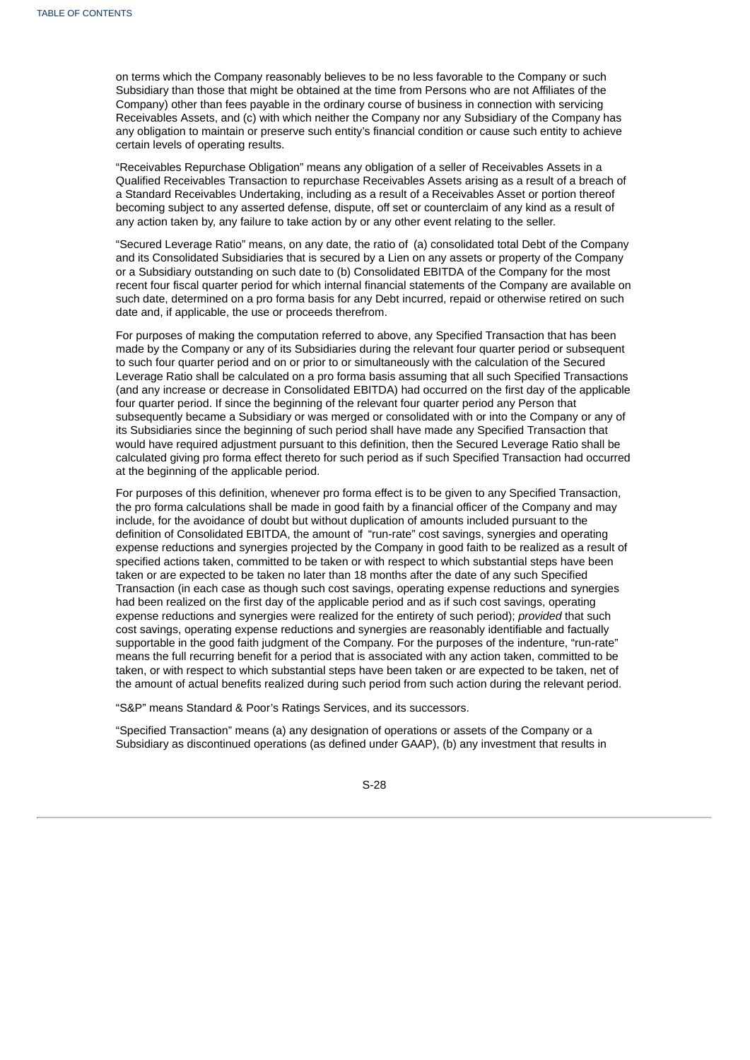on terms which the Company reasonably believes to be no less favorable to the Company or such Subsidiary than those that might be obtained at the time from Persons who are not Affiliates of the Company) other than fees payable in the ordinary course of business in connection with servicing Receivables Assets, and (c) with which neither the Company nor any Subsidiary of the Company has any obligation to maintain or preserve such entity's financial condition or cause such entity to achieve certain levels of operating results.

"Receivables Repurchase Obligation" means any obligation of a seller of Receivables Assets in a Qualified Receivables Transaction to repurchase Receivables Assets arising as a result of a breach of a Standard Receivables Undertaking, including as a result of a Receivables Asset or portion thereof becoming subject to any asserted defense, dispute, off set or counterclaim of any kind as a result of any action taken by, any failure to take action by or any other event relating to the seller.

"Secured Leverage Ratio" means, on any date, the ratio of (a) consolidated total Debt of the Company and its Consolidated Subsidiaries that is secured by a Lien on any assets or property of the Company or a Subsidiary outstanding on such date to (b) Consolidated EBITDA of the Company for the most recent four fiscal quarter period for which internal financial statements of the Company are available on such date, determined on a pro forma basis for any Debt incurred, repaid or otherwise retired on such date and, if applicable, the use or proceeds therefrom.

For purposes of making the computation referred to above, any Specified Transaction that has been made by the Company or any of its Subsidiaries during the relevant four quarter period or subsequent to such four quarter period and on or prior to or simultaneously with the calculation of the Secured Leverage Ratio shall be calculated on a pro forma basis assuming that all such Specified Transactions (and any increase or decrease in Consolidated EBITDA) had occurred on the first day of the applicable four quarter period. If since the beginning of the relevant four quarter period any Person that subsequently became a Subsidiary or was merged or consolidated with or into the Company or any of its Subsidiaries since the beginning of such period shall have made any Specified Transaction that would have required adjustment pursuant to this definition, then the Secured Leverage Ratio shall be calculated giving pro forma effect thereto for such period as if such Specified Transaction had occurred at the beginning of the applicable period.

For purposes of this definition, whenever pro forma effect is to be given to any Specified Transaction, the pro forma calculations shall be made in good faith by a financial officer of the Company and may include, for the avoidance of doubt but without duplication of amounts included pursuant to the definition of Consolidated EBITDA, the amount of "run-rate" cost savings, synergies and operating expense reductions and synergies projected by the Company in good faith to be realized as a result of specified actions taken, committed to be taken or with respect to which substantial steps have been taken or are expected to be taken no later than 18 months after the date of any such Specified Transaction (in each case as though such cost savings, operating expense reductions and synergies had been realized on the first day of the applicable period and as if such cost savings, operating expense reductions and synergies were realized for the entirety of such period); *provided* that such cost savings, operating expense reductions and synergies are reasonably identifiable and factually supportable in the good faith judgment of the Company. For the purposes of the indenture, "run-rate" means the full recurring benefit for a period that is associated with any action taken, committed to be taken, or with respect to which substantial steps have been taken or are expected to be taken, net of the amount of actual benefits realized during such period from such action during the relevant period.

"S&P" means Standard & Poor's Ratings Services, and its successors.

"Specified Transaction" means (a) any designation of operations or assets of the Company or a Subsidiary as discontinued operations (as defined under GAAP), (b) any investment that results in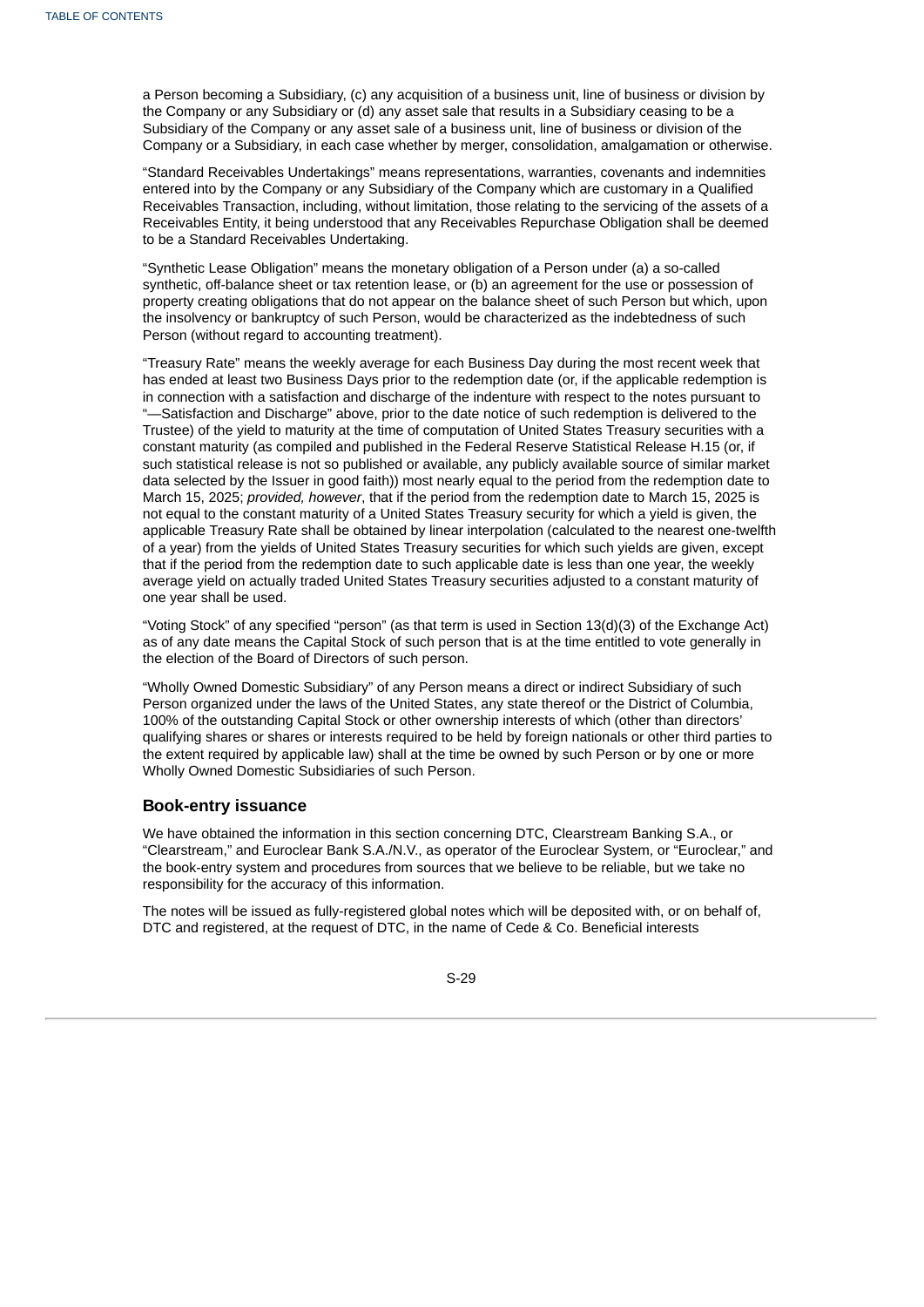a Person becoming a Subsidiary, (c) any acquisition of a business unit, line of business or division by the Company or any Subsidiary or (d) any asset sale that results in a Subsidiary ceasing to be a Subsidiary of the Company or any asset sale of a business unit, line of business or division of the Company or a Subsidiary, in each case whether by merger, consolidation, amalgamation or otherwise.

"Standard Receivables Undertakings" means representations, warranties, covenants and indemnities entered into by the Company or any Subsidiary of the Company which are customary in a Qualified Receivables Transaction, including, without limitation, those relating to the servicing of the assets of a Receivables Entity, it being understood that any Receivables Repurchase Obligation shall be deemed to be a Standard Receivables Undertaking.

"Synthetic Lease Obligation" means the monetary obligation of a Person under (a) a so-called synthetic, off-balance sheet or tax retention lease, or (b) an agreement for the use or possession of property creating obligations that do not appear on the balance sheet of such Person but which, upon the insolvency or bankruptcy of such Person, would be characterized as the indebtedness of such Person (without regard to accounting treatment).

"Treasury Rate" means the weekly average for each Business Day during the most recent week that has ended at least two Business Days prior to the redemption date (or, if the applicable redemption is in connection with a satisfaction and discharge of the indenture with respect to the notes pursuant to "—Satisfaction and Discharge" above, prior to the date notice of such redemption is delivered to the Trustee) of the yield to maturity at the time of computation of United States Treasury securities with a constant maturity (as compiled and published in the Federal Reserve Statistical Release H.15 (or, if such statistical release is not so published or available, any publicly available source of similar market data selected by the Issuer in good faith)) most nearly equal to the period from the redemption date to March 15, 2025; *provided, however*, that if the period from the redemption date to March 15, 2025 is not equal to the constant maturity of a United States Treasury security for which a yield is given, the applicable Treasury Rate shall be obtained by linear interpolation (calculated to the nearest one-twelfth of a year) from the yields of United States Treasury securities for which such yields are given, except that if the period from the redemption date to such applicable date is less than one year, the weekly average yield on actually traded United States Treasury securities adjusted to a constant maturity of one year shall be used.

"Voting Stock" of any specified "person" (as that term is used in Section 13(d)(3) of the Exchange Act) as of any date means the Capital Stock of such person that is at the time entitled to vote generally in the election of the Board of Directors of such person.

"Wholly Owned Domestic Subsidiary" of any Person means a direct or indirect Subsidiary of such Person organized under the laws of the United States, any state thereof or the District of Columbia, 100% of the outstanding Capital Stock or other ownership interests of which (other than directors' qualifying shares or shares or interests required to be held by foreign nationals or other third parties to the extent required by applicable law) shall at the time be owned by such Person or by one or more Wholly Owned Domestic Subsidiaries of such Person.

### Book-entry issuance

We have obtained the information in this section concerning DTC, Clearstream Banking S.A., or "Clearstream," and Euroclear Bank S.A./N.V., as operator of the Euroclear System, or "Euroclear," and the book-entry system and procedures from sources that we believe to be reliable, but we take no responsibility for the accuracy of this information.

The notes will be issued as fully-registered global notes which will be deposited with, or on behalf of, DTC and registered, at the request of DTC, in the name of Cede & Co. Beneficial interests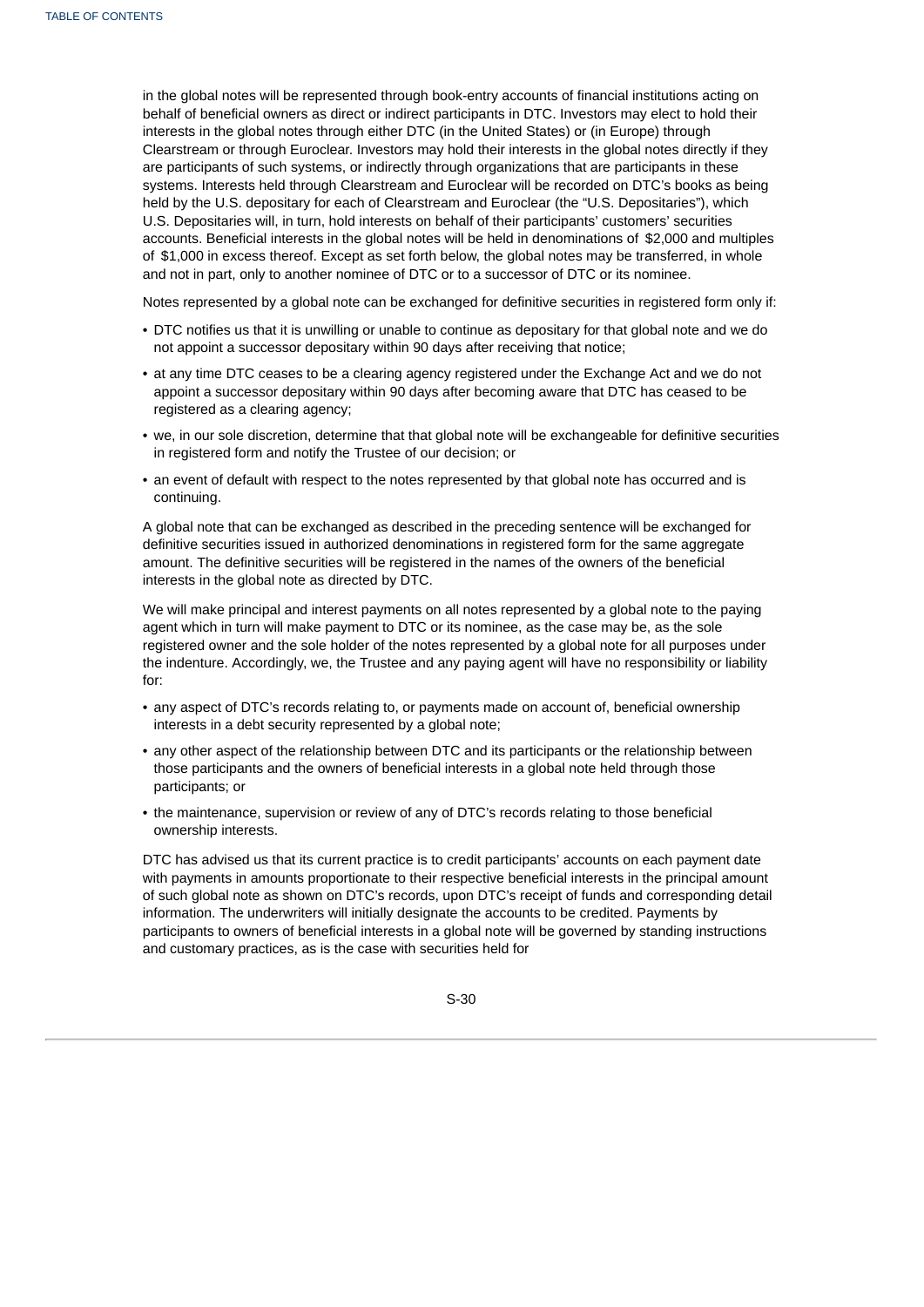in the global notes will be represented through book-entry accounts of financial institutions acting on behalf of beneficial owners as direct or indirect participants in DTC. Investors may elect to hold their interests in the global notes through either DTC (in the United States) or (in Europe) through Clearstream or through Euroclear. Investors may hold their interests in the global notes directly if they are participants of such systems, or indirectly through organizations that are participants in these systems. Interests held through Clearstream and Euroclear will be recorded on DTC's books as being held by the U.S. depositary for each of Clearstream and Euroclear (the "U.S. Depositaries"), which U.S. Depositaries will, in turn, hold interests on behalf of their participants' customers' securities accounts. Beneficial interests in the global notes will be held in denominations of $2,000 and multiples of $1,000 in excess thereof. Except as set forth below, the global notes may be transferred, in whole and not in part, only to another nominee of DTC or to a successor of DTC or its nominee.

Notes represented by a global note can be exchanged for definitive securities in registered form only if:

- DTC notifies us that it is unwilling or unable to continue as depositary for that global note and we do not appoint a successor depositary within 90 days after receiving that notice;
- at any time DTC ceases to be a clearing agency registered under the Exchange Act and we do not appoint a successor depositary within 90 days after becoming aware that DTC has ceased to be registered as a clearing agency;
- we, in our sole discretion, determine that that global note will be exchangeable for definitive securities in registered form and notify the Trustee of our decision; or
- an event of default with respect to the notes represented by that global note has occurred and is continuing.

A global note that can be exchanged as described in the preceding sentence will be exchanged for definitive securities issued in authorized denominations in registered form for the same aggregate amount. The definitive securities will be registered in the names of the owners of the beneficial interests in the global note as directed by DTC.

We will make principal and interest payments on all notes represented by a global note to the paying agent which in turn will make payment to DTC or its nominee, as the case may be, as the sole registered owner and the sole holder of the notes represented by a global note for all purposes under the indenture. Accordingly, we, the Trustee and any paying agent will have no responsibility or liability for:

- any aspect of DTC's records relating to, or payments made on account of, beneficial ownership interests in a debt security represented by a global note;
- any other aspect of the relationship between DTC and its participants or the relationship between those participants and the owners of beneficial interests in a global note held through those participants; or
- the maintenance, supervision or review of any of DTC's records relating to those beneficial ownership interests.

DTC has advised us that its current practice is to credit participants' accounts on each payment date with payments in amounts proportionate to their respective beneficial interests in the principal amount of such global note as shown on DTC's records, upon DTC's receipt of funds and corresponding detail information. The underwriters will initially designate the accounts to be credited. Payments by participants to owners of beneficial interests in a global note will be governed by standing instructions and customary practices, as is the case with securities held for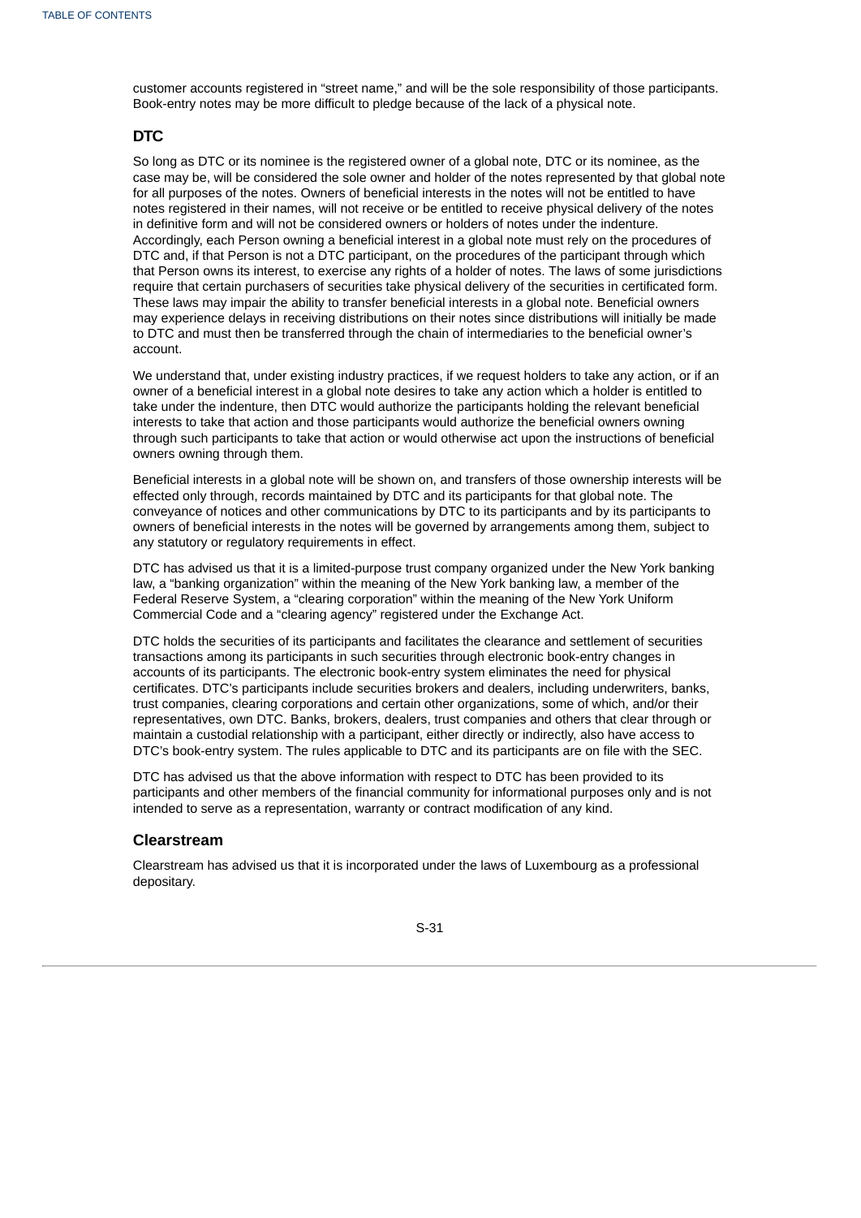customer accounts registered in “street name,” and will be the sole responsibility of those participants. Book-entry notes may be more difficult to pledge because of the lack of a physical note.

### DTC

So long as DTC or its nominee is the registered owner of a global note, DTC or its nominee, as the case may be, will be considered the sole owner and holder of the notes represented by that global note for all purposes of the notes. Owners of beneficial interests in the notes will not be entitled to have notes registered in their names, will not receive or be entitled to receive physical delivery of the notes in definitive form and will not be considered owners or holders of notes under the indenture. Accordingly, each Person owning a beneficial interest in a global note must rely on the procedures of DTC and, if that Person is not a DTC participant, on the procedures of the participant through which that Person owns its interest, to exercise any rights of a holder of notes. The laws of some jurisdictions require that certain purchasers of securities take physical delivery of the securities in certificated form. These laws may impair the ability to transfer beneficial interests in a global note. Beneficial owners may experience delays in receiving distributions on their notes since distributions will initially be made to DTC and must then be transferred through the chain of intermediaries to the beneficial owner’s account.

We understand that, under existing industry practices, if we request holders to take any action, or if an owner of a beneficial interest in a global note desires to take any action which a holder is entitled to take under the indenture, then DTC would authorize the participants holding the relevant beneficial interests to take that action and those participants would authorize the beneficial owners owning through such participants to take that action or would otherwise act upon the instructions of beneficial owners owning through them.

Beneficial interests in a global note will be shown on, and transfers of those ownership interests will be effected only through, records maintained by DTC and its participants for that global note. The conveyance of notices and other communications by DTC to its participants and by its participants to owners of beneficial interests in the notes will be governed by arrangements among them, subject to any statutory or regulatory requirements in effect.

DTC has advised us that it is a limited-purpose trust company organized under the New York banking law, a “banking organization” within the meaning of the New York banking law, a member of the Federal Reserve System, a “clearing corporation” within the meaning of the New York Uniform Commercial Code and a “clearing agency” registered under the Exchange Act.

DTC holds the securities of its participants and facilitates the clearance and settlement of securities transactions among its participants in such securities through electronic book-entry changes in accounts of its participants. The electronic book-entry system eliminates the need for physical certificates. DTC’s participants include securities brokers and dealers, including underwriters, banks, trust companies, clearing corporations and certain other organizations, some of which, and/or their representatives, own DTC. Banks, brokers, dealers, trust companies and others that clear through or maintain a custodial relationship with a participant, either directly or indirectly, also have access to DTC’s book-entry system. The rules applicable to DTC and its participants are on file with the SEC.

DTC has advised us that the above information with respect to DTC has been provided to its participants and other members of the financial community for informational purposes only and is not intended to serve as a representation, warranty or contract modification of any kind.

### Clearstream

Clearstream has advised us that it is incorporated under the laws of Luxembourg as a professional depositary.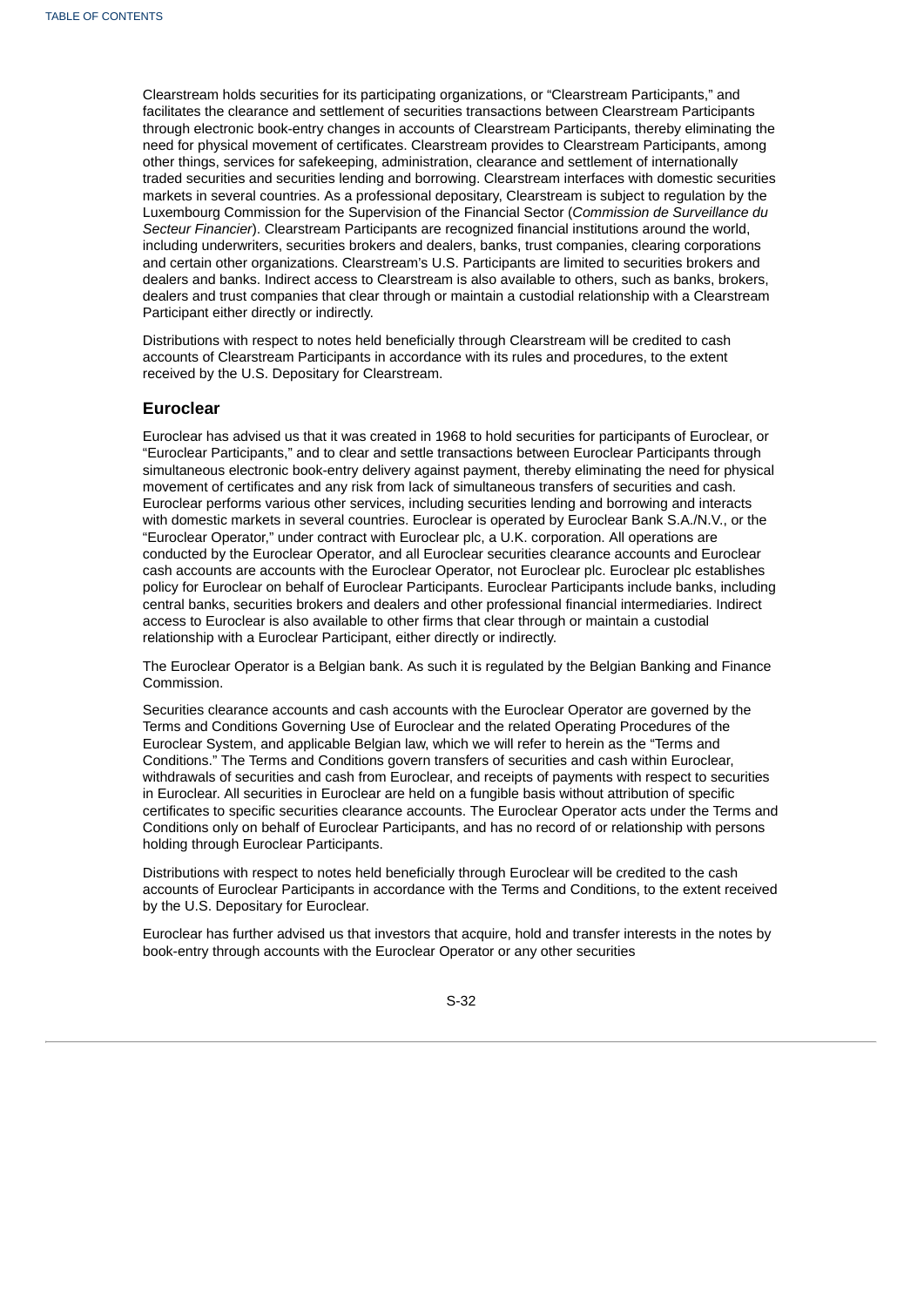Clearstream holds securities for its participating organizations, or "Clearstream Participants," and facilitates the clearance and settlement of securities transactions between Clearstream Participants through electronic book-entry changes in accounts of Clearstream Participants, thereby eliminating the need for physical movement of certificates. Clearstream provides to Clearstream Participants, among other things, services for safekeeping, administration, clearance and settlement of internationally traded securities and securities lending and borrowing. Clearstream interfaces with domestic securities markets in several countries. As a professional depositary, Clearstream is subject to regulation by the Luxembourg Commission for the Supervision of the Financial Sector (*Commission de Surveillance du Secteur Financier*). Clearstream Participants are recognized financial institutions around the world, including underwriters, securities brokers and dealers, banks, trust companies, clearing corporations and certain other organizations. Clearstream's U.S. Participants are limited to securities brokers and dealers and banks. Indirect access to Clearstream is also available to others, such as banks, brokers, dealers and trust companies that clear through or maintain a custodial relationship with a Clearstream Participant either directly or indirectly.

Distributions with respect to notes held beneficially through Clearstream will be credited to cash accounts of Clearstream Participants in accordance with its rules and procedures, to the extent received by the U.S. Depositary for Clearstream.

## Euroclear

Euroclear has advised us that it was created in 1968 to hold securities for participants of Euroclear, or "Euroclear Participants," and to clear and settle transactions between Euroclear Participants through simultaneous electronic book-entry delivery against payment, thereby eliminating the need for physical movement of certificates and any risk from lack of simultaneous transfers of securities and cash. Euroclear performs various other services, including securities lending and borrowing and interacts with domestic markets in several countries. Euroclear is operated by Euroclear Bank S.A./N.V., or the "Euroclear Operator," under contract with Euroclear plc, a U.K. corporation. All operations are conducted by the Euroclear Operator, and all Euroclear securities clearance accounts and Euroclear cash accounts are accounts with the Euroclear Operator, not Euroclear plc. Euroclear plc establishes policy for Euroclear on behalf of Euroclear Participants. Euroclear Participants include banks, including central banks, securities brokers and dealers and other professional financial intermediaries. Indirect access to Euroclear is also available to other firms that clear through or maintain a custodial relationship with a Euroclear Participant, either directly or indirectly.

The Euroclear Operator is a Belgian bank. As such it is regulated by the Belgian Banking and Finance Commission.

Securities clearance accounts and cash accounts with the Euroclear Operator are governed by the Terms and Conditions Governing Use of Euroclear and the related Operating Procedures of the Euroclear System, and applicable Belgian law, which we will refer to herein as the "Terms and Conditions." The Terms and Conditions govern transfers of securities and cash within Euroclear, withdrawals of securities and cash from Euroclear, and receipts of payments with respect to securities in Euroclear. All securities in Euroclear are held on a fungible basis without attribution of specific certificates to specific securities clearance accounts. The Euroclear Operator acts under the Terms and Conditions only on behalf of Euroclear Participants, and has no record of or relationship with persons holding through Euroclear Participants.

Distributions with respect to notes held beneficially through Euroclear will be credited to the cash accounts of Euroclear Participants in accordance with the Terms and Conditions, to the extent received by the U.S. Depositary for Euroclear.

Euroclear has further advised us that investors that acquire, hold and transfer interests in the notes by book-entry through accounts with the Euroclear Operator or any other securities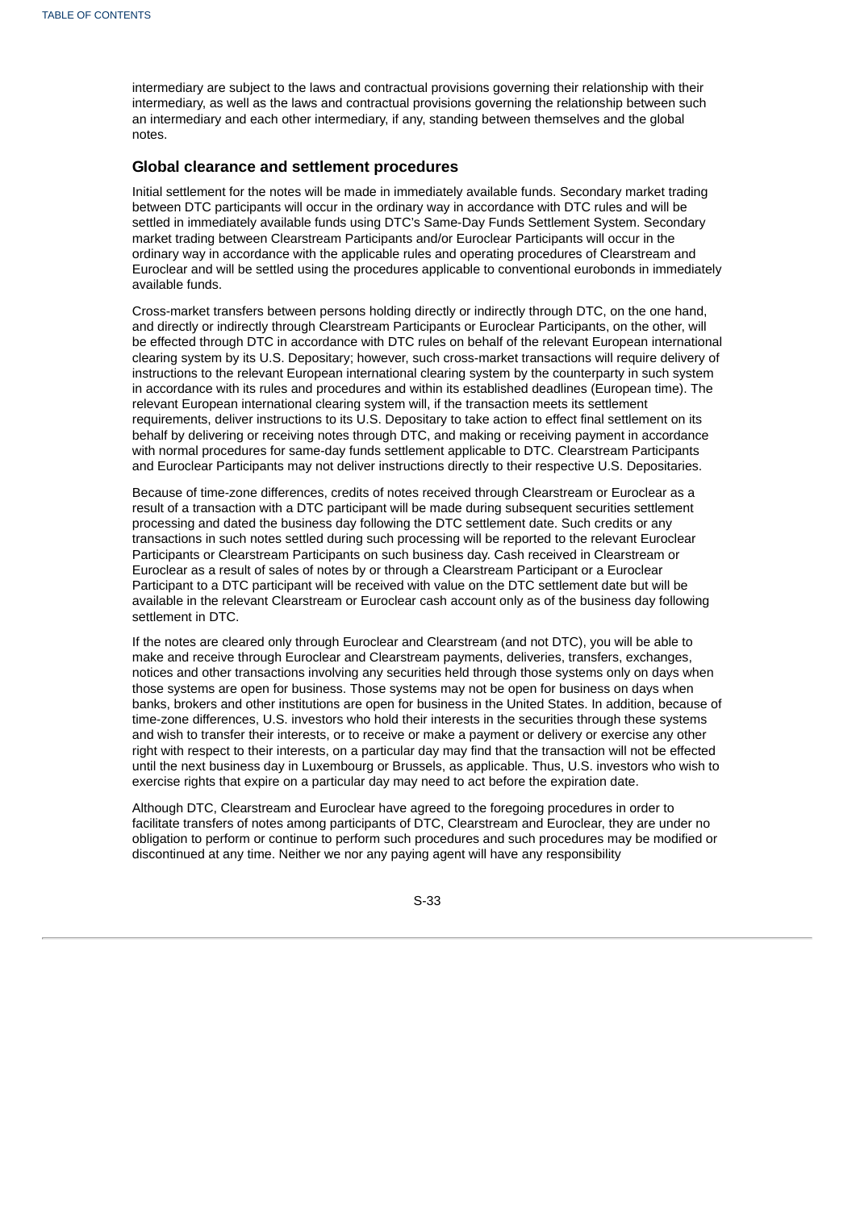intermediary are subject to the laws and contractual provisions governing their relationship with their intermediary, as well as the laws and contractual provisions governing the relationship between such an intermediary and each other intermediary, if any, standing between themselves and the global notes.

### Global clearance and settlement procedures

Initial settlement for the notes will be made in immediately available funds. Secondary market trading between DTC participants will occur in the ordinary way in accordance with DTC rules and will be settled in immediately available funds using DTC's Same-Day Funds Settlement System. Secondary market trading between Clearstream Participants and/or Euroclear Participants will occur in the ordinary way in accordance with the applicable rules and operating procedures of Clearstream and Euroclear and will be settled using the procedures applicable to conventional eurobonds in immediately available funds.

Cross-market transfers between persons holding directly or indirectly through DTC, on the one hand, and directly or indirectly through Clearstream Participants or Euroclear Participants, on the other, will be effected through DTC in accordance with DTC rules on behalf of the relevant European international clearing system by its U.S. Depositary; however, such cross-market transactions will require delivery of instructions to the relevant European international clearing system by the counterparty in such system in accordance with its rules and procedures and within its established deadlines (European time). The relevant European international clearing system will, if the transaction meets its settlement requirements, deliver instructions to its U.S. Depositary to take action to effect final settlement on its behalf by delivering or receiving notes through DTC, and making or receiving payment in accordance with normal procedures for same-day funds settlement applicable to DTC. Clearstream Participants and Euroclear Participants may not deliver instructions directly to their respective U.S. Depositaries.

Because of time-zone differences, credits of notes received through Clearstream or Euroclear as a result of a transaction with a DTC participant will be made during subsequent securities settlement processing and dated the business day following the DTC settlement date. Such credits or any transactions in such notes settled during such processing will be reported to the relevant Euroclear Participants or Clearstream Participants on such business day. Cash received in Clearstream or Euroclear as a result of sales of notes by or through a Clearstream Participant or a Euroclear Participant to a DTC participant will be received with value on the DTC settlement date but will be available in the relevant Clearstream or Euroclear cash account only as of the business day following settlement in DTC.

If the notes are cleared only through Euroclear and Clearstream (and not DTC), you will be able to make and receive through Euroclear and Clearstream payments, deliveries, transfers, exchanges, notices and other transactions involving any securities held through those systems only on days when those systems are open for business. Those systems may not be open for business on days when banks, brokers and other institutions are open for business in the United States. In addition, because of time-zone differences, U.S. investors who hold their interests in the securities through these systems and wish to transfer their interests, or to receive or make a payment or delivery or exercise any other right with respect to their interests, on a particular day may find that the transaction will not be effected until the next business day in Luxembourg or Brussels, as applicable. Thus, U.S. investors who wish to exercise rights that expire on a particular day may need to act before the expiration date.

Although DTC, Clearstream and Euroclear have agreed to the foregoing procedures in order to facilitate transfers of notes among participants of DTC, Clearstream and Euroclear, they are under no obligation to perform or continue to perform such procedures and such procedures may be modified or discontinued at any time. Neither we nor any paying agent will have any responsibility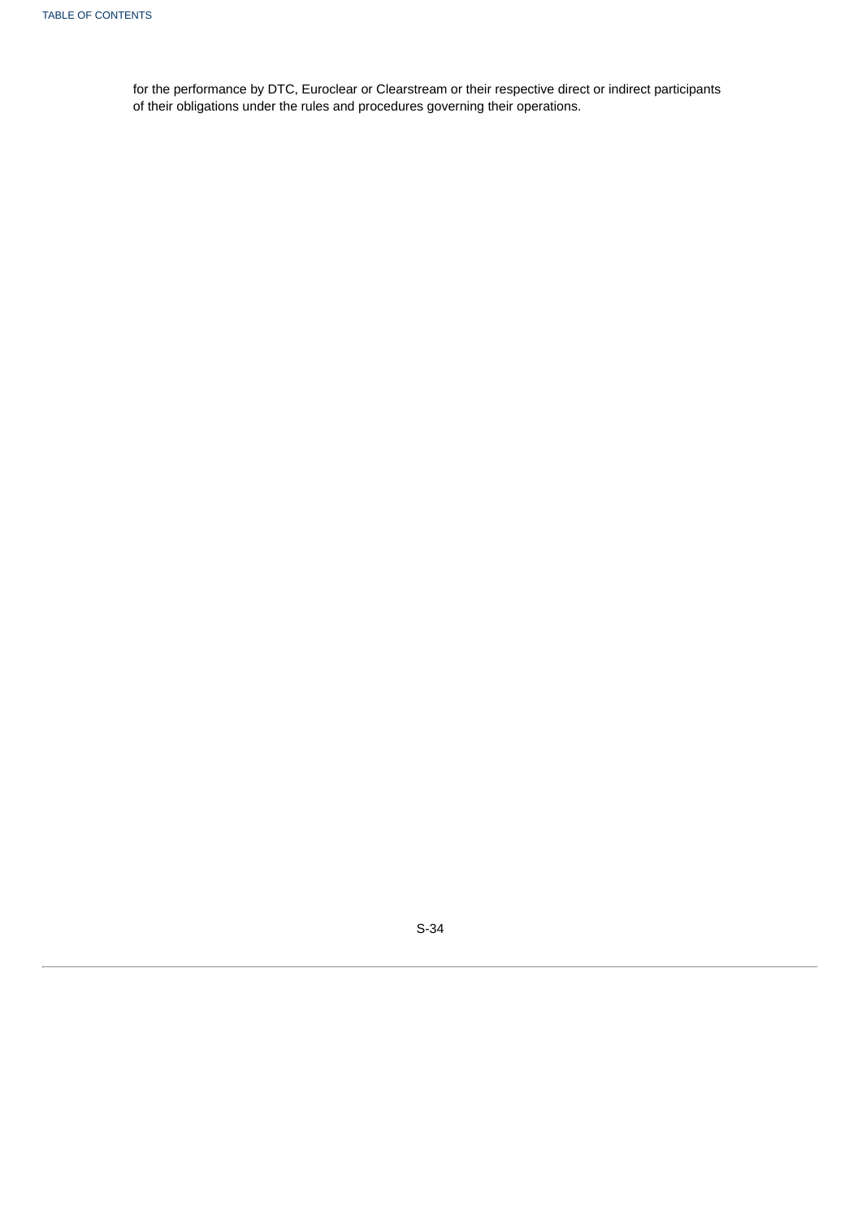for the performance by DTC, Euroclear or Clearstream or their respective direct or indirect participants of their obligations under the rules and procedures governing their operations.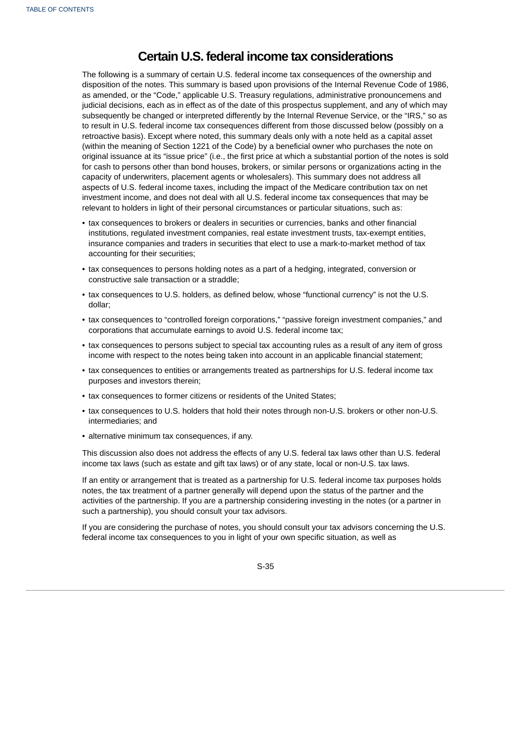# Certain U.S. federal income tax considerations

The following is a summary of certain U.S. federal income tax consequences of the ownership and disposition of the notes. This summary is based upon provisions of the Internal Revenue Code of 1986, as amended, or the "Code," applicable U.S. Treasury regulations, administrative pronouncemens and judicial decisions, each as in effect as of the date of this prospectus supplement, and any of which may subsequently be changed or interpreted differently by the Internal Revenue Service, or the "IRS," so as to result in U.S. federal income tax consequences different from those discussed below (possibly on a retroactive basis). Except where noted, this summary deals only with a note held as a capital asset (within the meaning of Section 1221 of the Code) by a beneficial owner who purchases the note on original issuance at its "issue price" (i.e., the first price at which a substantial portion of the notes is sold for cash to persons other than bond houses, brokers, or similar persons or organizations acting in the capacity of underwriters, placement agents or wholesalers). This summary does not address all aspects of U.S. federal income taxes, including the impact of the Medicare contribution tax on net investment income, and does not deal with all U.S. federal income tax consequences that may be relevant to holders in light of their personal circumstances or particular situations, such as:

- tax consequences to brokers or dealers in securities or currencies, banks and other financial institutions, regulated investment companies, real estate investment trusts, tax-exempt entities, insurance companies and traders in securities that elect to use a mark-to-market method of tax accounting for their securities;
- tax consequences to persons holding notes as a part of a hedging, integrated, conversion or constructive sale transaction or a straddle;
- tax consequences to U.S. holders, as defined below, whose "functional currency" is not the U.S. dollar;
- tax consequences to "controlled foreign corporations," "passive foreign investment companies," and corporations that accumulate earnings to avoid U.S. federal income tax;
- tax consequences to persons subject to special tax accounting rules as a result of any item of gross income with respect to the notes being taken into account in an applicable financial statement;
- tax consequences to entities or arrangements treated as partnerships for U.S. federal income tax purposes and investors therein;
- tax consequences to former citizens or residents of the United States;
- tax consequences to U.S. holders that hold their notes through non-U.S. brokers or other non-U.S. intermediaries; and
- alternative minimum tax consequences, if any.

This discussion also does not address the effects of any U.S. federal tax laws other than U.S. federal income tax laws (such as estate and gift tax laws) or of any state, local or non-U.S. tax laws.

If an entity or arrangement that is treated as a partnership for U.S. federal income tax purposes holds notes, the tax treatment of a partner generally will depend upon the status of the partner and the activities of the partnership. If you are a partnership considering investing in the notes (or a partner in such a partnership), you should consult your tax advisors.

If you are considering the purchase of notes, you should consult your tax advisors concerning the U.S. federal income tax consequences to you in light of your own specific situation, as well as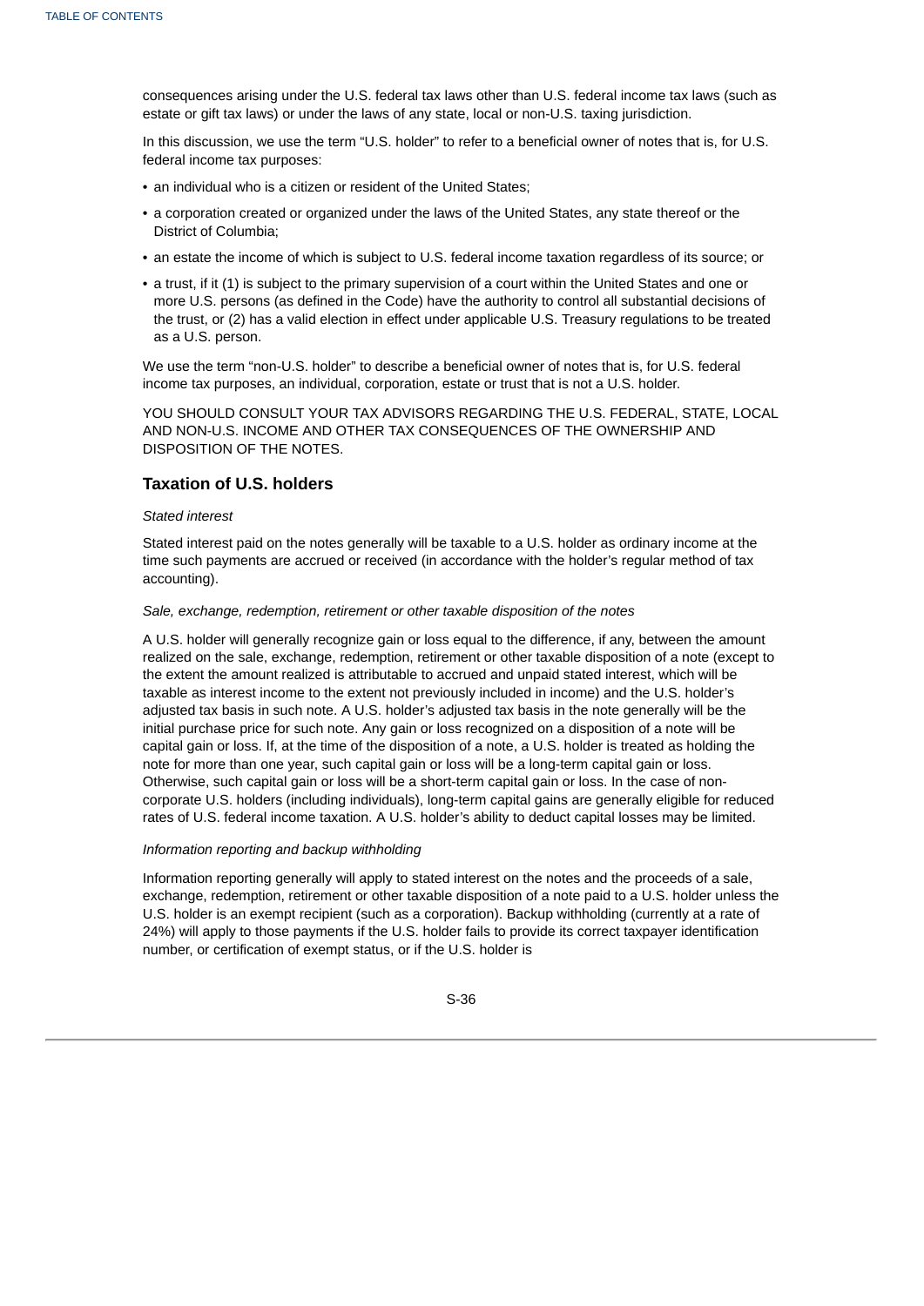consequences arising under the U.S. federal tax laws other than U.S. federal income tax laws (such as estate or gift tax laws) or under the laws of any state, local or non-U.S. taxing jurisdiction.

In this discussion, we use the term "U.S. holder" to refer to a beneficial owner of notes that is, for U.S. federal income tax purposes:

- an individual who is a citizen or resident of the United States;
- a corporation created or organized under the laws of the United States, any state thereof or the District of Columbia;
- an estate the income of which is subject to U.S. federal income taxation regardless of its source; or
- a trust, if it (1) is subject to the primary supervision of a court within the United States and one or more U.S. persons (as defined in the Code) have the authority to control all substantial decisions of the trust, or (2) has a valid election in effect under applicable U.S. Treasury regulations to be treated as a U.S. person.

We use the term "non-U.S. holder" to describe a beneficial owner of notes that is, for U.S. federal income tax purposes, an individual, corporation, estate or trust that is not a U.S. holder.

YOU SHOULD CONSULT YOUR TAX ADVISORS REGARDING THE U.S. FEDERAL, STATE, LOCAL AND NON-U.S. INCOME AND OTHER TAX CONSEQUENCES OF THE OWNERSHIP AND DISPOSITION OF THE NOTES.

## Taxation of U.S. holders

*Stated interest*

Stated interest paid on the notes generally will be taxable to a U.S. holder as ordinary income at the time such payments are accrued or received (in accordance with the holder's regular method of tax accounting).

*Sale, exchange, redemption, retirement or other taxable disposition of the notes*

A U.S. holder will generally recognize gain or loss equal to the difference, if any, between the amount realized on the sale, exchange, redemption, retirement or other taxable disposition of a note (except to the extent the amount realized is attributable to accrued and unpaid stated interest, which will be taxable as interest income to the extent not previously included in income) and the U.S. holder's adjusted tax basis in such note. A U.S. holder's adjusted tax basis in the note generally will be the initial purchase price for such note. Any gain or loss recognized on a disposition of a note will be capital gain or loss. If, at the time of the disposition of a note, a U.S. holder is treated as holding the note for more than one year, such capital gain or loss will be a long-term capital gain or loss. Otherwise, such capital gain or loss will be a short-term capital gain or loss. In the case of non-corporate U.S. holders (including individuals), long-term capital gains are generally eligible for reduced rates of U.S. federal income taxation. A U.S. holder's ability to deduct capital losses may be limited.

*Information reporting and backup withholding*

Information reporting generally will apply to stated interest on the notes and the proceeds of a sale, exchange, redemption, retirement or other taxable disposition of a note paid to a U.S. holder unless the U.S. holder is an exempt recipient (such as a corporation). Backup withholding (currently at a rate of 24%) will apply to those payments if the U.S. holder fails to provide its correct taxpayer identification number, or certification of exempt status, or if the U.S. holder is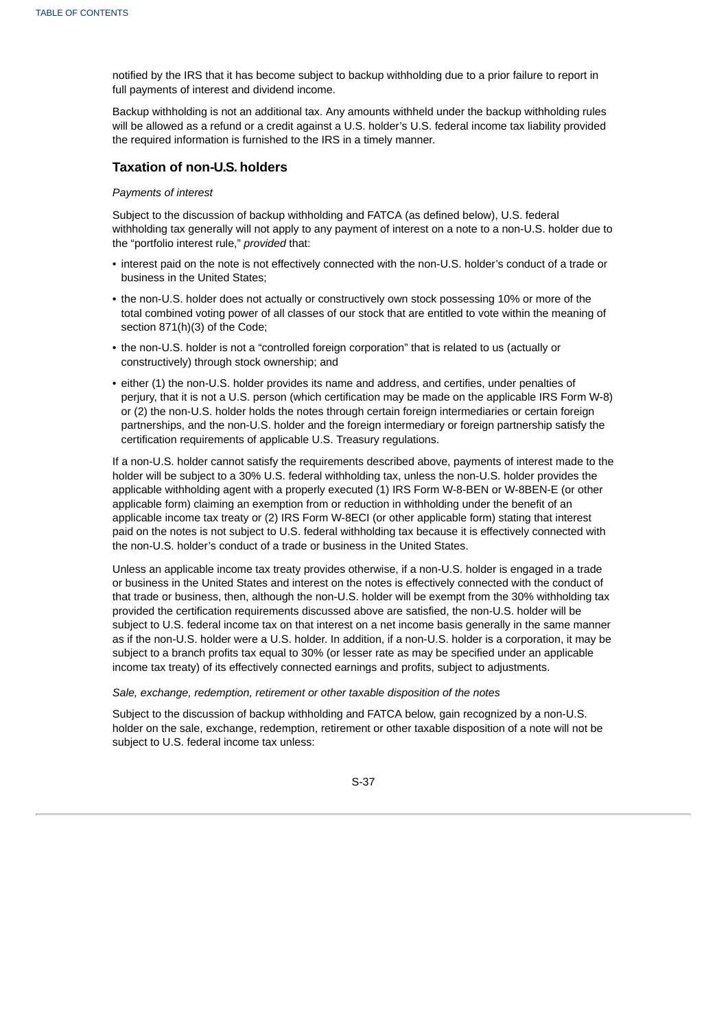notified by the IRS that it has become subject to backup withholding due to a prior failure to report in full payments of interest and dividend income.

Backup withholding is not an additional tax. Any amounts withheld under the backup withholding rules will be allowed as a refund or a credit against a U.S. holder's U.S. federal income tax liability provided the required information is furnished to the IRS in a timely manner.

## Taxation of non-U.S. holders

*Payments of interest*

Subject to the discussion of backup withholding and FATCA (as defined below), U.S. federal withholding tax generally will not apply to any payment of interest on a note to a non-U.S. holder due to the "portfolio interest rule," *provided* that:

- interest paid on the note is not effectively connected with the non-U.S. holder's conduct of a trade or business in the United States;
- the non-U.S. holder does not actually or constructively own stock possessing 10% or more of the total combined voting power of all classes of our stock that are entitled to vote within the meaning of section 871(h)(3) of the Code;
- the non-U.S. holder is not a "controlled foreign corporation" that is related to us (actually or constructively) through stock ownership; and
- either (1) the non-U.S. holder provides its name and address, and certifies, under penalties of perjury, that it is not a U.S. person (which certification may be made on the applicable IRS Form W-8) or (2) the non-U.S. holder holds the notes through certain foreign intermediaries or certain foreign partnerships, and the non-U.S. holder and the foreign intermediary or foreign partnership satisfy the certification requirements of applicable U.S. Treasury regulations.

If a non-U.S. holder cannot satisfy the requirements described above, payments of interest made to the holder will be subject to a 30% U.S. federal withholding tax, unless the non-U.S. holder provides the applicable withholding agent with a properly executed (1) IRS Form W-8-BEN or W-8BEN-E (or other applicable form) claiming an exemption from or reduction in withholding under the benefit of an applicable income tax treaty or (2) IRS Form W-8ECI (or other applicable form) stating that interest paid on the notes is not subject to U.S. federal withholding tax because it is effectively connected with the non-U.S. holder's conduct of a trade or business in the United States.

Unless an applicable income tax treaty provides otherwise, if a non-U.S. holder is engaged in a trade or business in the United States and interest on the notes is effectively connected with the conduct of that trade or business, then, although the non-U.S. holder will be exempt from the 30% withholding tax provided the certification requirements discussed above are satisfied, the non-U.S. holder will be subject to U.S. federal income tax on that interest on a net income basis generally in the same manner as if the non-U.S. holder were a U.S. holder. In addition, if a non-U.S. holder is a corporation, it may be subject to a branch profits tax equal to 30% (or lesser rate as may be specified under an applicable income tax treaty) of its effectively connected earnings and profits, subject to adjustments.

*Sale, exchange, redemption, retirement or other taxable disposition of the notes*

Subject to the discussion of backup withholding and FATCA below, gain recognized by a non-U.S. holder on the sale, exchange, redemption, retirement or other taxable disposition of a note will not be subject to U.S. federal income tax unless: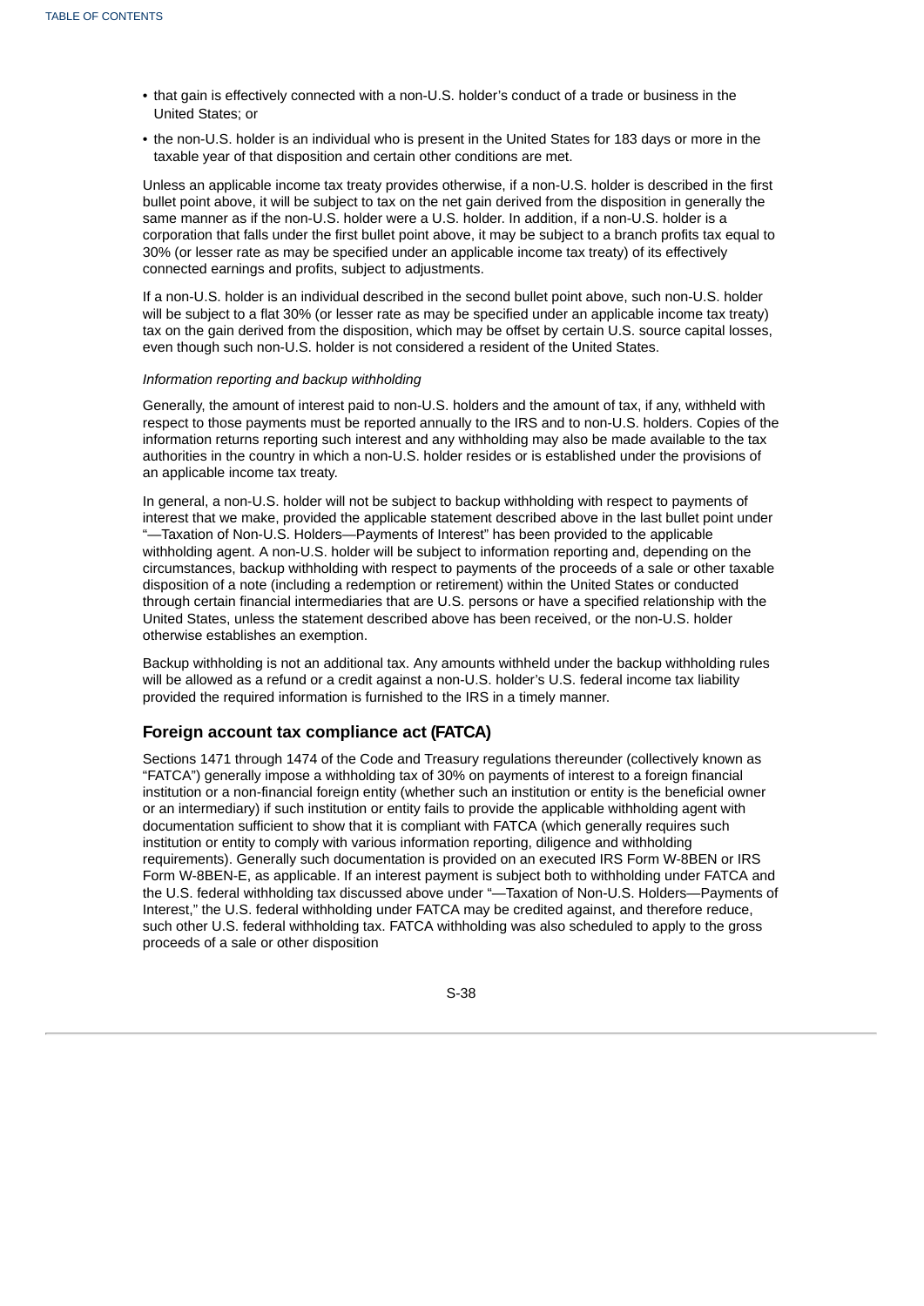- that gain is effectively connected with a non-U.S. holder's conduct of a trade or business in the United States; or
- the non-U.S. holder is an individual who is present in the United States for 183 days or more in the taxable year of that disposition and certain other conditions are met.

Unless an applicable income tax treaty provides otherwise, if a non-U.S. holder is described in the first bullet point above, it will be subject to tax on the net gain derived from the disposition in generally the same manner as if the non-U.S. holder were a U.S. holder. In addition, if a non-U.S. holder is a corporation that falls under the first bullet point above, it may be subject to a branch profits tax equal to 30% (or lesser rate as may be specified under an applicable income tax treaty) of its effectively connected earnings and profits, subject to adjustments.

If a non-U.S. holder is an individual described in the second bullet point above, such non-U.S. holder will be subject to a flat 30% (or lesser rate as may be specified under an applicable income tax treaty) tax on the gain derived from the disposition, which may be offset by certain U.S. source capital losses, even though such non-U.S. holder is not considered a resident of the United States.

*Information reporting and backup withholding*

Generally, the amount of interest paid to non-U.S. holders and the amount of tax, if any, withheld with respect to those payments must be reported annually to the IRS and to non-U.S. holders. Copies of the information returns reporting such interest and any withholding may also be made available to the tax authorities in the country in which a non-U.S. holder resides or is established under the provisions of an applicable income tax treaty.

In general, a non-U.S. holder will not be subject to backup withholding with respect to payments of interest that we make, provided the applicable statement described above in the last bullet point under "—Taxation of Non-U.S. Holders—Payments of Interest" has been provided to the applicable withholding agent. A non-U.S. holder will be subject to information reporting and, depending on the circumstances, backup withholding with respect to payments of the proceeds of a sale or other taxable disposition of a note (including a redemption or retirement) within the United States or conducted through certain financial intermediaries that are U.S. persons or have a specified relationship with the United States, unless the statement described above has been received, or the non-U.S. holder otherwise establishes an exemption.

Backup withholding is not an additional tax. Any amounts withheld under the backup withholding rules will be allowed as a refund or a credit against a non-U.S. holder's U.S. federal income tax liability provided the required information is furnished to the IRS in a timely manner.

## Foreign account tax compliance act (FATCA)

Sections 1471 through 1474 of the Code and Treasury regulations thereunder (collectively known as "FATCA") generally impose a withholding tax of 30% on payments of interest to a foreign financial institution or a non-financial foreign entity (whether such an institution or entity is the beneficial owner or an intermediary) if such institution or entity fails to provide the applicable withholding agent with documentation sufficient to show that it is compliant with FATCA (which generally requires such institution or entity to comply with various information reporting, diligence and withholding requirements). Generally such documentation is provided on an executed IRS Form W-8BEN or IRS Form W-8BEN-E, as applicable. If an interest payment is subject both to withholding under FATCA and the U.S. federal withholding tax discussed above under "—Taxation of Non-U.S. Holders—Payments of Interest," the U.S. federal withholding under FATCA may be credited against, and therefore reduce, such other U.S. federal withholding tax. FATCA withholding was also scheduled to apply to the gross proceeds of a sale or other disposition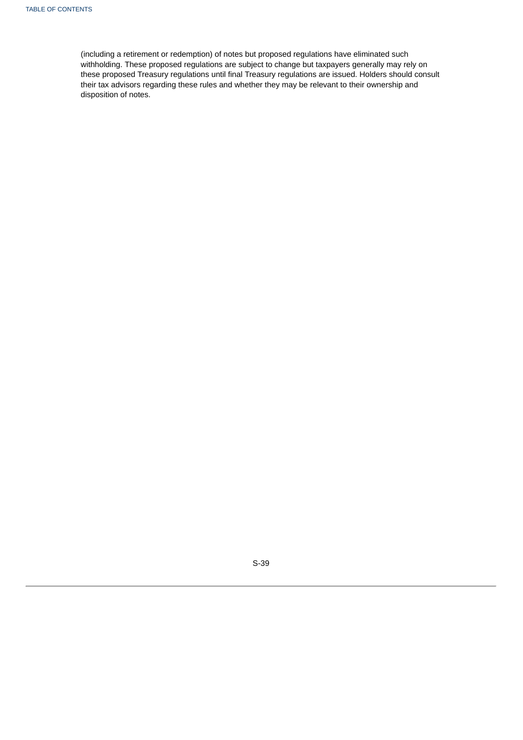(including a retirement or redemption) of notes but proposed regulations have eliminated such withholding. These proposed regulations are subject to change but taxpayers generally may rely on these proposed Treasury regulations until final Treasury regulations are issued. Holders should consult their tax advisors regarding these rules and whether they may be relevant to their ownership and disposition of notes.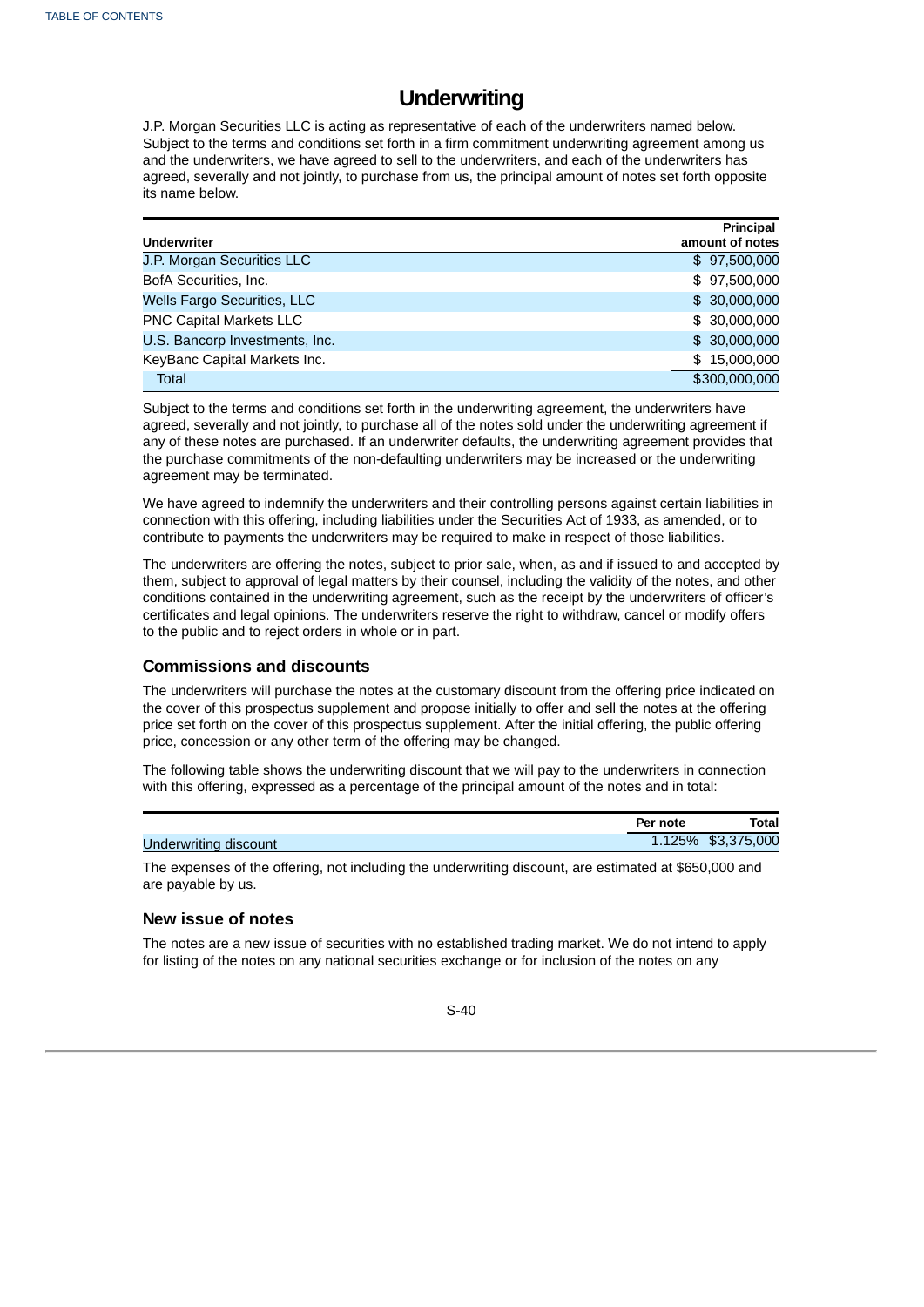# Underwriting

J.P. Morgan Securities LLC is acting as representative of each of the underwriters named below. Subject to the terms and conditions set forth in a firm commitment underwriting agreement among us and the underwriters, we have agreed to sell to the underwriters, and each of the underwriters has agreed, severally and not jointly, to purchase from us, the principal amount of notes set forth opposite its name below.

| Underwriter | Principal amount of notes |
|---|---|
| J.P. Morgan Securities LLC | $ 97,500,000 |
| BofA Securities, Inc. | $ 97,500,000 |
| Wells Fargo Securities, LLC | $ 30,000,000 |
| PNC Capital Markets LLC | $ 30,000,000 |
| U.S. Bancorp Investments, Inc. | $ 30,000,000 |
| KeyBanc Capital Markets Inc. | $ 15,000,000 |
| Total | $300,000,000 |

Subject to the terms and conditions set forth in the underwriting agreement, the underwriters have agreed, severally and not jointly, to purchase all of the notes sold under the underwriting agreement if any of these notes are purchased. If an underwriter defaults, the underwriting agreement provides that the purchase commitments of the non-defaulting underwriters may be increased or the underwriting agreement may be terminated.

We have agreed to indemnify the underwriters and their controlling persons against certain liabilities in connection with this offering, including liabilities under the Securities Act of 1933, as amended, or to contribute to payments the underwriters may be required to make in respect of those liabilities.

The underwriters are offering the notes, subject to prior sale, when, as and if issued to and accepted by them, subject to approval of legal matters by their counsel, including the validity of the notes, and other conditions contained in the underwriting agreement, such as the receipt by the underwriters of officer's certificates and legal opinions. The underwriters reserve the right to withdraw, cancel or modify offers to the public and to reject orders in whole or in part.

## Commissions and discounts

The underwriters will purchase the notes at the customary discount from the offering price indicated on the cover of this prospectus supplement and propose initially to offer and sell the notes at the offering price set forth on the cover of this prospectus supplement. After the initial offering, the public offering price, concession or any other term of the offering may be changed.

The following table shows the underwriting discount that we will pay to the underwriters in connection with this offering, expressed as a percentage of the principal amount of the notes and in total:

| | Per note | Total |
|---|---|---|
| Underwriting discount | 1.125% | $3,375,000 |

The expenses of the offering, not including the underwriting discount, are estimated at $650,000 and are payable by us.

## New issue of notes

The notes are a new issue of securities with no established trading market. We do not intend to apply for listing of the notes on any national securities exchange or for inclusion of the notes on any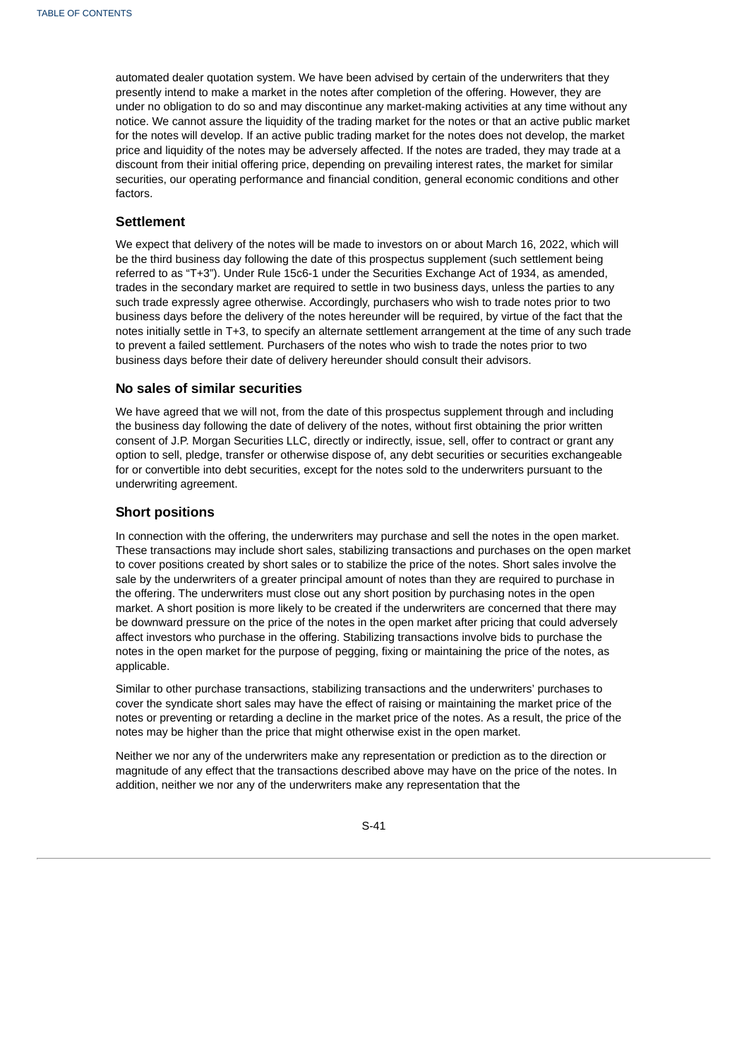automated dealer quotation system. We have been advised by certain of the underwriters that they presently intend to make a market in the notes after completion of the offering. However, they are under no obligation to do so and may discontinue any market-making activities at any time without any notice. We cannot assure the liquidity of the trading market for the notes or that an active public market for the notes will develop. If an active public trading market for the notes does not develop, the market price and liquidity of the notes may be adversely affected. If the notes are traded, they may trade at a discount from their initial offering price, depending on prevailing interest rates, the market for similar securities, our operating performance and financial condition, general economic conditions and other factors.

## Settlement

We expect that delivery of the notes will be made to investors on or about March 16, 2022, which will be the third business day following the date of this prospectus supplement (such settlement being referred to as "T+3"). Under Rule 15c6-1 under the Securities Exchange Act of 1934, as amended, trades in the secondary market are required to settle in two business days, unless the parties to any such trade expressly agree otherwise. Accordingly, purchasers who wish to trade notes prior to two business days before the delivery of the notes hereunder will be required, by virtue of the fact that the notes initially settle in T+3, to specify an alternate settlement arrangement at the time of any such trade to prevent a failed settlement. Purchasers of the notes who wish to trade the notes prior to two business days before their date of delivery hereunder should consult their advisors.

## No sales of similar securities

We have agreed that we will not, from the date of this prospectus supplement through and including the business day following the date of delivery of the notes, without first obtaining the prior written consent of J.P. Morgan Securities LLC, directly or indirectly, issue, sell, offer to contract or grant any option to sell, pledge, transfer or otherwise dispose of, any debt securities or securities exchangeable for or convertible into debt securities, except for the notes sold to the underwriters pursuant to the underwriting agreement.

## Short positions

In connection with the offering, the underwriters may purchase and sell the notes in the open market. These transactions may include short sales, stabilizing transactions and purchases on the open market to cover positions created by short sales or to stabilize the price of the notes. Short sales involve the sale by the underwriters of a greater principal amount of notes than they are required to purchase in the offering. The underwriters must close out any short position by purchasing notes in the open market. A short position is more likely to be created if the underwriters are concerned that there may be downward pressure on the price of the notes in the open market after pricing that could adversely affect investors who purchase in the offering. Stabilizing transactions involve bids to purchase the notes in the open market for the purpose of pegging, fixing or maintaining the price of the notes, as applicable.

Similar to other purchase transactions, stabilizing transactions and the underwriters' purchases to cover the syndicate short sales may have the effect of raising or maintaining the market price of the notes or preventing or retarding a decline in the market price of the notes. As a result, the price of the notes may be higher than the price that might otherwise exist in the open market.

Neither we nor any of the underwriters make any representation or prediction as to the direction or magnitude of any effect that the transactions described above may have on the price of the notes. In addition, neither we nor any of the underwriters make any representation that the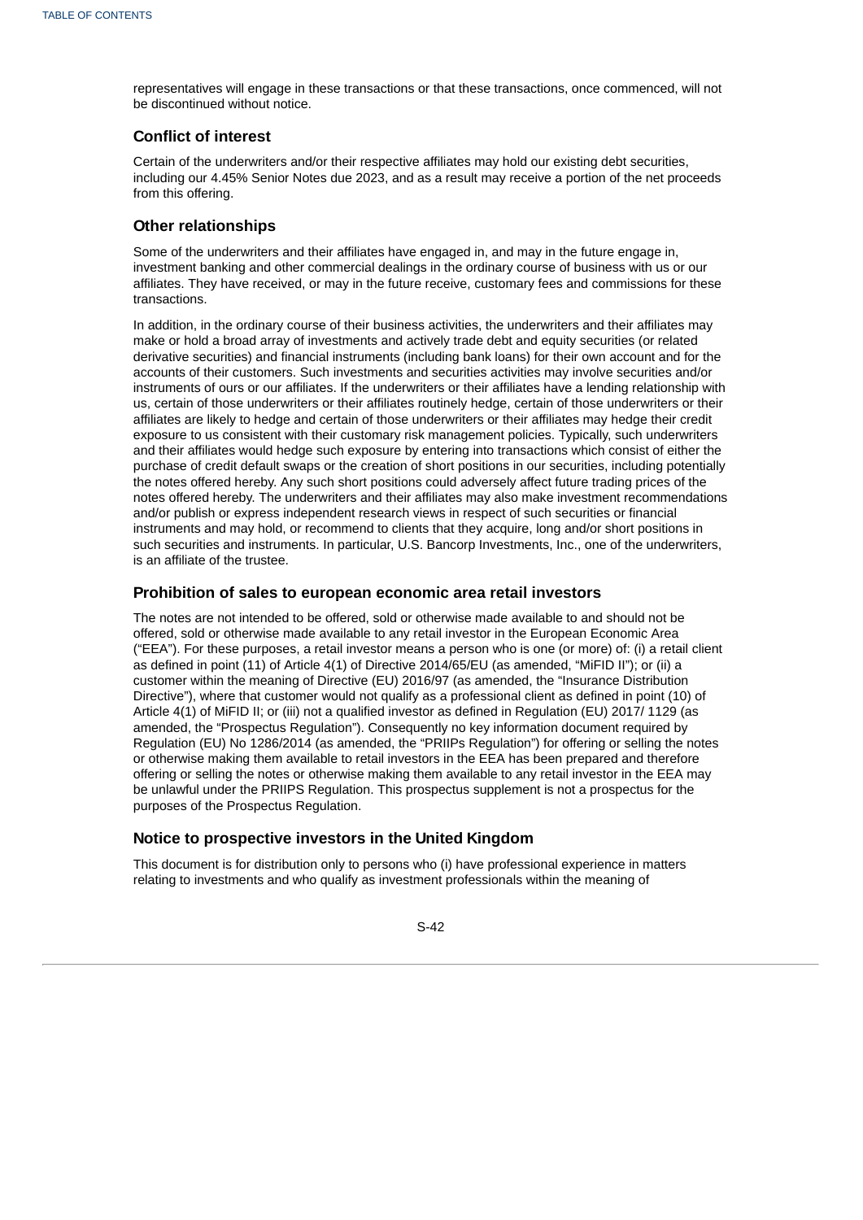representatives will engage in these transactions or that these transactions, once commenced, will not be discontinued without notice.

### Conflict of interest

Certain of the underwriters and/or their respective affiliates may hold our existing debt securities, including our 4.45% Senior Notes due 2023, and as a result may receive a portion of the net proceeds from this offering.

### Other relationships

Some of the underwriters and their affiliates have engaged in, and may in the future engage in, investment banking and other commercial dealings in the ordinary course of business with us or our affiliates. They have received, or may in the future receive, customary fees and commissions for these transactions.

In addition, in the ordinary course of their business activities, the underwriters and their affiliates may make or hold a broad array of investments and actively trade debt and equity securities (or related derivative securities) and financial instruments (including bank loans) for their own account and for the accounts of their customers. Such investments and securities activities may involve securities and/or instruments of ours or our affiliates. If the underwriters or their affiliates have a lending relationship with us, certain of those underwriters or their affiliates routinely hedge, certain of those underwriters or their affiliates are likely to hedge and certain of those underwriters or their affiliates may hedge their credit exposure to us consistent with their customary risk management policies. Typically, such underwriters and their affiliates would hedge such exposure by entering into transactions which consist of either the purchase of credit default swaps or the creation of short positions in our securities, including potentially the notes offered hereby. Any such short positions could adversely affect future trading prices of the notes offered hereby. The underwriters and their affiliates may also make investment recommendations and/or publish or express independent research views in respect of such securities or financial instruments and may hold, or recommend to clients that they acquire, long and/or short positions in such securities and instruments. In particular, U.S. Bancorp Investments, Inc., one of the underwriters, is an affiliate of the trustee.

### Prohibition of sales to european economic area retail investors

The notes are not intended to be offered, sold or otherwise made available to and should not be offered, sold or otherwise made available to any retail investor in the European Economic Area ("EEA"). For these purposes, a retail investor means a person who is one (or more) of: (i) a retail client as defined in point (11) of Article 4(1) of Directive 2014/65/EU (as amended, "MiFID II"); or (ii) a customer within the meaning of Directive (EU) 2016/97 (as amended, the "Insurance Distribution Directive"), where that customer would not qualify as a professional client as defined in point (10) of Article 4(1) of MiFID II; or (iii) not a qualified investor as defined in Regulation (EU) 2017/ 1129 (as amended, the "Prospectus Regulation"). Consequently no key information document required by Regulation (EU) No 1286/2014 (as amended, the "PRIIPs Regulation") for offering or selling the notes or otherwise making them available to retail investors in the EEA has been prepared and therefore offering or selling the notes or otherwise making them available to any retail investor in the EEA may be unlawful under the PRIIPS Regulation. This prospectus supplement is not a prospectus for the purposes of the Prospectus Regulation.

### Notice to prospective investors in the United Kingdom

This document is for distribution only to persons who (i) have professional experience in matters relating to investments and who qualify as investment professionals within the meaning of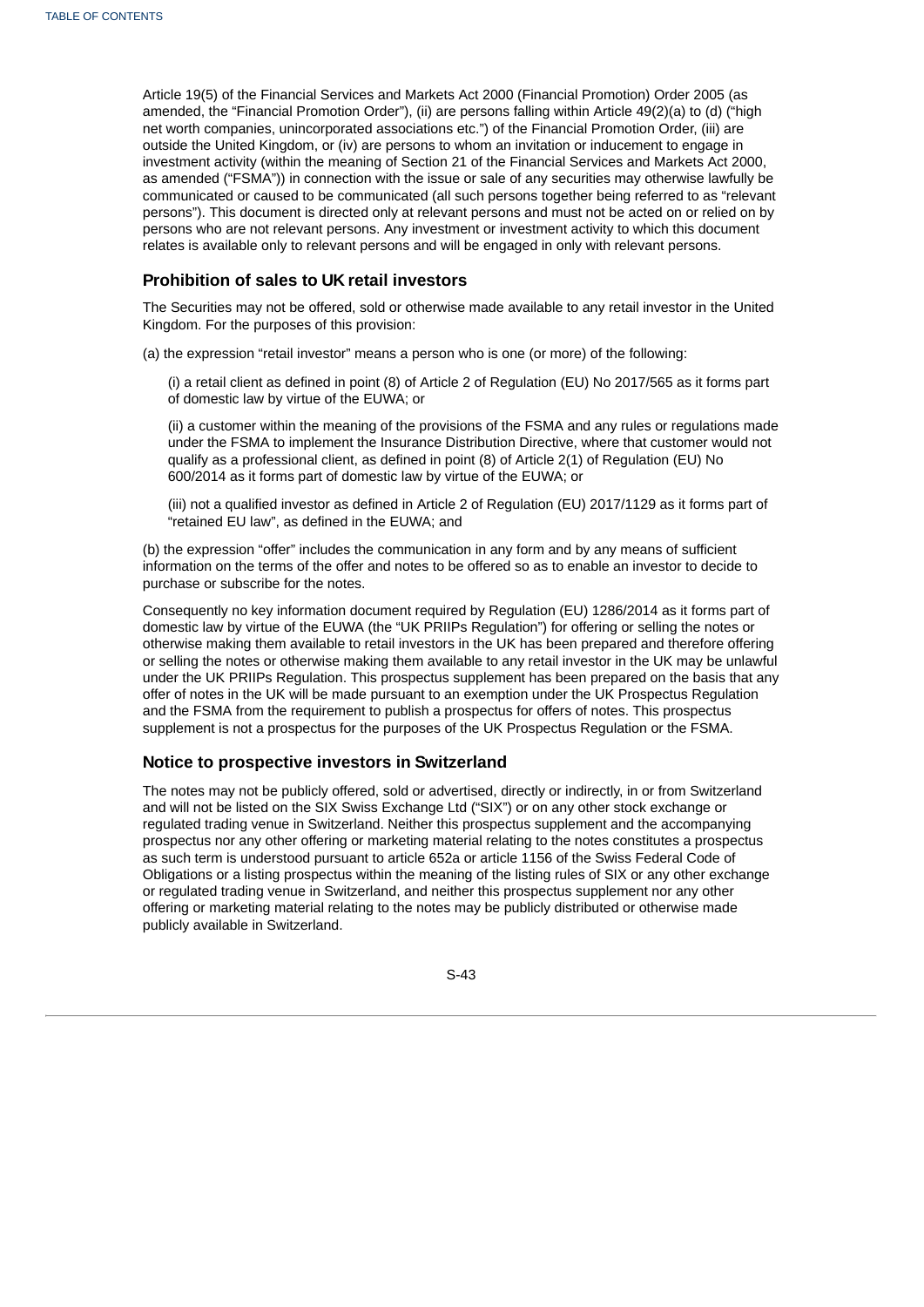Article 19(5) of the Financial Services and Markets Act 2000 (Financial Promotion) Order 2005 (as amended, the "Financial Promotion Order"), (ii) are persons falling within Article 49(2)(a) to (d) ("high net worth companies, unincorporated associations etc.") of the Financial Promotion Order, (iii) are outside the United Kingdom, or (iv) are persons to whom an invitation or inducement to engage in investment activity (within the meaning of Section 21 of the Financial Services and Markets Act 2000, as amended ("FSMA")) in connection with the issue or sale of any securities may otherwise lawfully be communicated or caused to be communicated (all such persons together being referred to as "relevant persons"). This document is directed only at relevant persons and must not be acted on or relied on by persons who are not relevant persons. Any investment or investment activity to which this document relates is available only to relevant persons and will be engaged in only with relevant persons.

## Prohibition of sales to UK retail investors

The Securities may not be offered, sold or otherwise made available to any retail investor in the United Kingdom. For the purposes of this provision:

(a) the expression "retail investor" means a person who is one (or more) of the following:

(i) a retail client as defined in point (8) of Article 2 of Regulation (EU) No 2017/565 as it forms part of domestic law by virtue of the EUWA; or

(ii) a customer within the meaning of the provisions of the FSMA and any rules or regulations made under the FSMA to implement the Insurance Distribution Directive, where that customer would not qualify as a professional client, as defined in point (8) of Article 2(1) of Regulation (EU) No 600/2014 as it forms part of domestic law by virtue of the EUWA; or

(iii) not a qualified investor as defined in Article 2 of Regulation (EU) 2017/1129 as it forms part of "retained EU law", as defined in the EUWA; and

(b) the expression "offer" includes the communication in any form and by any means of sufficient information on the terms of the offer and notes to be offered so as to enable an investor to decide to purchase or subscribe for the notes.

Consequently no key information document required by Regulation (EU) 1286/2014 as it forms part of domestic law by virtue of the EUWA (the "UK PRIIPs Regulation") for offering or selling the notes or otherwise making them available to retail investors in the UK has been prepared and therefore offering or selling the notes or otherwise making them available to any retail investor in the UK may be unlawful under the UK PRIIPs Regulation. This prospectus supplement has been prepared on the basis that any offer of notes in the UK will be made pursuant to an exemption under the UK Prospectus Regulation and the FSMA from the requirement to publish a prospectus for offers of notes. This prospectus supplement is not a prospectus for the purposes of the UK Prospectus Regulation or the FSMA.

## Notice to prospective investors in Switzerland

The notes may not be publicly offered, sold or advertised, directly or indirectly, in or from Switzerland and will not be listed on the SIX Swiss Exchange Ltd ("SIX") or on any other stock exchange or regulated trading venue in Switzerland. Neither this prospectus supplement and the accompanying prospectus nor any other offering or marketing material relating to the notes constitutes a prospectus as such term is understood pursuant to article 652a or article 1156 of the Swiss Federal Code of Obligations or a listing prospectus within the meaning of the listing rules of SIX or any other exchange or regulated trading venue in Switzerland, and neither this prospectus supplement nor any other offering or marketing material relating to the notes may be publicly distributed or otherwise made publicly available in Switzerland.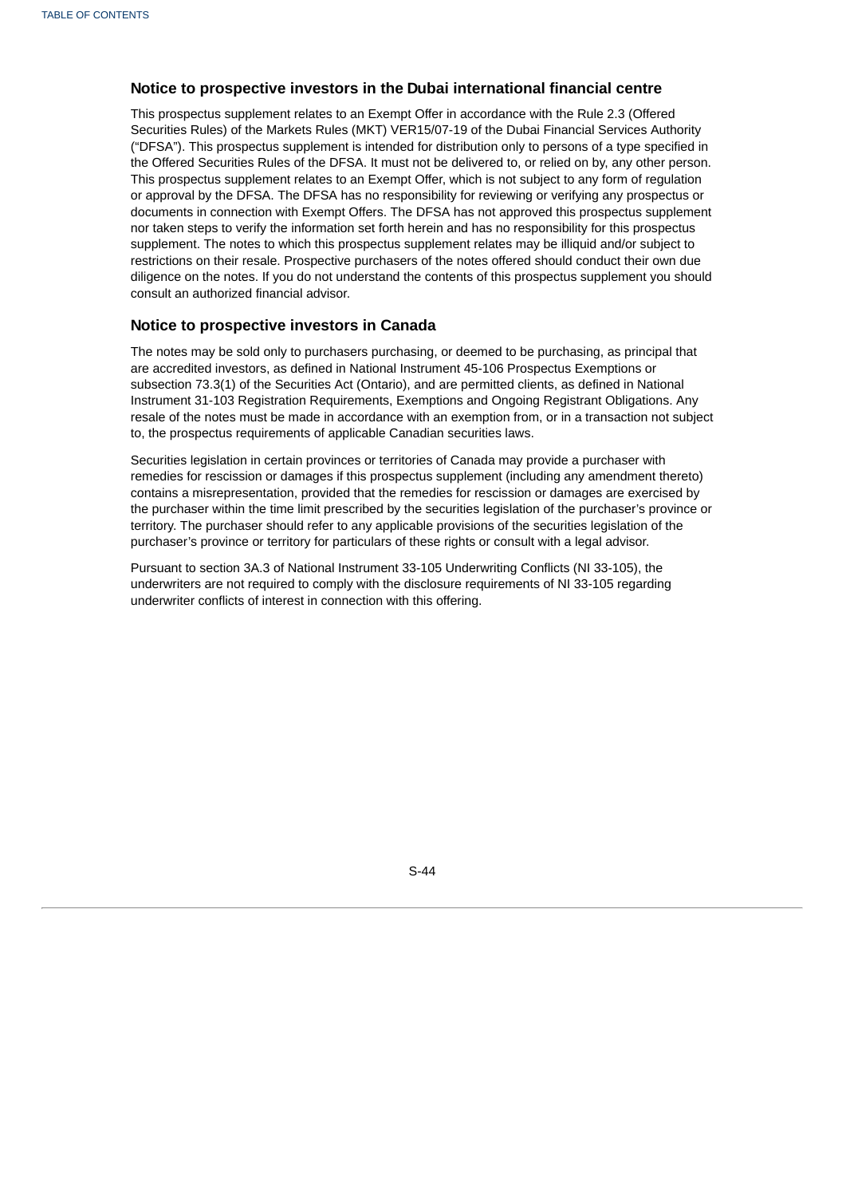### Notice to prospective investors in the Dubai international financial centre

This prospectus supplement relates to an Exempt Offer in accordance with the Rule 2.3 (Offered Securities Rules) of the Markets Rules (MKT) VER15/07-19 of the Dubai Financial Services Authority ("DFSA"). This prospectus supplement is intended for distribution only to persons of a type specified in the Offered Securities Rules of the DFSA. It must not be delivered to, or relied on by, any other person. This prospectus supplement relates to an Exempt Offer, which is not subject to any form of regulation or approval by the DFSA. The DFSA has no responsibility for reviewing or verifying any prospectus or documents in connection with Exempt Offers. The DFSA has not approved this prospectus supplement nor taken steps to verify the information set forth herein and has no responsibility for this prospectus supplement. The notes to which this prospectus supplement relates may be illiquid and/or subject to restrictions on their resale. Prospective purchasers of the notes offered should conduct their own due diligence on the notes. If you do not understand the contents of this prospectus supplement you should consult an authorized financial advisor.

### Notice to prospective investors in Canada

The notes may be sold only to purchasers purchasing, or deemed to be purchasing, as principal that are accredited investors, as defined in National Instrument 45-106 Prospectus Exemptions or subsection 73.3(1) of the Securities Act (Ontario), and are permitted clients, as defined in National Instrument 31-103 Registration Requirements, Exemptions and Ongoing Registrant Obligations. Any resale of the notes must be made in accordance with an exemption from, or in a transaction not subject to, the prospectus requirements of applicable Canadian securities laws.

Securities legislation in certain provinces or territories of Canada may provide a purchaser with remedies for rescission or damages if this prospectus supplement (including any amendment thereto) contains a misrepresentation, provided that the remedies for rescission or damages are exercised by the purchaser within the time limit prescribed by the securities legislation of the purchaser's province or territory. The purchaser should refer to any applicable provisions of the securities legislation of the purchaser's province or territory for particulars of these rights or consult with a legal advisor.

Pursuant to section 3A.3 of National Instrument 33-105 Underwriting Conflicts (NI 33-105), the underwriters are not required to comply with the disclosure requirements of NI 33-105 regarding underwriter conflicts of interest in connection with this offering.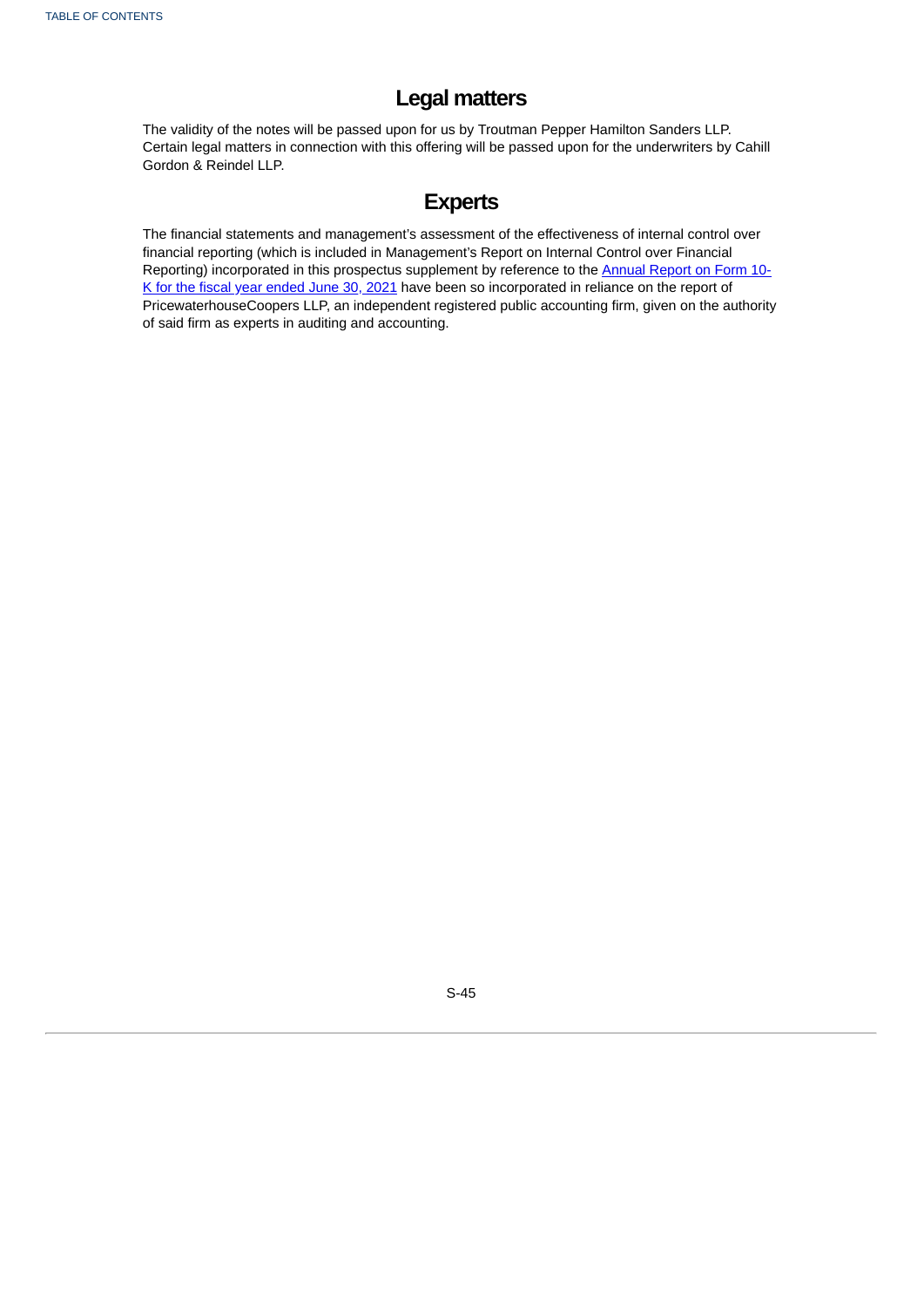## Legal matters

The validity of the notes will be passed upon for us by Troutman Pepper Hamilton Sanders LLP. Certain legal matters in connection with this offering will be passed upon for the underwriters by Cahill Gordon & Reindel LLP.

## Experts

The financial statements and management's assessment of the effectiveness of internal control over financial reporting (which is included in Management's Report on Internal Control over Financial Reporting) incorporated in this prospectus supplement by reference to the Annual Report on Form 10-K for the fiscal year ended June 30, 2021 have been so incorporated in reliance on the report of PricewaterhouseCoopers LLP, an independent registered public accounting firm, given on the authority of said firm as experts in auditing and accounting.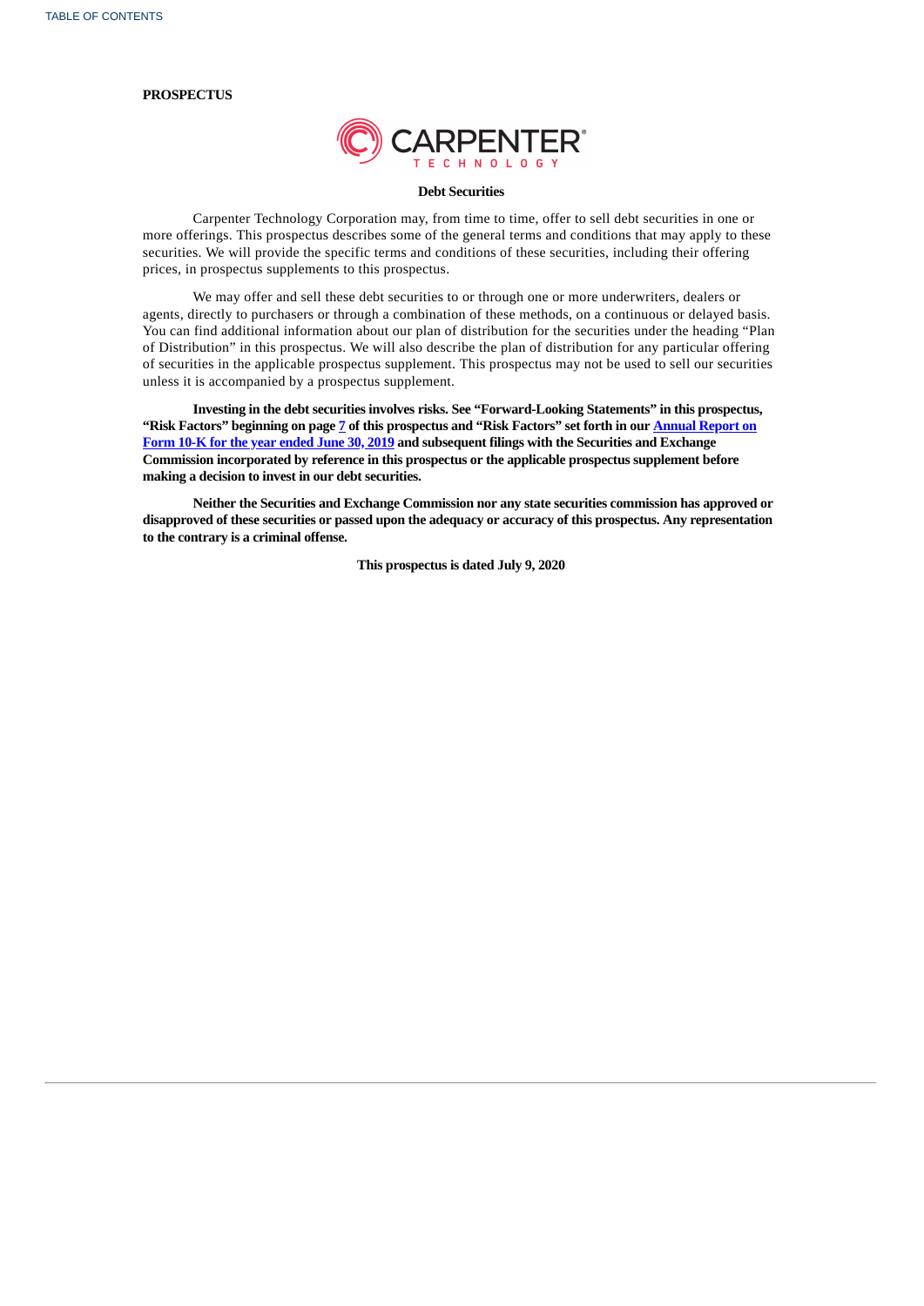**PROSPECTUS**

CARPENTER TECHNOLOGY

**Debt Securities**

Carpenter Technology Corporation may, from time to time, offer to sell debt securities in one or more offerings. This prospectus describes some of the general terms and conditions that may apply to these securities. We will provide the specific terms and conditions of these securities, including their offering prices, in prospectus supplements to this prospectus.

We may offer and sell these debt securities to or through one or more underwriters, dealers or agents, directly to purchasers or through a combination of these methods, on a continuous or delayed basis. You can find additional information about our plan of distribution for the securities under the heading "Plan of Distribution" in this prospectus. We will also describe the plan of distribution for any particular offering of securities in the applicable prospectus supplement. This prospectus may not be used to sell our securities unless it is accompanied by a prospectus supplement.

**Investing in the debt securities involves risks. See "Forward-Looking Statements" in this prospectus, "Risk Factors" beginning on page 7 of this prospectus and "Risk Factors" set forth in our Annual Report on Form 10-K for the year ended June 30, 2019 and subsequent filings with the Securities and Exchange Commission incorporated by reference in this prospectus or the applicable prospectus supplement before making a decision to invest in our debt securities.**

**Neither the Securities and Exchange Commission nor any state securities commission has approved or disapproved of these securities or passed upon the adequacy or accuracy of this prospectus. Any representation to the contrary is a criminal offense.**

**This prospectus is dated July 9, 2020**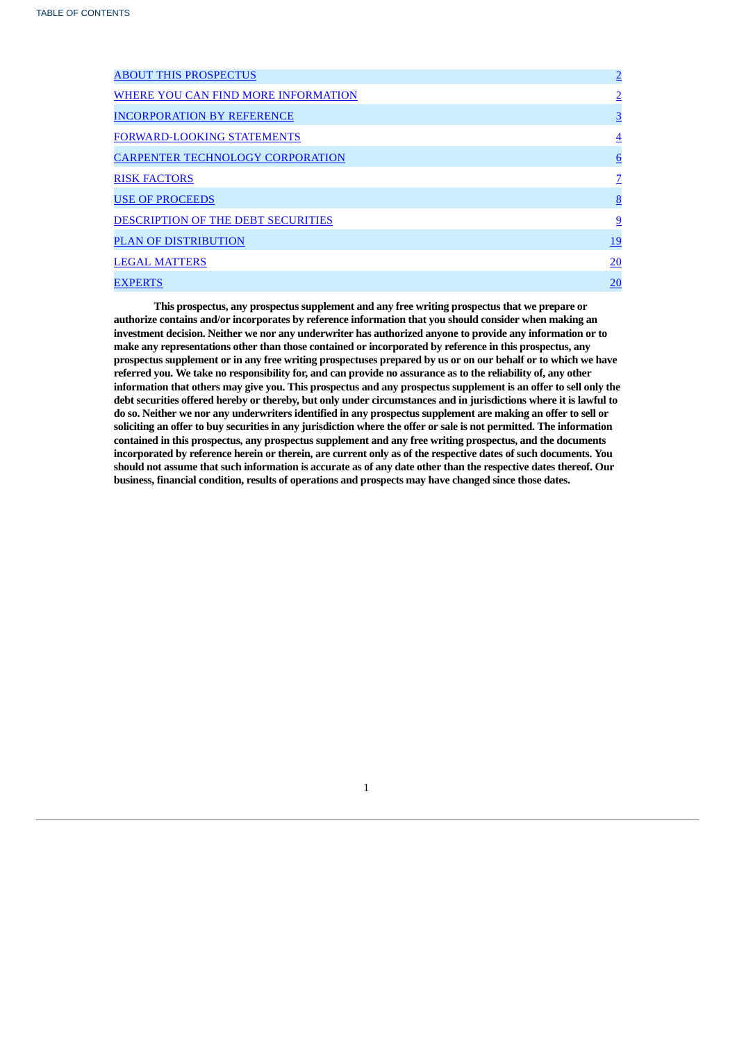| | |
|---|---|
| ABOUT THIS PROSPECTUS | 2 |
| WHERE YOU CAN FIND MORE INFORMATION | 2 |
| INCORPORATION BY REFERENCE | 3 |
| FORWARD-LOOKING STATEMENTS | 4 |
| CARPENTER TECHNOLOGY CORPORATION | 6 |
| RISK FACTORS | 7 |
| USE OF PROCEEDS | 8 |
| DESCRIPTION OF THE DEBT SECURITIES | 9 |
| PLAN OF DISTRIBUTION | 19 |
| LEGAL MATTERS | 20 |
| EXPERTS | 20 |

**This prospectus, any prospectus supplement and any free writing prospectus that we prepare or authorize contains and/or incorporates by reference information that you should consider when making an investment decision. Neither we nor any underwriter has authorized anyone to provide any information or to make any representations other than those contained or incorporated by reference in this prospectus, any prospectus supplement or in any free writing prospectuses prepared by us or on our behalf or to which we have referred you. We take no responsibility for, and can provide no assurance as to the reliability of, any other information that others may give you. This prospectus and any prospectus supplement is an offer to sell only the debt securities offered hereby or thereby, but only under circumstances and in jurisdictions where it is lawful to do so. Neither we nor any underwriters identified in any prospectus supplement are making an offer to sell or soliciting an offer to buy securities in any jurisdiction where the offer or sale is not permitted. The information contained in this prospectus, any prospectus supplement and any free writing prospectus, and the documents incorporated by reference herein or therein, are current only as of the respective dates of such documents. You should not assume that such information is accurate as of any date other than the respective dates thereof. Our business, financial condition, results of operations and prospects may have changed since those dates.**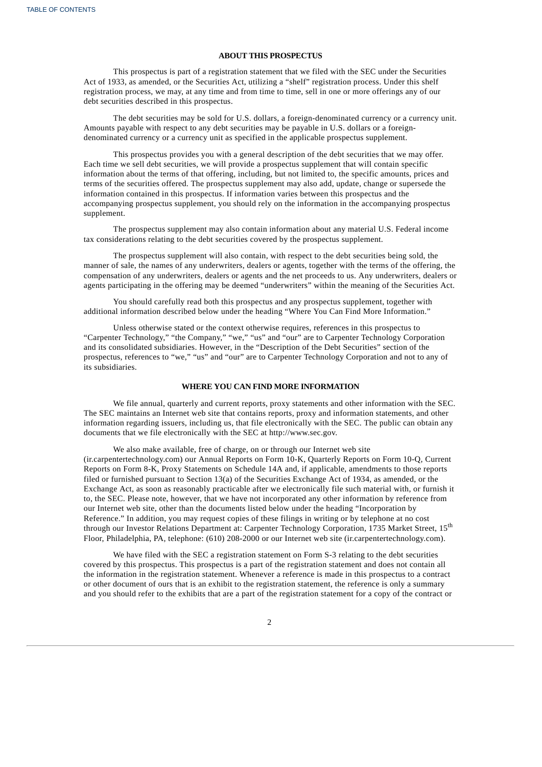## ABOUT THIS PROSPECTUS

This prospectus is part of a registration statement that we filed with the SEC under the Securities Act of 1933, as amended, or the Securities Act, utilizing a "shelf" registration process. Under this shelf registration process, we may, at any time and from time to time, sell in one or more offerings any of our debt securities described in this prospectus.

The debt securities may be sold for U.S. dollars, a foreign-denominated currency or a currency unit. Amounts payable with respect to any debt securities may be payable in U.S. dollars or a foreign-denominated currency or a currency unit as specified in the applicable prospectus supplement.

This prospectus provides you with a general description of the debt securities that we may offer. Each time we sell debt securities, we will provide a prospectus supplement that will contain specific information about the terms of that offering, including, but not limited to, the specific amounts, prices and terms of the securities offered. The prospectus supplement may also add, update, change or supersede the information contained in this prospectus. If information varies between this prospectus and the accompanying prospectus supplement, you should rely on the information in the accompanying prospectus supplement.

The prospectus supplement may also contain information about any material U.S. Federal income tax considerations relating to the debt securities covered by the prospectus supplement.

The prospectus supplement will also contain, with respect to the debt securities being sold, the manner of sale, the names of any underwriters, dealers or agents, together with the terms of the offering, the compensation of any underwriters, dealers or agents and the net proceeds to us. Any underwriters, dealers or agents participating in the offering may be deemed "underwriters" within the meaning of the Securities Act.

You should carefully read both this prospectus and any prospectus supplement, together with additional information described below under the heading "Where You Can Find More Information."

Unless otherwise stated or the context otherwise requires, references in this prospectus to "Carpenter Technology," "the Company," "we," "us" and "our" are to Carpenter Technology Corporation and its consolidated subsidiaries. However, in the "Description of the Debt Securities" section of the prospectus, references to "we," "us" and "our" are to Carpenter Technology Corporation and not to any of its subsidiaries.

## WHERE YOU CAN FIND MORE INFORMATION

We file annual, quarterly and current reports, proxy statements and other information with the SEC. The SEC maintains an Internet web site that contains reports, proxy and information statements, and other information regarding issuers, including us, that file electronically with the SEC. The public can obtain any documents that we file electronically with the SEC at http://www.sec.gov.

We also make available, free of charge, on or through our Internet web site (ir.carpentertechnology.com) our Annual Reports on Form 10-K, Quarterly Reports on Form 10-Q, Current Reports on Form 8-K, Proxy Statements on Schedule 14A and, if applicable, amendments to those reports filed or furnished pursuant to Section 13(a) of the Securities Exchange Act of 1934, as amended, or the Exchange Act, as soon as reasonably practicable after we electronically file such material with, or furnish it to, the SEC. Please note, however, that we have not incorporated any other information by reference from our Internet web site, other than the documents listed below under the heading "Incorporation by Reference." In addition, you may request copies of these filings in writing or by telephone at no cost through our Investor Relations Department at: Carpenter Technology Corporation, 1735 Market Street, 15th Floor, Philadelphia, PA, telephone: (610) 208-2000 or our Internet web site (ir.carpentertechnology.com).

We have filed with the SEC a registration statement on Form S-3 relating to the debt securities covered by this prospectus. This prospectus is a part of the registration statement and does not contain all the information in the registration statement. Whenever a reference is made in this prospectus to a contract or other document of ours that is an exhibit to the registration statement, the reference is only a summary and you should refer to the exhibits that are a part of the registration statement for a copy of the contract or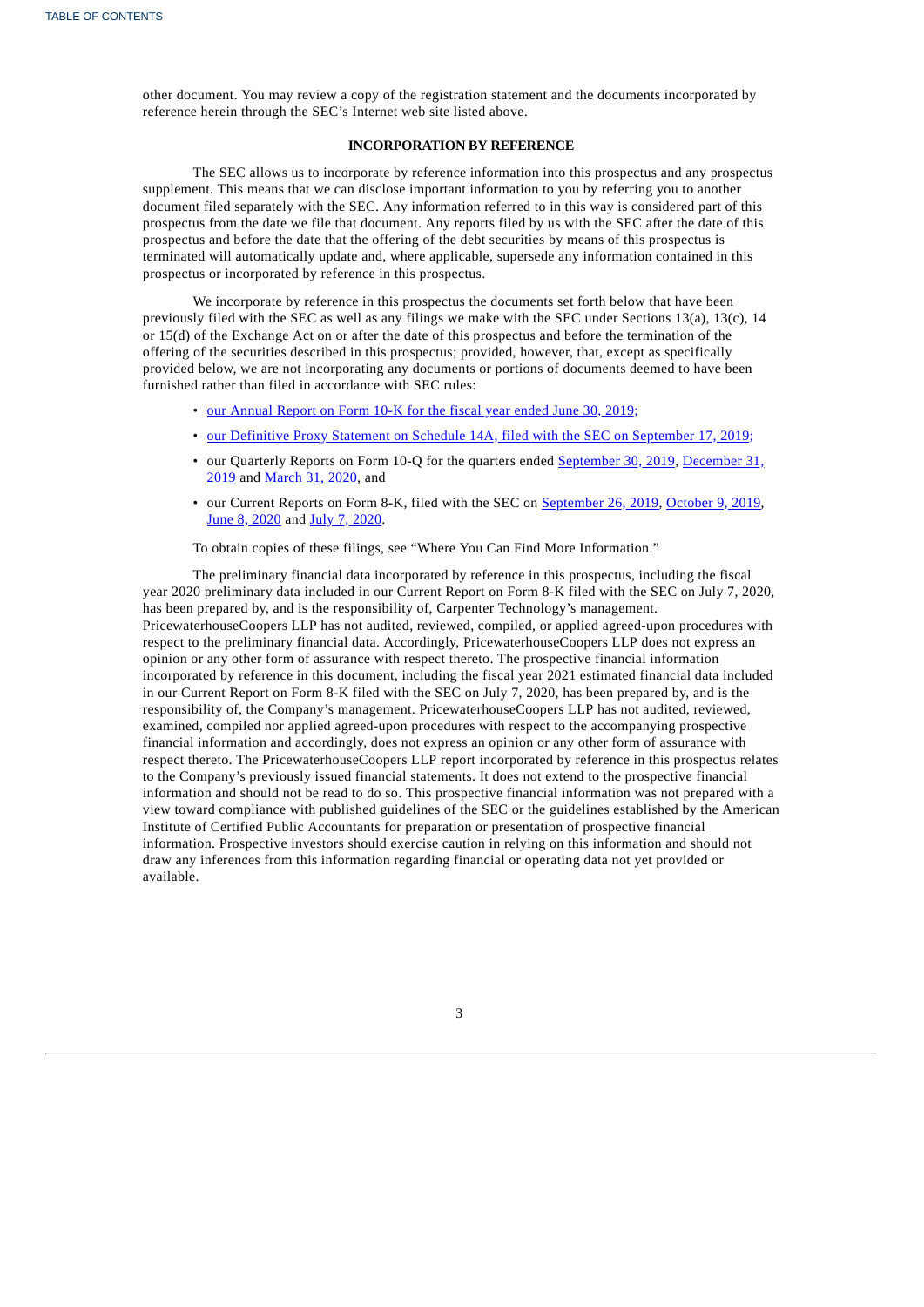other document. You may review a copy of the registration statement and the documents incorporated by reference herein through the SEC's Internet web site listed above.

## INCORPORATION BY REFERENCE

The SEC allows us to incorporate by reference information into this prospectus and any prospectus supplement. This means that we can disclose important information to you by referring you to another document filed separately with the SEC. Any information referred to in this way is considered part of this prospectus from the date we file that document. Any reports filed by us with the SEC after the date of this prospectus and before the date that the offering of the debt securities by means of this prospectus is terminated will automatically update and, where applicable, supersede any information contained in this prospectus or incorporated by reference in this prospectus.

We incorporate by reference in this prospectus the documents set forth below that have been previously filed with the SEC as well as any filings we make with the SEC under Sections 13(a), 13(c), 14 or 15(d) of the Exchange Act on or after the date of this prospectus and before the termination of the offering of the securities described in this prospectus; provided, however, that, except as specifically provided below, we are not incorporating any documents or portions of documents deemed to have been furnished rather than filed in accordance with SEC rules:

- our Annual Report on Form 10-K for the fiscal year ended June 30, 2019;
- our Definitive Proxy Statement on Schedule 14A, filed with the SEC on September 17, 2019;
- our Quarterly Reports on Form 10-Q for the quarters ended September 30, 2019, December 31, 2019 and March 31, 2020, and
- our Current Reports on Form 8-K, filed with the SEC on September 26, 2019, October 9, 2019, June 8, 2020 and July 7, 2020.

To obtain copies of these filings, see "Where You Can Find More Information."

The preliminary financial data incorporated by reference in this prospectus, including the fiscal year 2020 preliminary data included in our Current Report on Form 8-K filed with the SEC on July 7, 2020, has been prepared by, and is the responsibility of, Carpenter Technology's management. PricewaterhouseCoopers LLP has not audited, reviewed, compiled, or applied agreed-upon procedures with respect to the preliminary financial data. Accordingly, PricewaterhouseCoopers LLP does not express an opinion or any other form of assurance with respect thereto. The prospective financial information incorporated by reference in this document, including the fiscal year 2021 estimated financial data included in our Current Report on Form 8-K filed with the SEC on July 7, 2020, has been prepared by, and is the responsibility of, the Company's management. PricewaterhouseCoopers LLP has not audited, reviewed, examined, compiled nor applied agreed-upon procedures with respect to the accompanying prospective financial information and accordingly, does not express an opinion or any other form of assurance with respect thereto. The PricewaterhouseCoopers LLP report incorporated by reference in this prospectus relates to the Company's previously issued financial statements. It does not extend to the prospective financial information and should not be read to do so. This prospective financial information was not prepared with a view toward compliance with published guidelines of the SEC or the guidelines established by the American Institute of Certified Public Accountants for preparation or presentation of prospective financial information. Prospective investors should exercise caution in relying on this information and should not draw any inferences from this information regarding financial or operating data not yet provided or available.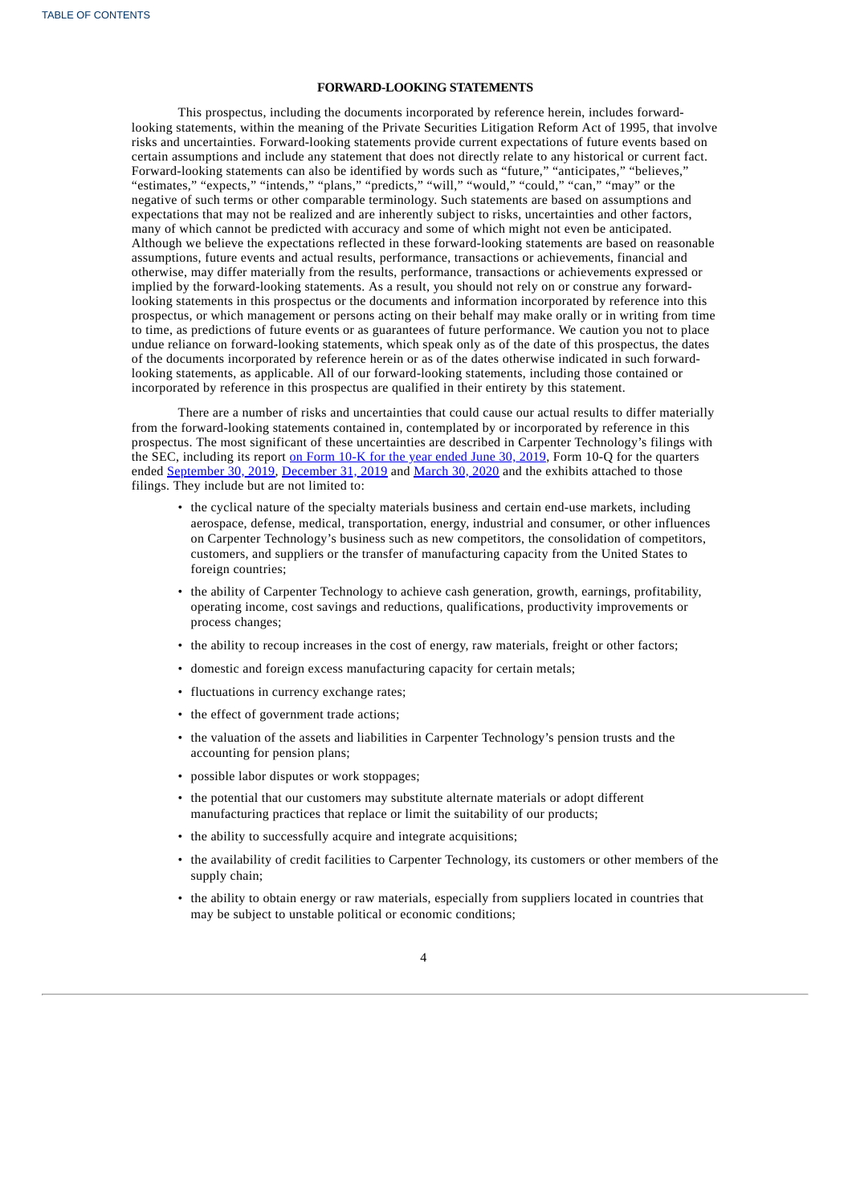## FORWARD-LOOKING STATEMENTS

This prospectus, including the documents incorporated by reference herein, includes forward-looking statements, within the meaning of the Private Securities Litigation Reform Act of 1995, that involve risks and uncertainties. Forward-looking statements provide current expectations of future events based on certain assumptions and include any statement that does not directly relate to any historical or current fact. Forward-looking statements can also be identified by words such as "future," "anticipates," "believes," "estimates," "expects," "intends," "plans," "predicts," "will," "would," "could," "can," "may" or the negative of such terms or other comparable terminology. Such statements are based on assumptions and expectations that may not be realized and are inherently subject to risks, uncertainties and other factors, many of which cannot be predicted with accuracy and some of which might not even be anticipated. Although we believe the expectations reflected in these forward-looking statements are based on reasonable assumptions, future events and actual results, performance, transactions or achievements, financial and otherwise, may differ materially from the results, performance, transactions or achievements expressed or implied by the forward-looking statements. As a result, you should not rely on or construe any forward-looking statements in this prospectus or the documents and information incorporated by reference into this prospectus, or which management or persons acting on their behalf may make orally or in writing from time to time, as predictions of future events or as guarantees of future performance. We caution you not to place undue reliance on forward-looking statements, which speak only as of the date of this prospectus, the dates of the documents incorporated by reference herein or as of the dates otherwise indicated in such forward-looking statements, as applicable. All of our forward-looking statements, including those contained or incorporated by reference in this prospectus are qualified in their entirety by this statement.

There are a number of risks and uncertainties that could cause our actual results to differ materially from the forward-looking statements contained in, contemplated by or incorporated by reference in this prospectus. The most significant of these uncertainties are described in Carpenter Technology's filings with the SEC, including its report on Form 10-K for the year ended June 30, 2019, Form 10-Q for the quarters ended September 30, 2019, December 31, 2019 and March 30, 2020 and the exhibits attached to those filings. They include but are not limited to:

- the cyclical nature of the specialty materials business and certain end-use markets, including aerospace, defense, medical, transportation, energy, industrial and consumer, or other influences on Carpenter Technology's business such as new competitors, the consolidation of competitors, customers, and suppliers or the transfer of manufacturing capacity from the United States to foreign countries;
- the ability of Carpenter Technology to achieve cash generation, growth, earnings, profitability, operating income, cost savings and reductions, qualifications, productivity improvements or process changes;
- the ability to recoup increases in the cost of energy, raw materials, freight or other factors;
- domestic and foreign excess manufacturing capacity for certain metals;
- fluctuations in currency exchange rates;
- the effect of government trade actions;
- the valuation of the assets and liabilities in Carpenter Technology's pension trusts and the accounting for pension plans;
- possible labor disputes or work stoppages;
- the potential that our customers may substitute alternate materials or adopt different manufacturing practices that replace or limit the suitability of our products;
- the ability to successfully acquire and integrate acquisitions;
- the availability of credit facilities to Carpenter Technology, its customers or other members of the supply chain;
- the ability to obtain energy or raw materials, especially from suppliers located in countries that may be subject to unstable political or economic conditions;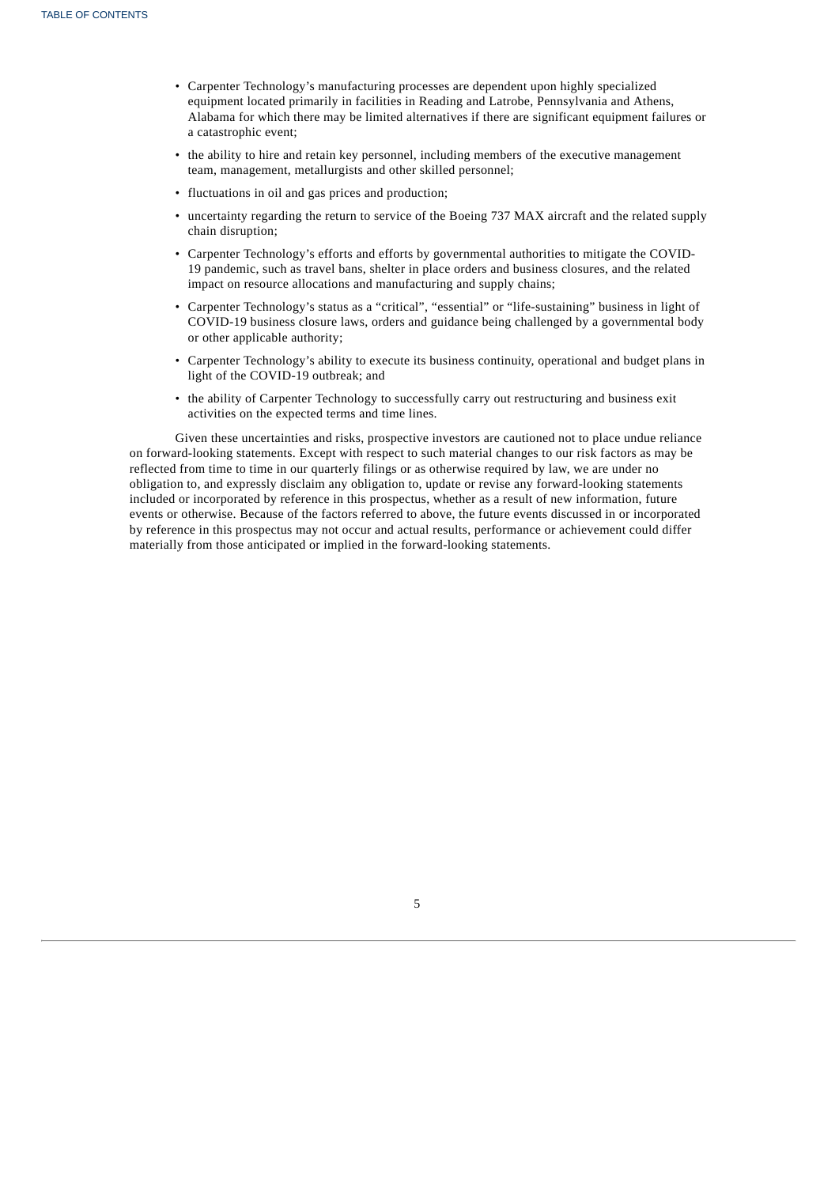- Carpenter Technology's manufacturing processes are dependent upon highly specialized equipment located primarily in facilities in Reading and Latrobe, Pennsylvania and Athens, Alabama for which there may be limited alternatives if there are significant equipment failures or a catastrophic event;
- the ability to hire and retain key personnel, including members of the executive management team, management, metallurgists and other skilled personnel;
- fluctuations in oil and gas prices and production;
- uncertainty regarding the return to service of the Boeing 737 MAX aircraft and the related supply chain disruption;
- Carpenter Technology's efforts and efforts by governmental authorities to mitigate the COVID-19 pandemic, such as travel bans, shelter in place orders and business closures, and the related impact on resource allocations and manufacturing and supply chains;
- Carpenter Technology's status as a "critical", "essential" or "life-sustaining" business in light of COVID-19 business closure laws, orders and guidance being challenged by a governmental body or other applicable authority;
- Carpenter Technology's ability to execute its business continuity, operational and budget plans in light of the COVID-19 outbreak; and
- the ability of Carpenter Technology to successfully carry out restructuring and business exit activities on the expected terms and time lines.

Given these uncertainties and risks, prospective investors are cautioned not to place undue reliance on forward-looking statements. Except with respect to such material changes to our risk factors as may be reflected from time to time in our quarterly filings or as otherwise required by law, we are under no obligation to, and expressly disclaim any obligation to, update or revise any forward-looking statements included or incorporated by reference in this prospectus, whether as a result of new information, future events or otherwise. Because of the factors referred to above, the future events discussed in or incorporated by reference in this prospectus may not occur and actual results, performance or achievement could differ materially from those anticipated or implied in the forward-looking statements.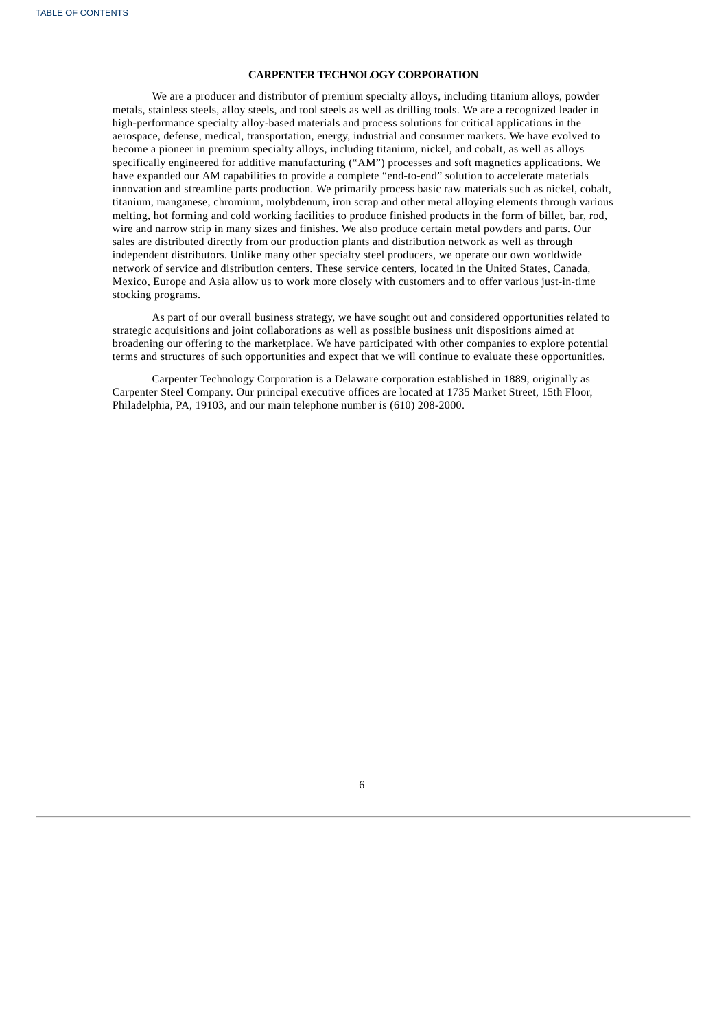## CARPENTER TECHNOLOGY CORPORATION

We are a producer and distributor of premium specialty alloys, including titanium alloys, powder metals, stainless steels, alloy steels, and tool steels as well as drilling tools. We are a recognized leader in high-performance specialty alloy-based materials and process solutions for critical applications in the aerospace, defense, medical, transportation, energy, industrial and consumer markets. We have evolved to become a pioneer in premium specialty alloys, including titanium, nickel, and cobalt, as well as alloys specifically engineered for additive manufacturing ("AM") processes and soft magnetics applications. We have expanded our AM capabilities to provide a complete "end-to-end" solution to accelerate materials innovation and streamline parts production. We primarily process basic raw materials such as nickel, cobalt, titanium, manganese, chromium, molybdenum, iron scrap and other metal alloying elements through various melting, hot forming and cold working facilities to produce finished products in the form of billet, bar, rod, wire and narrow strip in many sizes and finishes. We also produce certain metal powders and parts. Our sales are distributed directly from our production plants and distribution network as well as through independent distributors. Unlike many other specialty steel producers, we operate our own worldwide network of service and distribution centers. These service centers, located in the United States, Canada, Mexico, Europe and Asia allow us to work more closely with customers and to offer various just-in-time stocking programs.

As part of our overall business strategy, we have sought out and considered opportunities related to strategic acquisitions and joint collaborations as well as possible business unit dispositions aimed at broadening our offering to the marketplace. We have participated with other companies to explore potential terms and structures of such opportunities and expect that we will continue to evaluate these opportunities.

Carpenter Technology Corporation is a Delaware corporation established in 1889, originally as Carpenter Steel Company. Our principal executive offices are located at 1735 Market Street, 15th Floor, Philadelphia, PA, 19103, and our main telephone number is (610) 208-2000.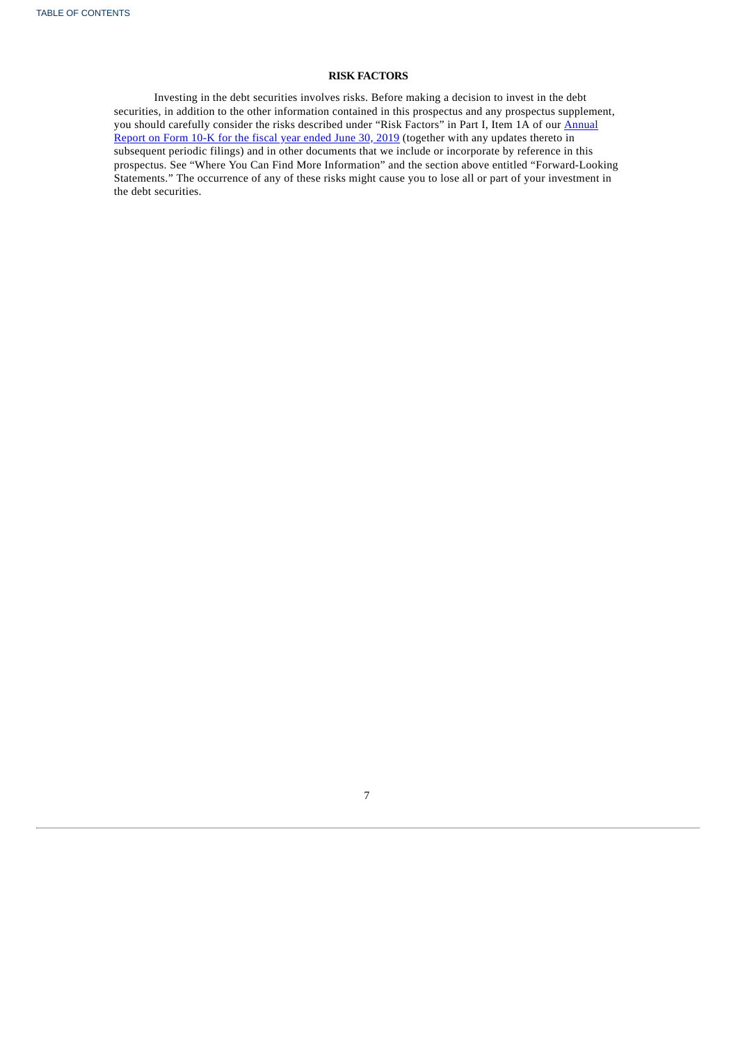## RISK FACTORS

Investing in the debt securities involves risks. Before making a decision to invest in the debt securities, in addition to the other information contained in this prospectus and any prospectus supplement, you should carefully consider the risks described under "Risk Factors" in Part I, Item 1A of our Annual Report on Form 10-K for the fiscal year ended June 30, 2019 (together with any updates thereto in subsequent periodic filings) and in other documents that we include or incorporate by reference in this prospectus. See "Where You Can Find More Information" and the section above entitled "Forward-Looking Statements." The occurrence of any of these risks might cause you to lose all or part of your investment in the debt securities.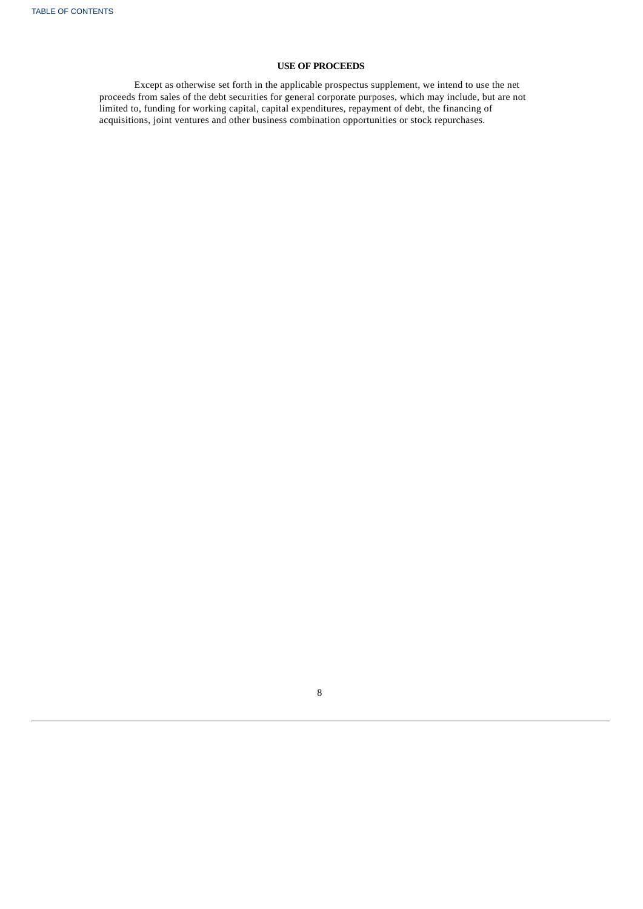## USE OF PROCEEDS

Except as otherwise set forth in the applicable prospectus supplement, we intend to use the net proceeds from sales of the debt securities for general corporate purposes, which may include, but are not limited to, funding for working capital, capital expenditures, repayment of debt, the financing of acquisitions, joint ventures and other business combination opportunities or stock repurchases.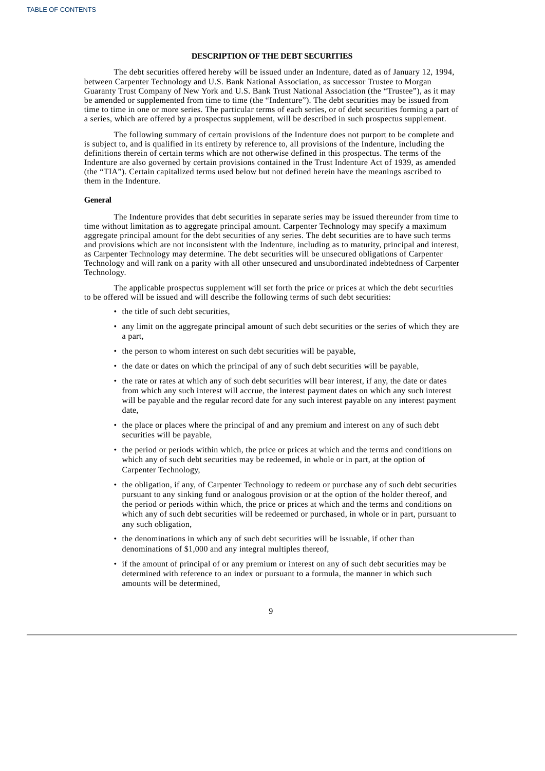## DESCRIPTION OF THE DEBT SECURITIES

The debt securities offered hereby will be issued under an Indenture, dated as of January 12, 1994, between Carpenter Technology and U.S. Bank National Association, as successor Trustee to Morgan Guaranty Trust Company of New York and U.S. Bank Trust National Association (the "Trustee"), as it may be amended or supplemented from time to time (the "Indenture"). The debt securities may be issued from time to time in one or more series. The particular terms of each series, or of debt securities forming a part of a series, which are offered by a prospectus supplement, will be described in such prospectus supplement.

The following summary of certain provisions of the Indenture does not purport to be complete and is subject to, and is qualified in its entirety by reference to, all provisions of the Indenture, including the definitions therein of certain terms which are not otherwise defined in this prospectus. The terms of the Indenture are also governed by certain provisions contained in the Trust Indenture Act of 1939, as amended (the "TIA"). Certain capitalized terms used below but not defined herein have the meanings ascribed to them in the Indenture.

### General

The Indenture provides that debt securities in separate series may be issued thereunder from time to time without limitation as to aggregate principal amount. Carpenter Technology may specify a maximum aggregate principal amount for the debt securities of any series. The debt securities are to have such terms and provisions which are not inconsistent with the Indenture, including as to maturity, principal and interest, as Carpenter Technology may determine. The debt securities will be unsecured obligations of Carpenter Technology and will rank on a parity with all other unsecured and unsubordinated indebtedness of Carpenter Technology.

The applicable prospectus supplement will set forth the price or prices at which the debt securities to be offered will be issued and will describe the following terms of such debt securities:

- the title of such debt securities,
- any limit on the aggregate principal amount of such debt securities or the series of which they are a part,
- the person to whom interest on such debt securities will be payable,
- the date or dates on which the principal of any of such debt securities will be payable,
- the rate or rates at which any of such debt securities will bear interest, if any, the date or dates from which any such interest will accrue, the interest payment dates on which any such interest will be payable and the regular record date for any such interest payable on any interest payment date,
- the place or places where the principal of and any premium and interest on any of such debt securities will be payable,
- the period or periods within which, the price or prices at which and the terms and conditions on which any of such debt securities may be redeemed, in whole or in part, at the option of Carpenter Technology,
- the obligation, if any, of Carpenter Technology to redeem or purchase any of such debt securities pursuant to any sinking fund or analogous provision or at the option of the holder thereof, and the period or periods within which, the price or prices at which and the terms and conditions on which any of such debt securities will be redeemed or purchased, in whole or in part, pursuant to any such obligation,
- the denominations in which any of such debt securities will be issuable, if other than denominations of $1,000 and any integral multiples thereof,
- if the amount of principal of or any premium or interest on any of such debt securities may be determined with reference to an index or pursuant to a formula, the manner in which such amounts will be determined,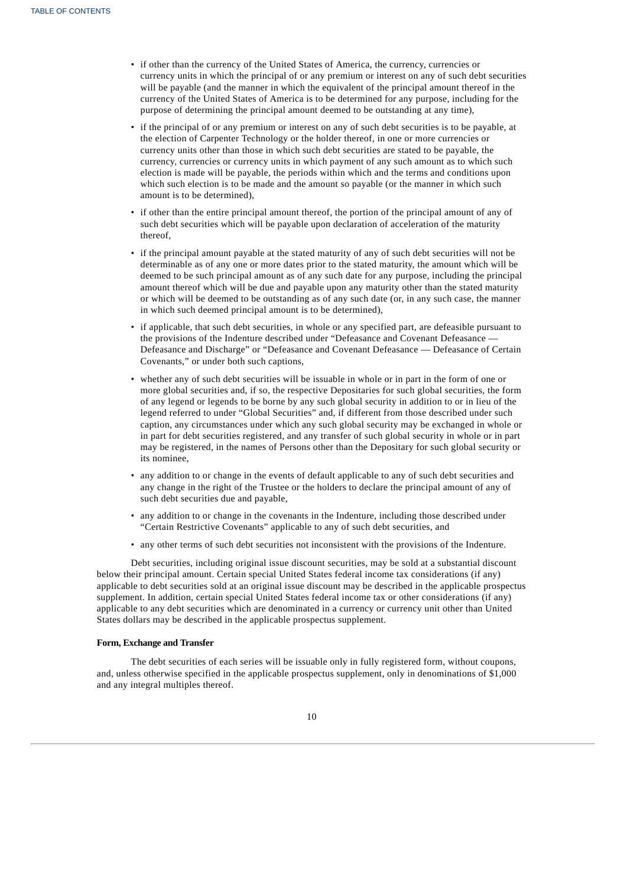- if other than the currency of the United States of America, the currency, currencies or currency units in which the principal of or any premium or interest on any of such debt securities will be payable (and the manner in which the equivalent of the principal amount thereof in the currency of the United States of America is to be determined for any purpose, including for the purpose of determining the principal amount deemed to be outstanding at any time),
- if the principal of or any premium or interest on any of such debt securities is to be payable, at the election of Carpenter Technology or the holder thereof, in one or more currencies or currency units other than those in which such debt securities are stated to be payable, the currency, currencies or currency units in which payment of any such amount as to which such election is made will be payable, the periods within which and the terms and conditions upon which such election is to be made and the amount so payable (or the manner in which such amount is to be determined),
- if other than the entire principal amount thereof, the portion of the principal amount of any of such debt securities which will be payable upon declaration of acceleration of the maturity thereof,
- if the principal amount payable at the stated maturity of any of such debt securities will not be determinable as of any one or more dates prior to the stated maturity, the amount which will be deemed to be such principal amount as of any such date for any purpose, including the principal amount thereof which will be due and payable upon any maturity other than the stated maturity or which will be deemed to be outstanding as of any such date (or, in any such case, the manner in which such deemed principal amount is to be determined),
- if applicable, that such debt securities, in whole or any specified part, are defeasible pursuant to the provisions of the Indenture described under "Defeasance and Covenant Defeasance — Defeasance and Discharge" or "Defeasance and Covenant Defeasance — Defeasance of Certain Covenants," or under both such captions,
- whether any of such debt securities will be issuable in whole or in part in the form of one or more global securities and, if so, the respective Depositaries for such global securities, the form of any legend or legends to be borne by any such global security in addition to or in lieu of the legend referred to under "Global Securities" and, if different from those described under such caption, any circumstances under which any such global security may be exchanged in whole or in part for debt securities registered, and any transfer of such global security in whole or in part may be registered, in the names of Persons other than the Depositary for such global security or its nominee,
- any addition to or change in the events of default applicable to any of such debt securities and any change in the right of the Trustee or the holders to declare the principal amount of any of such debt securities due and payable,
- any addition to or change in the covenants in the Indenture, including those described under "Certain Restrictive Covenants" applicable to any of such debt securities, and
- any other terms of such debt securities not inconsistent with the provisions of the Indenture.

Debt securities, including original issue discount securities, may be sold at a substantial discount below their principal amount. Certain special United States federal income tax considerations (if any) applicable to debt securities sold at an original issue discount may be described in the applicable prospectus supplement. In addition, certain special United States federal income tax or other considerations (if any) applicable to any debt securities which are denominated in a currency or currency unit other than United States dollars may be described in the applicable prospectus supplement.

**Form, Exchange and Transfer**

The debt securities of each series will be issuable only in fully registered form, without coupons, and, unless otherwise specified in the applicable prospectus supplement, only in denominations of $1,000 and any integral multiples thereof.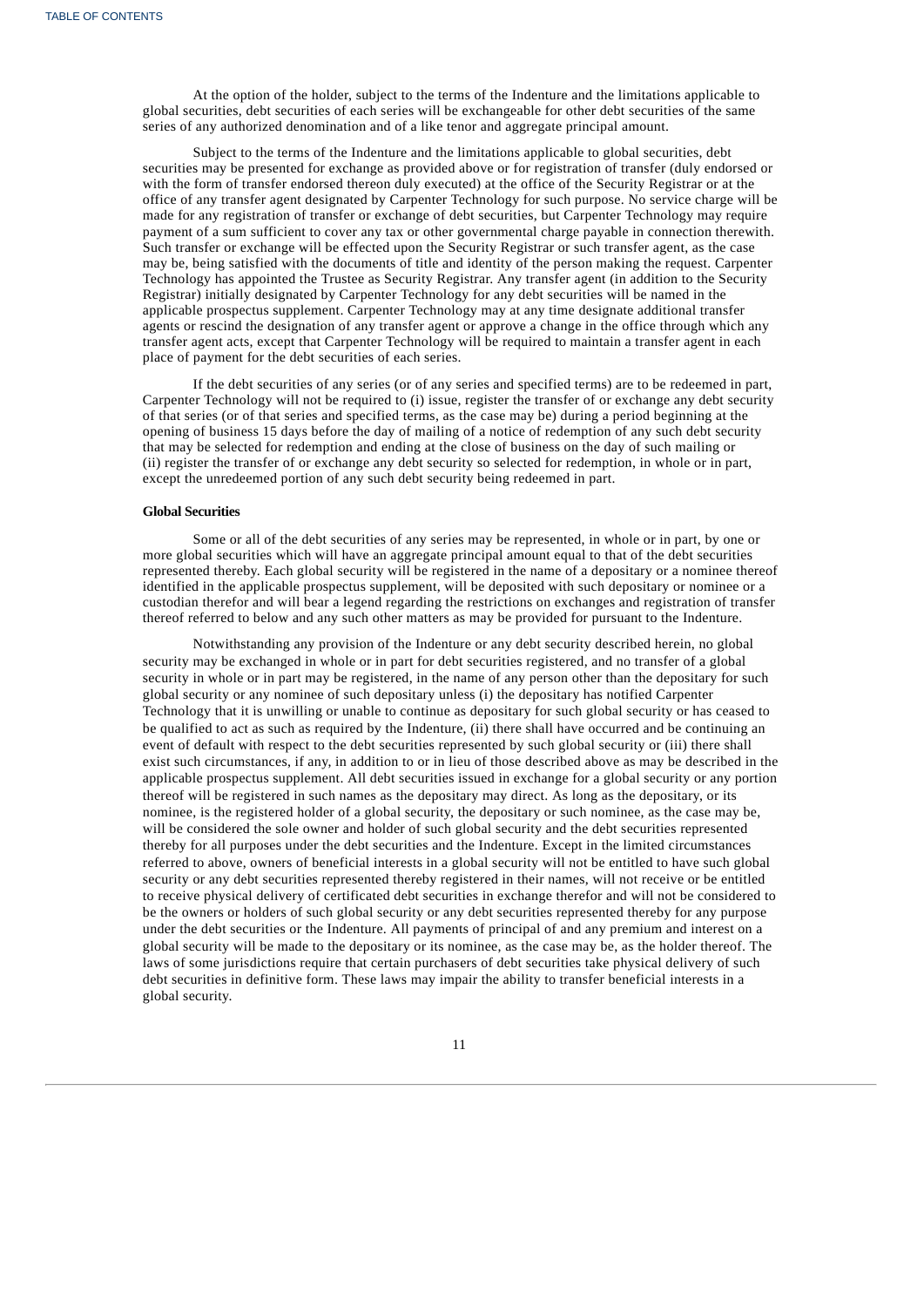At the option of the holder, subject to the terms of the Indenture and the limitations applicable to global securities, debt securities of each series will be exchangeable for other debt securities of the same series of any authorized denomination and of a like tenor and aggregate principal amount.

Subject to the terms of the Indenture and the limitations applicable to global securities, debt securities may be presented for exchange as provided above or for registration of transfer (duly endorsed or with the form of transfer endorsed thereon duly executed) at the office of the Security Registrar or at the office of any transfer agent designated by Carpenter Technology for such purpose. No service charge will be made for any registration of transfer or exchange of debt securities, but Carpenter Technology may require payment of a sum sufficient to cover any tax or other governmental charge payable in connection therewith. Such transfer or exchange will be effected upon the Security Registrar or such transfer agent, as the case may be, being satisfied with the documents of title and identity of the person making the request. Carpenter Technology has appointed the Trustee as Security Registrar. Any transfer agent (in addition to the Security Registrar) initially designated by Carpenter Technology for any debt securities will be named in the applicable prospectus supplement. Carpenter Technology may at any time designate additional transfer agents or rescind the designation of any transfer agent or approve a change in the office through which any transfer agent acts, except that Carpenter Technology will be required to maintain a transfer agent in each place of payment for the debt securities of each series.

If the debt securities of any series (or of any series and specified terms) are to be redeemed in part, Carpenter Technology will not be required to (i) issue, register the transfer of or exchange any debt security of that series (or of that series and specified terms, as the case may be) during a period beginning at the opening of business 15 days before the day of mailing of a notice of redemption of any such debt security that may be selected for redemption and ending at the close of business on the day of such mailing or (ii) register the transfer of or exchange any debt security so selected for redemption, in whole or in part, except the unredeemed portion of any such debt security being redeemed in part.

**Global Securities**

Some or all of the debt securities of any series may be represented, in whole or in part, by one or more global securities which will have an aggregate principal amount equal to that of the debt securities represented thereby. Each global security will be registered in the name of a depositary or a nominee thereof identified in the applicable prospectus supplement, will be deposited with such depositary or nominee or a custodian therefor and will bear a legend regarding the restrictions on exchanges and registration of transfer thereof referred to below and any such other matters as may be provided for pursuant to the Indenture.

Notwithstanding any provision of the Indenture or any debt security described herein, no global security may be exchanged in whole or in part for debt securities registered, and no transfer of a global security in whole or in part may be registered, in the name of any person other than the depositary for such global security or any nominee of such depositary unless (i) the depositary has notified Carpenter Technology that it is unwilling or unable to continue as depositary for such global security or has ceased to be qualified to act as such as required by the Indenture, (ii) there shall have occurred and be continuing an event of default with respect to the debt securities represented by such global security or (iii) there shall exist such circumstances, if any, in addition to or in lieu of those described above as may be described in the applicable prospectus supplement. All debt securities issued in exchange for a global security or any portion thereof will be registered in such names as the depositary may direct. As long as the depositary, or its nominee, is the registered holder of a global security, the depositary or such nominee, as the case may be, will be considered the sole owner and holder of such global security and the debt securities represented thereby for all purposes under the debt securities and the Indenture. Except in the limited circumstances referred to above, owners of beneficial interests in a global security will not be entitled to have such global security or any debt securities represented thereby registered in their names, will not receive or be entitled to receive physical delivery of certificated debt securities in exchange therefor and will not be considered to be the owners or holders of such global security or any debt securities represented thereby for any purpose under the debt securities or the Indenture. All payments of principal of and any premium and interest on a global security will be made to the depositary or its nominee, as the case may be, as the holder thereof. The laws of some jurisdictions require that certain purchasers of debt securities take physical delivery of such debt securities in definitive form. These laws may impair the ability to transfer beneficial interests in a global security.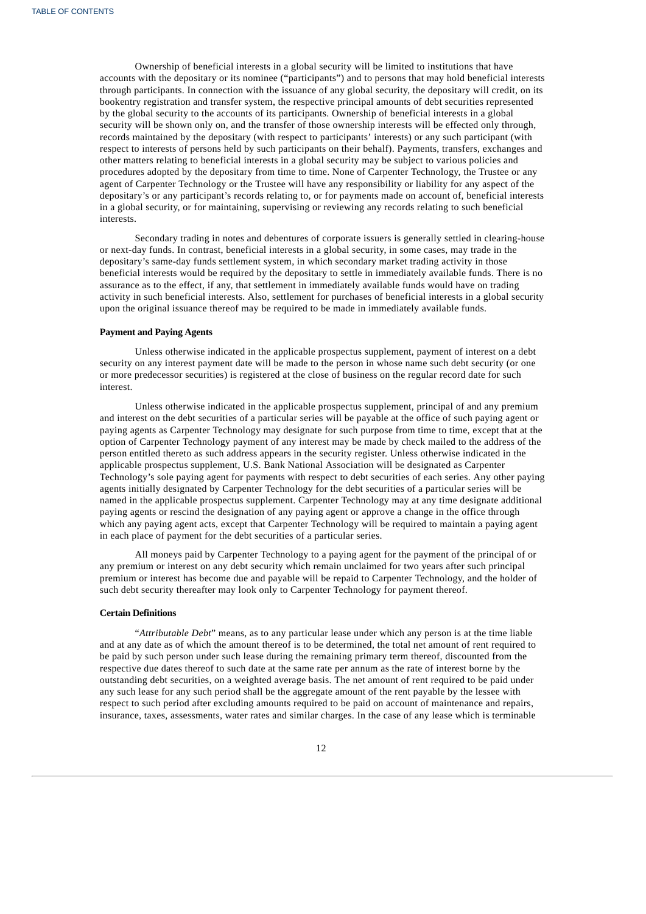Ownership of beneficial interests in a global security will be limited to institutions that have accounts with the depositary or its nominee ("participants") and to persons that may hold beneficial interests through participants. In connection with the issuance of any global security, the depositary will credit, on its bookentry registration and transfer system, the respective principal amounts of debt securities represented by the global security to the accounts of its participants. Ownership of beneficial interests in a global security will be shown only on, and the transfer of those ownership interests will be effected only through, records maintained by the depositary (with respect to participants' interests) or any such participant (with respect to interests of persons held by such participants on their behalf). Payments, transfers, exchanges and other matters relating to beneficial interests in a global security may be subject to various policies and procedures adopted by the depositary from time to time. None of Carpenter Technology, the Trustee or any agent of Carpenter Technology or the Trustee will have any responsibility or liability for any aspect of the depositary's or any participant's records relating to, or for payments made on account of, beneficial interests in a global security, or for maintaining, supervising or reviewing any records relating to such beneficial interests.

Secondary trading in notes and debentures of corporate issuers is generally settled in clearing-house or next-day funds. In contrast, beneficial interests in a global security, in some cases, may trade in the depositary's same-day funds settlement system, in which secondary market trading activity in those beneficial interests would be required by the depositary to settle in immediately available funds. There is no assurance as to the effect, if any, that settlement in immediately available funds would have on trading activity in such beneficial interests. Also, settlement for purchases of beneficial interests in a global security upon the original issuance thereof may be required to be made in immediately available funds.

**Payment and Paying Agents**

Unless otherwise indicated in the applicable prospectus supplement, payment of interest on a debt security on any interest payment date will be made to the person in whose name such debt security (or one or more predecessor securities) is registered at the close of business on the regular record date for such interest.

Unless otherwise indicated in the applicable prospectus supplement, principal of and any premium and interest on the debt securities of a particular series will be payable at the office of such paying agent or paying agents as Carpenter Technology may designate for such purpose from time to time, except that at the option of Carpenter Technology payment of any interest may be made by check mailed to the address of the person entitled thereto as such address appears in the security register. Unless otherwise indicated in the applicable prospectus supplement, U.S. Bank National Association will be designated as Carpenter Technology's sole paying agent for payments with respect to debt securities of each series. Any other paying agents initially designated by Carpenter Technology for the debt securities of a particular series will be named in the applicable prospectus supplement. Carpenter Technology may at any time designate additional paying agents or rescind the designation of any paying agent or approve a change in the office through which any paying agent acts, except that Carpenter Technology will be required to maintain a paying agent in each place of payment for the debt securities of a particular series.

All moneys paid by Carpenter Technology to a paying agent for the payment of the principal of or any premium or interest on any debt security which remain unclaimed for two years after such principal premium or interest has become due and payable will be repaid to Carpenter Technology, and the holder of such debt security thereafter may look only to Carpenter Technology for payment thereof.

**Certain Definitions**

"*Attributable Debt*" means, as to any particular lease under which any person is at the time liable and at any date as of which the amount thereof is to be determined, the total net amount of rent required to be paid by such person under such lease during the remaining primary term thereof, discounted from the respective due dates thereof to such date at the same rate per annum as the rate of interest borne by the outstanding debt securities, on a weighted average basis. The net amount of rent required to be paid under any such lease for any such period shall be the aggregate amount of the rent payable by the lessee with respect to such period after excluding amounts required to be paid on account of maintenance and repairs, insurance, taxes, assessments, water rates and similar charges. In the case of any lease which is terminable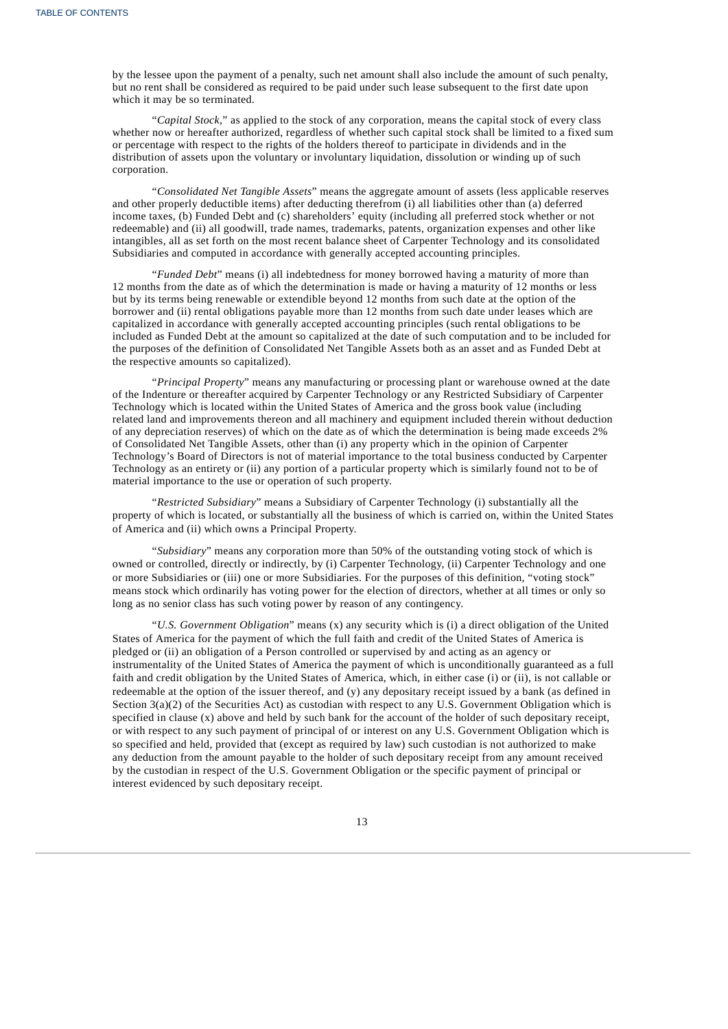by the lessee upon the payment of a penalty, such net amount shall also include the amount of such penalty, but no rent shall be considered as required to be paid under such lease subsequent to the first date upon which it may be so terminated.

"*Capital Stock*," as applied to the stock of any corporation, means the capital stock of every class whether now or hereafter authorized, regardless of whether such capital stock shall be limited to a fixed sum or percentage with respect to the rights of the holders thereof to participate in dividends and in the distribution of assets upon the voluntary or involuntary liquidation, dissolution or winding up of such corporation.

"*Consolidated Net Tangible Assets*" means the aggregate amount of assets (less applicable reserves and other properly deductible items) after deducting therefrom (i) all liabilities other than (a) deferred income taxes, (b) Funded Debt and (c) shareholders' equity (including all preferred stock whether or not redeemable) and (ii) all goodwill, trade names, trademarks, patents, organization expenses and other like intangibles, all as set forth on the most recent balance sheet of Carpenter Technology and its consolidated Subsidiaries and computed in accordance with generally accepted accounting principles.

"*Funded Debt*" means (i) all indebtedness for money borrowed having a maturity of more than 12 months from the date as of which the determination is made or having a maturity of 12 months or less but by its terms being renewable or extendible beyond 12 months from such date at the option of the borrower and (ii) rental obligations payable more than 12 months from such date under leases which are capitalized in accordance with generally accepted accounting principles (such rental obligations to be included as Funded Debt at the amount so capitalized at the date of such computation and to be included for the purposes of the definition of Consolidated Net Tangible Assets both as an asset and as Funded Debt at the respective amounts so capitalized).

"*Principal Property*" means any manufacturing or processing plant or warehouse owned at the date of the Indenture or thereafter acquired by Carpenter Technology or any Restricted Subsidiary of Carpenter Technology which is located within the United States of America and the gross book value (including related land and improvements thereon and all machinery and equipment included therein without deduction of any depreciation reserves) of which on the date as of which the determination is being made exceeds 2% of Consolidated Net Tangible Assets, other than (i) any property which in the opinion of Carpenter Technology's Board of Directors is not of material importance to the total business conducted by Carpenter Technology as an entirety or (ii) any portion of a particular property which is similarly found not to be of material importance to the use or operation of such property.

"*Restricted Subsidiary*" means a Subsidiary of Carpenter Technology (i) substantially all the property of which is located, or substantially all the business of which is carried on, within the United States of America and (ii) which owns a Principal Property.

"*Subsidiary*" means any corporation more than 50% of the outstanding voting stock of which is owned or controlled, directly or indirectly, by (i) Carpenter Technology, (ii) Carpenter Technology and one or more Subsidiaries or (iii) one or more Subsidiaries. For the purposes of this definition, "voting stock" means stock which ordinarily has voting power for the election of directors, whether at all times or only so long as no senior class has such voting power by reason of any contingency.

"*U.S. Government Obligation*" means (x) any security which is (i) a direct obligation of the United States of America for the payment of which the full faith and credit of the United States of America is pledged or (ii) an obligation of a Person controlled or supervised by and acting as an agency or instrumentality of the United States of America the payment of which is unconditionally guaranteed as a full faith and credit obligation by the United States of America, which, in either case (i) or (ii), is not callable or redeemable at the option of the issuer thereof, and (y) any depositary receipt issued by a bank (as defined in Section 3(a)(2) of the Securities Act) as custodian with respect to any U.S. Government Obligation which is specified in clause (x) above and held by such bank for the account of the holder of such depositary receipt, or with respect to any such payment of principal of or interest on any U.S. Government Obligation which is so specified and held, provided that (except as required by law) such custodian is not authorized to make any deduction from the amount payable to the holder of such depositary receipt from any amount received by the custodian in respect of the U.S. Government Obligation or the specific payment of principal or interest evidenced by such depositary receipt.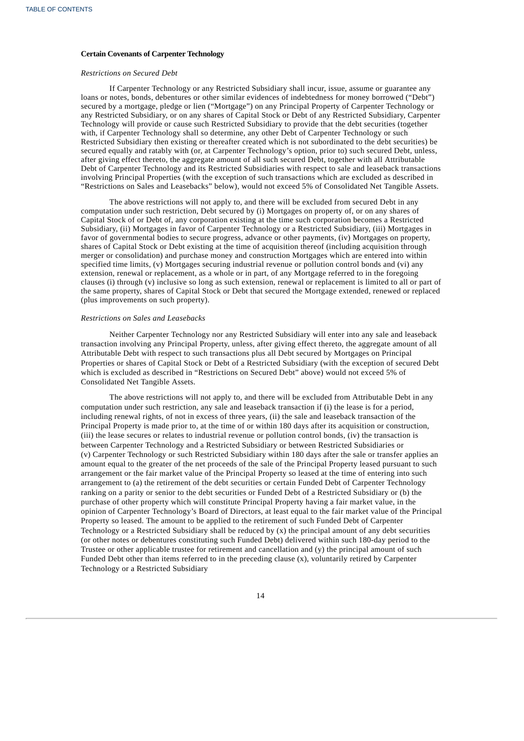### Certain Covenants of Carpenter Technology

*Restrictions on Secured Debt*

If Carpenter Technology or any Restricted Subsidiary shall incur, issue, assume or guarantee any loans or notes, bonds, debentures or other similar evidences of indebtedness for money borrowed ("Debt") secured by a mortgage, pledge or lien ("Mortgage") on any Principal Property of Carpenter Technology or any Restricted Subsidiary, or on any shares of Capital Stock or Debt of any Restricted Subsidiary, Carpenter Technology will provide or cause such Restricted Subsidiary to provide that the debt securities (together with, if Carpenter Technology shall so determine, any other Debt of Carpenter Technology or such Restricted Subsidiary then existing or thereafter created which is not subordinated to the debt securities) be secured equally and ratably with (or, at Carpenter Technology's option, prior to) such secured Debt, unless, after giving effect thereto, the aggregate amount of all such secured Debt, together with all Attributable Debt of Carpenter Technology and its Restricted Subsidiaries with respect to sale and leaseback transactions involving Principal Properties (with the exception of such transactions which are excluded as described in "Restrictions on Sales and Leasebacks" below), would not exceed 5% of Consolidated Net Tangible Assets.

The above restrictions will not apply to, and there will be excluded from secured Debt in any computation under such restriction, Debt secured by (i) Mortgages on property of, or on any shares of Capital Stock of or Debt of, any corporation existing at the time such corporation becomes a Restricted Subsidiary, (ii) Mortgages in favor of Carpenter Technology or a Restricted Subsidiary, (iii) Mortgages in favor of governmental bodies to secure progress, advance or other payments, (iv) Mortgages on property, shares of Capital Stock or Debt existing at the time of acquisition thereof (including acquisition through merger or consolidation) and purchase money and construction Mortgages which are entered into within specified time limits, (v) Mortgages securing industrial revenue or pollution control bonds and (vi) any extension, renewal or replacement, as a whole or in part, of any Mortgage referred to in the foregoing clauses (i) through (v) inclusive so long as such extension, renewal or replacement is limited to all or part of the same property, shares of Capital Stock or Debt that secured the Mortgage extended, renewed or replaced (plus improvements on such property).

*Restrictions on Sales and Leasebacks*

Neither Carpenter Technology nor any Restricted Subsidiary will enter into any sale and leaseback transaction involving any Principal Property, unless, after giving effect thereto, the aggregate amount of all Attributable Debt with respect to such transactions plus all Debt secured by Mortgages on Principal Properties or shares of Capital Stock or Debt of a Restricted Subsidiary (with the exception of secured Debt which is excluded as described in "Restrictions on Secured Debt" above) would not exceed 5% of Consolidated Net Tangible Assets.

The above restrictions will not apply to, and there will be excluded from Attributable Debt in any computation under such restriction, any sale and leaseback transaction if (i) the lease is for a period, including renewal rights, of not in excess of three years, (ii) the sale and leaseback transaction of the Principal Property is made prior to, at the time of or within 180 days after its acquisition or construction, (iii) the lease secures or relates to industrial revenue or pollution control bonds, (iv) the transaction is between Carpenter Technology and a Restricted Subsidiary or between Restricted Subsidiaries or (v) Carpenter Technology or such Restricted Subsidiary within 180 days after the sale or transfer applies an amount equal to the greater of the net proceeds of the sale of the Principal Property leased pursuant to such arrangement or the fair market value of the Principal Property so leased at the time of entering into such arrangement to (a) the retirement of the debt securities or certain Funded Debt of Carpenter Technology ranking on a parity or senior to the debt securities or Funded Debt of a Restricted Subsidiary or (b) the purchase of other property which will constitute Principal Property having a fair market value, in the opinion of Carpenter Technology's Board of Directors, at least equal to the fair market value of the Principal Property so leased. The amount to be applied to the retirement of such Funded Debt of Carpenter Technology or a Restricted Subsidiary shall be reduced by (x) the principal amount of any debt securities (or other notes or debentures constituting such Funded Debt) delivered within such 180-day period to the Trustee or other applicable trustee for retirement and cancellation and (y) the principal amount of such Funded Debt other than items referred to in the preceding clause (x), voluntarily retired by Carpenter Technology or a Restricted Subsidiary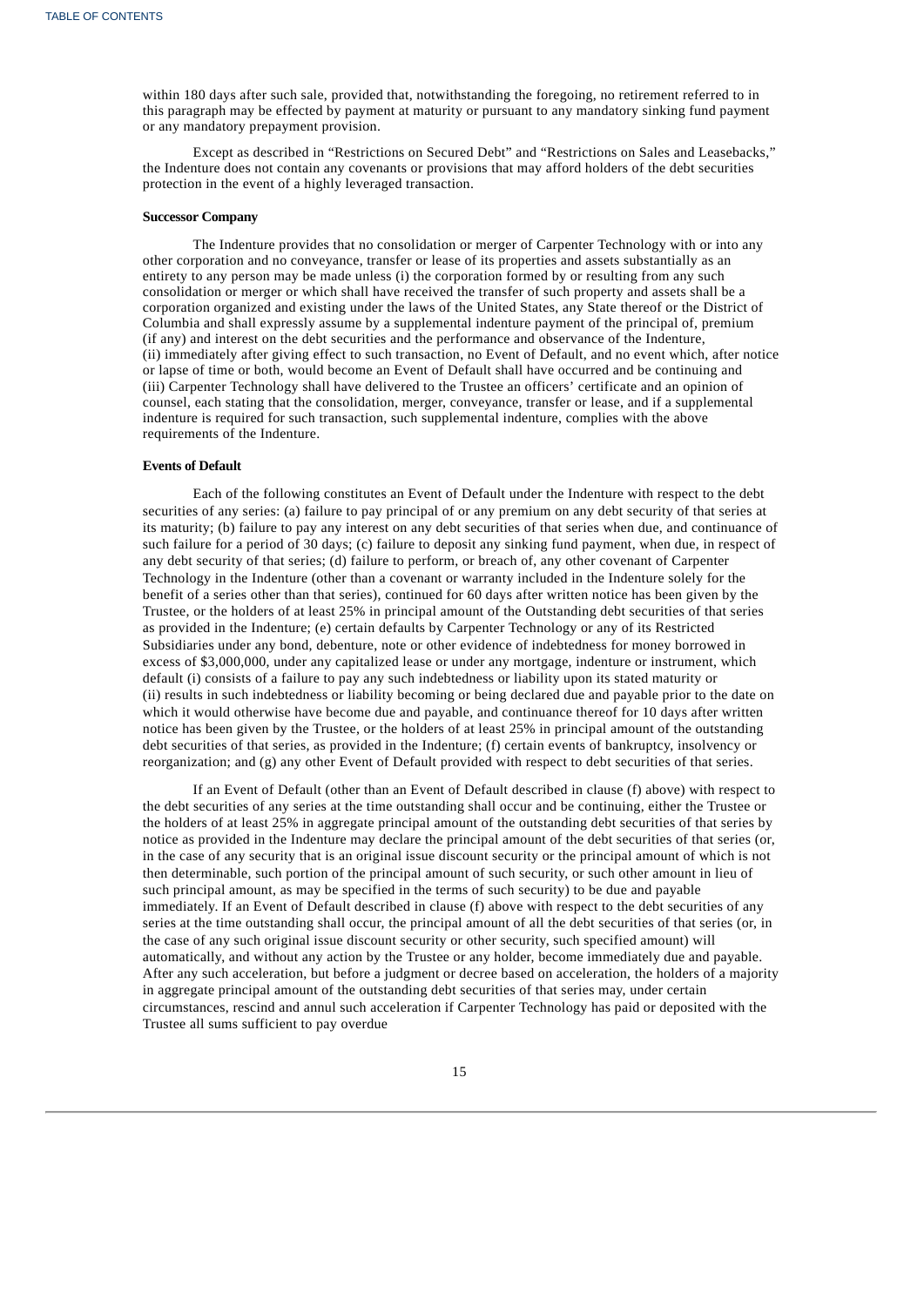within 180 days after such sale, provided that, notwithstanding the foregoing, no retirement referred to in this paragraph may be effected by payment at maturity or pursuant to any mandatory sinking fund payment or any mandatory prepayment provision.

Except as described in "Restrictions on Secured Debt" and "Restrictions on Sales and Leasebacks," the Indenture does not contain any covenants or provisions that may afford holders of the debt securities protection in the event of a highly leveraged transaction.

**Successor Company**

The Indenture provides that no consolidation or merger of Carpenter Technology with or into any other corporation and no conveyance, transfer or lease of its properties and assets substantially as an entirety to any person may be made unless (i) the corporation formed by or resulting from any such consolidation or merger or which shall have received the transfer of such property and assets shall be a corporation organized and existing under the laws of the United States, any State thereof or the District of Columbia and shall expressly assume by a supplemental indenture payment of the principal of, premium (if any) and interest on the debt securities and the performance and observance of the Indenture, (ii) immediately after giving effect to such transaction, no Event of Default, and no event which, after notice or lapse of time or both, would become an Event of Default shall have occurred and be continuing and (iii) Carpenter Technology shall have delivered to the Trustee an officers' certificate and an opinion of counsel, each stating that the consolidation, merger, conveyance, transfer or lease, and if a supplemental indenture is required for such transaction, such supplemental indenture, complies with the above requirements of the Indenture.

**Events of Default**

Each of the following constitutes an Event of Default under the Indenture with respect to the debt securities of any series: (a) failure to pay principal of or any premium on any debt security of that series at its maturity; (b) failure to pay any interest on any debt securities of that series when due, and continuance of such failure for a period of 30 days; (c) failure to deposit any sinking fund payment, when due, in respect of any debt security of that series; (d) failure to perform, or breach of, any other covenant of Carpenter Technology in the Indenture (other than a covenant or warranty included in the Indenture solely for the benefit of a series other than that series), continued for 60 days after written notice has been given by the Trustee, or the holders of at least 25% in principal amount of the Outstanding debt securities of that series as provided in the Indenture; (e) certain defaults by Carpenter Technology or any of its Restricted Subsidiaries under any bond, debenture, note or other evidence of indebtedness for money borrowed in excess of $3,000,000, under any capitalized lease or under any mortgage, indenture or instrument, which default (i) consists of a failure to pay any such indebtedness or liability upon its stated maturity or (ii) results in such indebtedness or liability becoming or being declared due and payable prior to the date on which it would otherwise have become due and payable, and continuance thereof for 10 days after written notice has been given by the Trustee, or the holders of at least 25% in principal amount of the outstanding debt securities of that series, as provided in the Indenture; (f) certain events of bankruptcy, insolvency or reorganization; and (g) any other Event of Default provided with respect to debt securities of that series.

If an Event of Default (other than an Event of Default described in clause (f) above) with respect to the debt securities of any series at the time outstanding shall occur and be continuing, either the Trustee or the holders of at least 25% in aggregate principal amount of the outstanding debt securities of that series by notice as provided in the Indenture may declare the principal amount of the debt securities of that series (or, in the case of any security that is an original issue discount security or the principal amount of which is not then determinable, such portion of the principal amount of such security, or such other amount in lieu of such principal amount, as may be specified in the terms of such security) to be due and payable immediately. If an Event of Default described in clause (f) above with respect to the debt securities of any series at the time outstanding shall occur, the principal amount of all the debt securities of that series (or, in the case of any such original issue discount security or other security, such specified amount) will automatically, and without any action by the Trustee or any holder, become immediately due and payable. After any such acceleration, but before a judgment or decree based on acceleration, the holders of a majority in aggregate principal amount of the outstanding debt securities of that series may, under certain circumstances, rescind and annul such acceleration if Carpenter Technology has paid or deposited with the Trustee all sums sufficient to pay overdue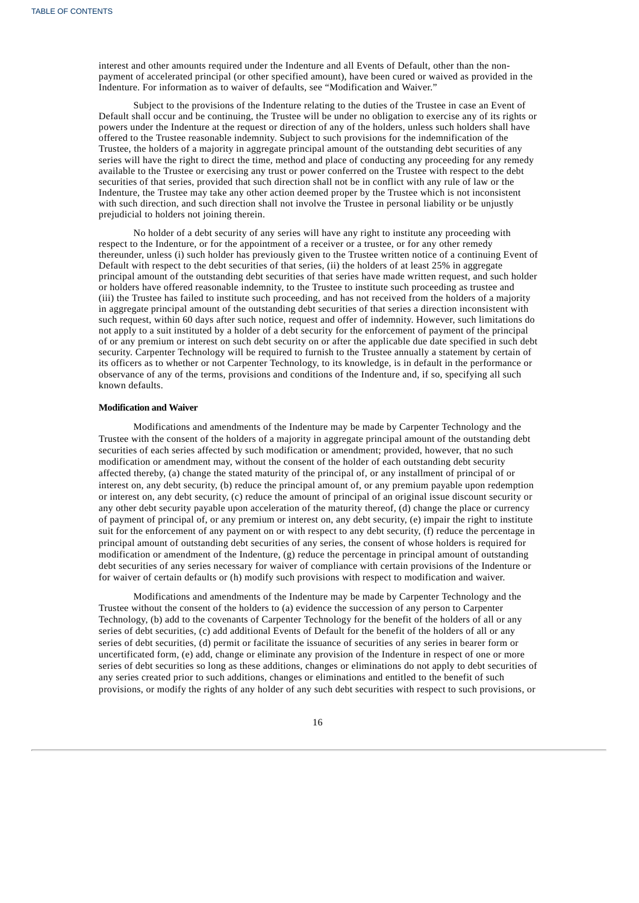interest and other amounts required under the Indenture and all Events of Default, other than the non-payment of accelerated principal (or other specified amount), have been cured or waived as provided in the Indenture. For information as to waiver of defaults, see "Modification and Waiver."

Subject to the provisions of the Indenture relating to the duties of the Trustee in case an Event of Default shall occur and be continuing, the Trustee will be under no obligation to exercise any of its rights or powers under the Indenture at the request or direction of any of the holders, unless such holders shall have offered to the Trustee reasonable indemnity. Subject to such provisions for the indemnification of the Trustee, the holders of a majority in aggregate principal amount of the outstanding debt securities of any series will have the right to direct the time, method and place of conducting any proceeding for any remedy available to the Trustee or exercising any trust or power conferred on the Trustee with respect to the debt securities of that series, provided that such direction shall not be in conflict with any rule of law or the Indenture, the Trustee may take any other action deemed proper by the Trustee which is not inconsistent with such direction, and such direction shall not involve the Trustee in personal liability or be unjustly prejudicial to holders not joining therein.

No holder of a debt security of any series will have any right to institute any proceeding with respect to the Indenture, or for the appointment of a receiver or a trustee, or for any other remedy thereunder, unless (i) such holder has previously given to the Trustee written notice of a continuing Event of Default with respect to the debt securities of that series, (ii) the holders of at least 25% in aggregate principal amount of the outstanding debt securities of that series have made written request, and such holder or holders have offered reasonable indemnity, to the Trustee to institute such proceeding as trustee and (iii) the Trustee has failed to institute such proceeding, and has not received from the holders of a majority in aggregate principal amount of the outstanding debt securities of that series a direction inconsistent with such request, within 60 days after such notice, request and offer of indemnity. However, such limitations do not apply to a suit instituted by a holder of a debt security for the enforcement of payment of the principal of or any premium or interest on such debt security on or after the applicable due date specified in such debt security. Carpenter Technology will be required to furnish to the Trustee annually a statement by certain of its officers as to whether or not Carpenter Technology, to its knowledge, is in default in the performance or observance of any of the terms, provisions and conditions of the Indenture and, if so, specifying all such known defaults.

**Modification and Waiver**

Modifications and amendments of the Indenture may be made by Carpenter Technology and the Trustee with the consent of the holders of a majority in aggregate principal amount of the outstanding debt securities of each series affected by such modification or amendment; provided, however, that no such modification or amendment may, without the consent of the holder of each outstanding debt security affected thereby, (a) change the stated maturity of the principal of, or any installment of principal of or interest on, any debt security, (b) reduce the principal amount of, or any premium payable upon redemption or interest on, any debt security, (c) reduce the amount of principal of an original issue discount security or any other debt security payable upon acceleration of the maturity thereof, (d) change the place or currency of payment of principal of, or any premium or interest on, any debt security, (e) impair the right to institute suit for the enforcement of any payment on or with respect to any debt security, (f) reduce the percentage in principal amount of outstanding debt securities of any series, the consent of whose holders is required for modification or amendment of the Indenture, (g) reduce the percentage in principal amount of outstanding debt securities of any series necessary for waiver of compliance with certain provisions of the Indenture or for waiver of certain defaults or (h) modify such provisions with respect to modification and waiver.

Modifications and amendments of the Indenture may be made by Carpenter Technology and the Trustee without the consent of the holders to (a) evidence the succession of any person to Carpenter Technology, (b) add to the covenants of Carpenter Technology for the benefit of the holders of all or any series of debt securities, (c) add additional Events of Default for the benefit of the holders of all or any series of debt securities, (d) permit or facilitate the issuance of securities of any series in bearer form or uncertificated form, (e) add, change or eliminate any provision of the Indenture in respect of one or more series of debt securities so long as these additions, changes or eliminations do not apply to debt securities of any series created prior to such additions, changes or eliminations and entitled to the benefit of such provisions, or modify the rights of any holder of any such debt securities with respect to such provisions, or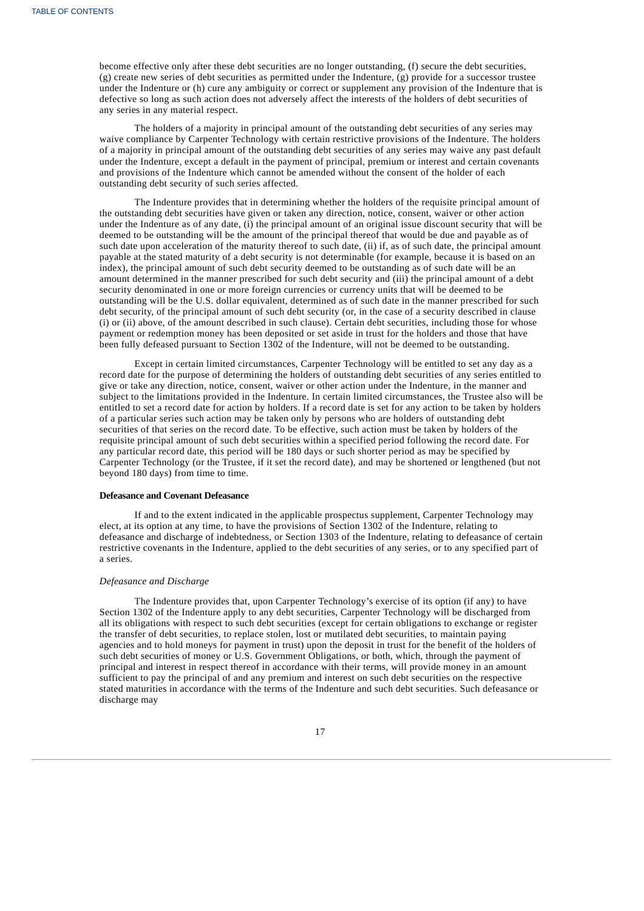become effective only after these debt securities are no longer outstanding, (f) secure the debt securities, (g) create new series of debt securities as permitted under the Indenture, (g) provide for a successor trustee under the Indenture or (h) cure any ambiguity or correct or supplement any provision of the Indenture that is defective so long as such action does not adversely affect the interests of the holders of debt securities of any series in any material respect.

The holders of a majority in principal amount of the outstanding debt securities of any series may waive compliance by Carpenter Technology with certain restrictive provisions of the Indenture. The holders of a majority in principal amount of the outstanding debt securities of any series may waive any past default under the Indenture, except a default in the payment of principal, premium or interest and certain covenants and provisions of the Indenture which cannot be amended without the consent of the holder of each outstanding debt security of such series affected.

The Indenture provides that in determining whether the holders of the requisite principal amount of the outstanding debt securities have given or taken any direction, notice, consent, waiver or other action under the Indenture as of any date, (i) the principal amount of an original issue discount security that will be deemed to be outstanding will be the amount of the principal thereof that would be due and payable as of such date upon acceleration of the maturity thereof to such date, (ii) if, as of such date, the principal amount payable at the stated maturity of a debt security is not determinable (for example, because it is based on an index), the principal amount of such debt security deemed to be outstanding as of such date will be an amount determined in the manner prescribed for such debt security and (iii) the principal amount of a debt security denominated in one or more foreign currencies or currency units that will be deemed to be outstanding will be the U.S. dollar equivalent, determined as of such date in the manner prescribed for such debt security, of the principal amount of such debt security (or, in the case of a security described in clause (i) or (ii) above, of the amount described in such clause). Certain debt securities, including those for whose payment or redemption money has been deposited or set aside in trust for the holders and those that have been fully defeased pursuant to Section 1302 of the Indenture, will not be deemed to be outstanding.

Except in certain limited circumstances, Carpenter Technology will be entitled to set any day as a record date for the purpose of determining the holders of outstanding debt securities of any series entitled to give or take any direction, notice, consent, waiver or other action under the Indenture, in the manner and subject to the limitations provided in the Indenture. In certain limited circumstances, the Trustee also will be entitled to set a record date for action by holders. If a record date is set for any action to be taken by holders of a particular series such action may be taken only by persons who are holders of outstanding debt securities of that series on the record date. To be effective, such action must be taken by holders of the requisite principal amount of such debt securities within a specified period following the record date. For any particular record date, this period will be 180 days or such shorter period as may be specified by Carpenter Technology (or the Trustee, if it set the record date), and may be shortened or lengthened (but not beyond 180 days) from time to time.

**Defeasance and Covenant Defeasance**

If and to the extent indicated in the applicable prospectus supplement, Carpenter Technology may elect, at its option at any time, to have the provisions of Section 1302 of the Indenture, relating to defeasance and discharge of indebtedness, or Section 1303 of the Indenture, relating to defeasance of certain restrictive covenants in the Indenture, applied to the debt securities of any series, or to any specified part of a series.

*Defeasance and Discharge*

The Indenture provides that, upon Carpenter Technology's exercise of its option (if any) to have Section 1302 of the Indenture apply to any debt securities, Carpenter Technology will be discharged from all its obligations with respect to such debt securities (except for certain obligations to exchange or register the transfer of debt securities, to replace stolen, lost or mutilated debt securities, to maintain paying agencies and to hold moneys for payment in trust) upon the deposit in trust for the benefit of the holders of such debt securities of money or U.S. Government Obligations, or both, which, through the payment of principal and interest in respect thereof in accordance with their terms, will provide money in an amount sufficient to pay the principal of and any premium and interest on such debt securities on the respective stated maturities in accordance with the terms of the Indenture and such debt securities. Such defeasance or discharge may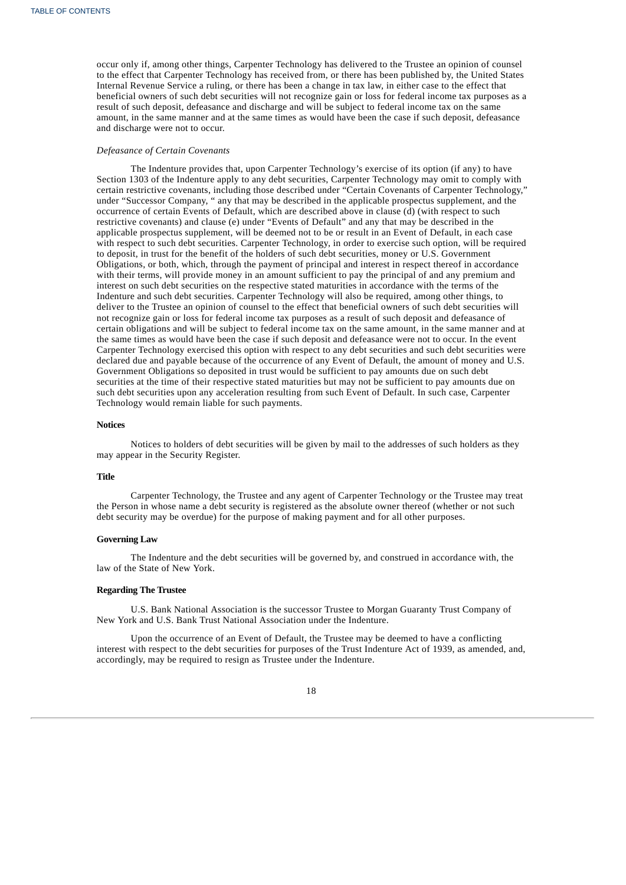occur only if, among other things, Carpenter Technology has delivered to the Trustee an opinion of counsel to the effect that Carpenter Technology has received from, or there has been published by, the United States Internal Revenue Service a ruling, or there has been a change in tax law, in either case to the effect that beneficial owners of such debt securities will not recognize gain or loss for federal income tax purposes as a result of such deposit, defeasance and discharge and will be subject to federal income tax on the same amount, in the same manner and at the same times as would have been the case if such deposit, defeasance and discharge were not to occur.

*Defeasance of Certain Covenants*

The Indenture provides that, upon Carpenter Technology's exercise of its option (if any) to have Section 1303 of the Indenture apply to any debt securities, Carpenter Technology may omit to comply with certain restrictive covenants, including those described under "Certain Covenants of Carpenter Technology," under "Successor Company, " any that may be described in the applicable prospectus supplement, and the occurrence of certain Events of Default, which are described above in clause (d) (with respect to such restrictive covenants) and clause (e) under "Events of Default" and any that may be described in the applicable prospectus supplement, will be deemed not to be or result in an Event of Default, in each case with respect to such debt securities. Carpenter Technology, in order to exercise such option, will be required to deposit, in trust for the benefit of the holders of such debt securities, money or U.S. Government Obligations, or both, which, through the payment of principal and interest in respect thereof in accordance with their terms, will provide money in an amount sufficient to pay the principal of and any premium and interest on such debt securities on the respective stated maturities in accordance with the terms of the Indenture and such debt securities. Carpenter Technology will also be required, among other things, to deliver to the Trustee an opinion of counsel to the effect that beneficial owners of such debt securities will not recognize gain or loss for federal income tax purposes as a result of such deposit and defeasance of certain obligations and will be subject to federal income tax on the same amount, in the same manner and at the same times as would have been the case if such deposit and defeasance were not to occur. In the event Carpenter Technology exercised this option with respect to any debt securities and such debt securities were declared due and payable because of the occurrence of any Event of Default, the amount of money and U.S. Government Obligations so deposited in trust would be sufficient to pay amounts due on such debt securities at the time of their respective stated maturities but may not be sufficient to pay amounts due on such debt securities upon any acceleration resulting from such Event of Default. In such case, Carpenter Technology would remain liable for such payments.

**Notices**

Notices to holders of debt securities will be given by mail to the addresses of such holders as they may appear in the Security Register.

**Title**

Carpenter Technology, the Trustee and any agent of Carpenter Technology or the Trustee may treat the Person in whose name a debt security is registered as the absolute owner thereof (whether or not such debt security may be overdue) for the purpose of making payment and for all other purposes.

**Governing Law**

The Indenture and the debt securities will be governed by, and construed in accordance with, the law of the State of New York.

**Regarding The Trustee**

U.S. Bank National Association is the successor Trustee to Morgan Guaranty Trust Company of New York and U.S. Bank Trust National Association under the Indenture.

Upon the occurrence of an Event of Default, the Trustee may be deemed to have a conflicting interest with respect to the debt securities for purposes of the Trust Indenture Act of 1939, as amended, and, accordingly, may be required to resign as Trustee under the Indenture.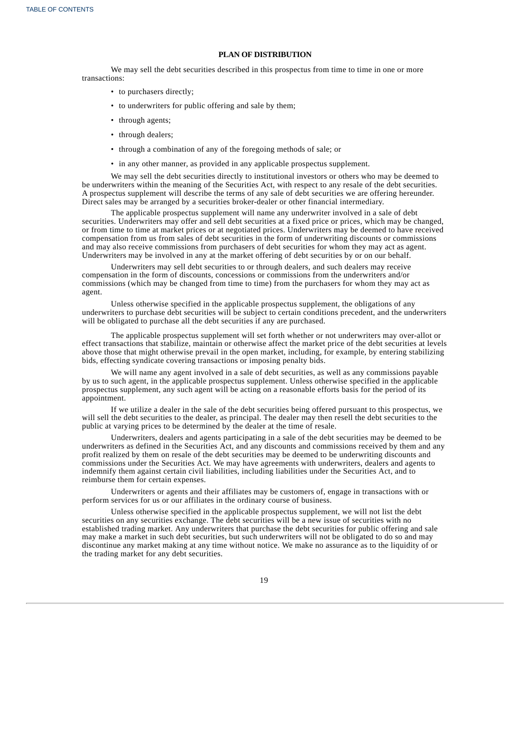## PLAN OF DISTRIBUTION

We may sell the debt securities described in this prospectus from time to time in one or more transactions:

- to purchasers directly;
- to underwriters for public offering and sale by them;
- through agents;
- through dealers;
- through a combination of any of the foregoing methods of sale; or
- in any other manner, as provided in any applicable prospectus supplement.

We may sell the debt securities directly to institutional investors or others who may be deemed to be underwriters within the meaning of the Securities Act, with respect to any resale of the debt securities. A prospectus supplement will describe the terms of any sale of debt securities we are offering hereunder. Direct sales may be arranged by a securities broker-dealer or other financial intermediary.

The applicable prospectus supplement will name any underwriter involved in a sale of debt securities. Underwriters may offer and sell debt securities at a fixed price or prices, which may be changed, or from time to time at market prices or at negotiated prices. Underwriters may be deemed to have received compensation from us from sales of debt securities in the form of underwriting discounts or commissions and may also receive commissions from purchasers of debt securities for whom they may act as agent. Underwriters may be involved in any at the market offering of debt securities by or on our behalf.

Underwriters may sell debt securities to or through dealers, and such dealers may receive compensation in the form of discounts, concessions or commissions from the underwriters and/or commissions (which may be changed from time to time) from the purchasers for whom they may act as agent.

Unless otherwise specified in the applicable prospectus supplement, the obligations of any underwriters to purchase debt securities will be subject to certain conditions precedent, and the underwriters will be obligated to purchase all the debt securities if any are purchased.

The applicable prospectus supplement will set forth whether or not underwriters may over-allot or effect transactions that stabilize, maintain or otherwise affect the market price of the debt securities at levels above those that might otherwise prevail in the open market, including, for example, by entering stabilizing bids, effecting syndicate covering transactions or imposing penalty bids.

We will name any agent involved in a sale of debt securities, as well as any commissions payable by us to such agent, in the applicable prospectus supplement. Unless otherwise specified in the applicable prospectus supplement, any such agent will be acting on a reasonable efforts basis for the period of its appointment.

If we utilize a dealer in the sale of the debt securities being offered pursuant to this prospectus, we will sell the debt securities to the dealer, as principal. The dealer may then resell the debt securities to the public at varying prices to be determined by the dealer at the time of resale.

Underwriters, dealers and agents participating in a sale of the debt securities may be deemed to be underwriters as defined in the Securities Act, and any discounts and commissions received by them and any profit realized by them on resale of the debt securities may be deemed to be underwriting discounts and commissions under the Securities Act. We may have agreements with underwriters, dealers and agents to indemnify them against certain civil liabilities, including liabilities under the Securities Act, and to reimburse them for certain expenses.

Underwriters or agents and their affiliates may be customers of, engage in transactions with or perform services for us or our affiliates in the ordinary course of business.

Unless otherwise specified in the applicable prospectus supplement, we will not list the debt securities on any securities exchange. The debt securities will be a new issue of securities with no established trading market. Any underwriters that purchase the debt securities for public offering and sale may make a market in such debt securities, but such underwriters will not be obligated to do so and may discontinue any market making at any time without notice. We make no assurance as to the liquidity of or the trading market for any debt securities.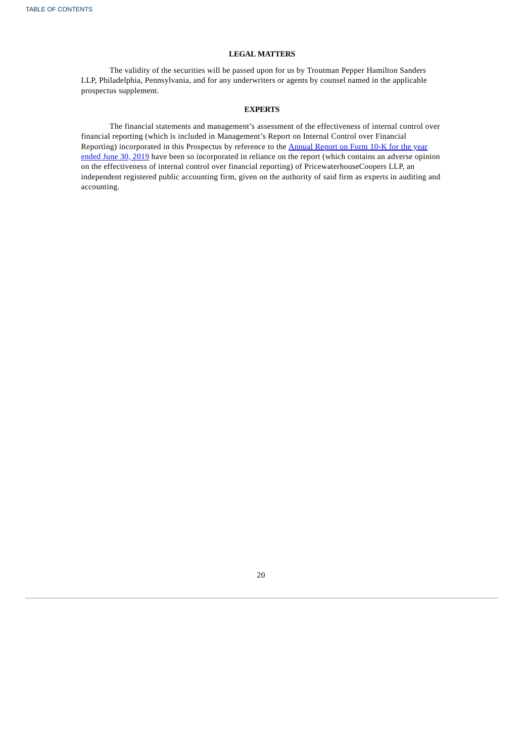## LEGAL MATTERS

The validity of the securities will be passed upon for us by Troutman Pepper Hamilton Sanders LLP, Philadelphia, Pennsylvania, and for any underwriters or agents by counsel named in the applicable prospectus supplement.

## EXPERTS

The financial statements and management's assessment of the effectiveness of internal control over financial reporting (which is included in Management's Report on Internal Control over Financial Reporting) incorporated in this Prospectus by reference to the Annual Report on Form 10-K for the year ended June 30, 2019 have been so incorporated in reliance on the report (which contains an adverse opinion on the effectiveness of internal control over financial reporting) of PricewaterhouseCoopers LLP, an independent registered public accounting firm, given on the authority of said firm as experts in auditing and accounting.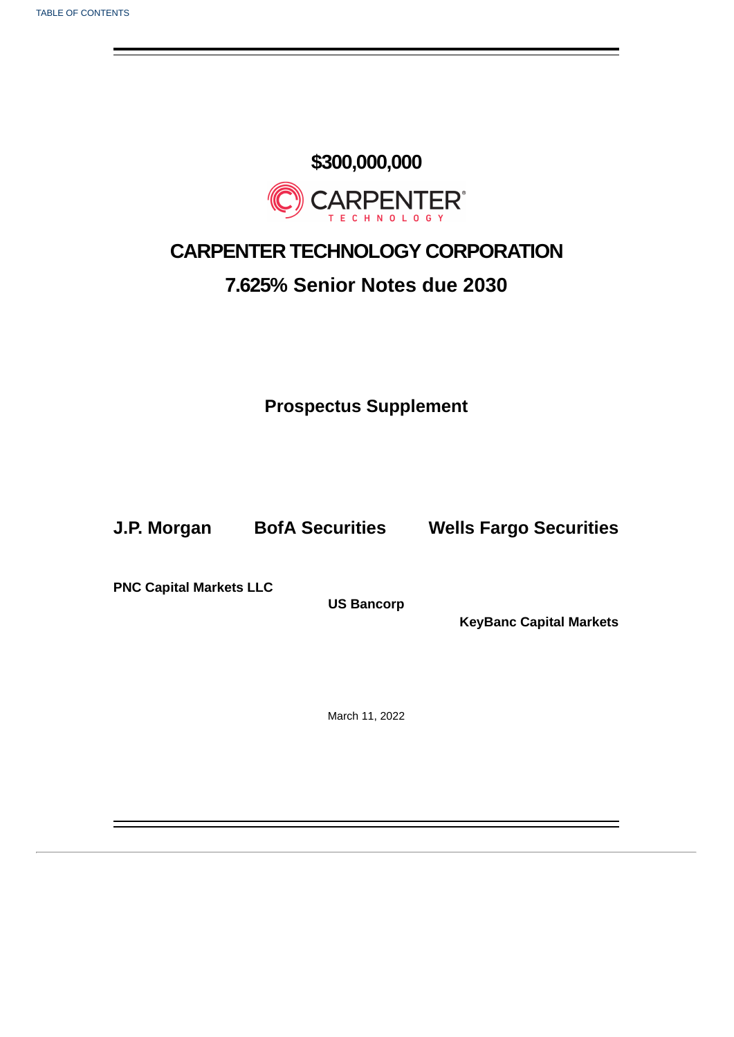**$300,000,000**

**CARPENTER TECHNOLOGY CORPORATION**

**7.625% Senior Notes due 2030**

**Prospectus Supplement**

**J.P. Morgan** **BofA Securities** **Wells Fargo Securities**

**PNC Capital Markets LLC**

**US Bancorp**

**KeyBanc Capital Markets**

March 11, 2022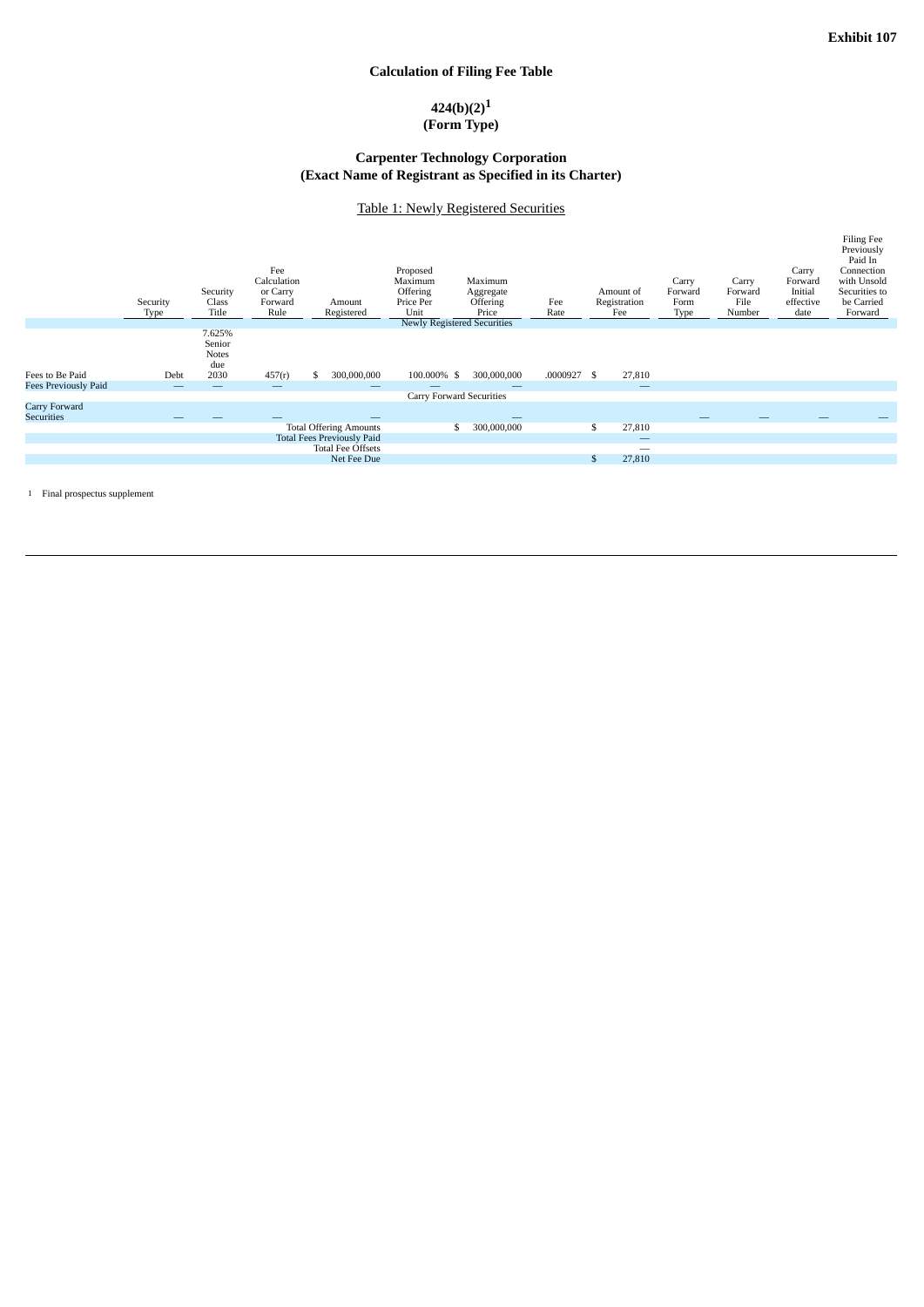**Exhibit 107**

## Calculation of Filing Fee Table

**424(b)(2)[1]**
**(Form Type)**

**Carpenter Technology Corporation**
**(Exact Name of Registrant as Specified in its Charter)**

Table 1: Newly Registered Securities

| | Security Type | Security Class Title | Fee Calculation or Carry Forward Rule | Amount Registered | Proposed Maximum Offering Price Per Unit | Maximum Aggregate Offering Price | Fee Rate | Amount of Registration Fee | Carry Forward Form Type | Carry Forward File Number | Carry Forward Initial effective date | Filing Fee Previously Paid In Connection with Unsold Securities to be Carried Forward |
|---|---|---|---|---|---|---|---|---|---|---|---|---|
| | | | | | Newly Registered Securities | | | | | | | |
| Fees to Be Paid | Debt | 7.625% Senior Notes due 2030 | 457(r) | $ 300,000,000 | 100.000% | $ 300,000,000 | .0000927 | $ 27,810 | | | | |
| Fees Previously Paid | — | — | — | — | — | — | | — | | | | |
| | | | | | Carry Forward Securities | | | | | | | |
| Carry Forward Securities | — | — | — | — | | — | | | — | — | — | — |
| | | | | Total Offering Amounts | | $ 300,000,000 | | $ 27,810 | | | | |
| | | | | Total Fees Previously Paid | | | | — | | | | |
| | | | | Total Fee Offsets | | | | — | | | | |
| | | | | Net Fee Due | | | | $ 27,810 | | | | |

1 Final prospectus supplement